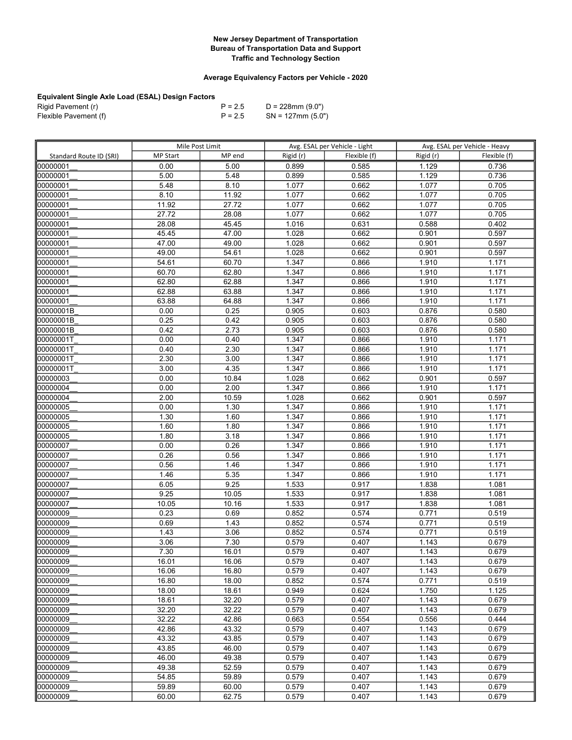**New Jersey Department of Transportation**
**Bureau of Transportation Data and Support**
**Traffic and Technology Section**

**Average Equivalency Factors per Vehicle - 2020**

**Equivalent Single Axle Load (ESAL) Design Factors**

| | | |
|---|---|---|
| Rigid Pavement (r) | P = 2.5 | D = 228mm (9.0") |
| Flexible Pavement (f) | P = 2.5 | SN = 127mm (5.0") |

| | Mile Post Limit | | Avg. ESAL per Vehicle - Light | | Avg. ESAL per Vehicle - Heavy | |
|---|---|---|---|---|---|---|
| Standard Route ID (SRI) | MP Start | MP end | Rigid (r) | Flexible (f) | Rigid (r) | Flexible (f) |
| 00000001__ | 0.00 | 5.00 | 0.899 | 0.585 | 1.129 | 0.736 |
| 00000001__ | 5.00 | 5.48 | 0.899 | 0.585 | 1.129 | 0.736 |
| 00000001__ | 5.48 | 8.10 | 1.077 | 0.662 | 1.077 | 0.705 |
| 00000001__ | 8.10 | 11.92 | 1.077 | 0.662 | 1.077 | 0.705 |
| 00000001__ | 11.92 | 27.72 | 1.077 | 0.662 | 1.077 | 0.705 |
| 00000001__ | 27.72 | 28.08 | 1.077 | 0.662 | 1.077 | 0.705 |
| 00000001__ | 28.08 | 45.45 | 1.016 | 0.631 | 0.588 | 0.402 |
| 00000001__ | 45.45 | 47.00 | 1.028 | 0.662 | 0.901 | 0.597 |
| 00000001__ | 47.00 | 49.00 | 1.028 | 0.662 | 0.901 | 0.597 |
| 00000001__ | 49.00 | 54.61 | 1.028 | 0.662 | 0.901 | 0.597 |
| 00000001__ | 54.61 | 60.70 | 1.347 | 0.866 | 1.910 | 1.171 |
| 00000001__ | 60.70 | 62.80 | 1.347 | 0.866 | 1.910 | 1.171 |
| 00000001__ | 62.80 | 62.88 | 1.347 | 0.866 | 1.910 | 1.171 |
| 00000001__ | 62.88 | 63.88 | 1.347 | 0.866 | 1.910 | 1.171 |
| 00000001__ | 63.88 | 64.88 | 1.347 | 0.866 | 1.910 | 1.171 |
| 00000001B_ | 0.00 | 0.25 | 0.905 | 0.603 | 0.876 | 0.580 |
| 00000001B_ | 0.25 | 0.42 | 0.905 | 0.603 | 0.876 | 0.580 |
| 00000001B_ | 0.42 | 2.73 | 0.905 | 0.603 | 0.876 | 0.580 |
| 00000001T_ | 0.00 | 0.40 | 1.347 | 0.866 | 1.910 | 1.171 |
| 00000001T_ | 0.40 | 2.30 | 1.347 | 0.866 | 1.910 | 1.171 |
| 00000001T_ | 2.30 | 3.00 | 1.347 | 0.866 | 1.910 | 1.171 |
| 00000001T_ | 3.00 | 4.35 | 1.347 | 0.866 | 1.910 | 1.171 |
| 00000003__ | 0.00 | 10.84 | 1.028 | 0.662 | 0.901 | 0.597 |
| 00000004__ | 0.00 | 2.00 | 1.347 | 0.866 | 1.910 | 1.171 |
| 00000004__ | 2.00 | 10.59 | 1.028 | 0.662 | 0.901 | 0.597 |
| 00000005__ | 0.00 | 1.30 | 1.347 | 0.866 | 1.910 | 1.171 |
| 00000005__ | 1.30 | 1.60 | 1.347 | 0.866 | 1.910 | 1.171 |
| 00000005__ | 1.60 | 1.80 | 1.347 | 0.866 | 1.910 | 1.171 |
| 00000005__ | 1.80 | 3.18 | 1.347 | 0.866 | 1.910 | 1.171 |
| 00000007__ | 0.00 | 0.26 | 1.347 | 0.866 | 1.910 | 1.171 |
| 00000007__ | 0.26 | 0.56 | 1.347 | 0.866 | 1.910 | 1.171 |
| 00000007__ | 0.56 | 1.46 | 1.347 | 0.866 | 1.910 | 1.171 |
| 00000007__ | 1.46 | 5.35 | 1.347 | 0.866 | 1.910 | 1.171 |
| 00000007__ | 6.05 | 9.25 | 1.533 | 0.917 | 1.838 | 1.081 |
| 00000007__ | 9.25 | 10.05 | 1.533 | 0.917 | 1.838 | 1.081 |
| 00000007__ | 10.05 | 10.16 | 1.533 | 0.917 | 1.838 | 1.081 |
| 00000009__ | 0.23 | 0.69 | 0.852 | 0.574 | 0.771 | 0.519 |
| 00000009__ | 0.69 | 1.43 | 0.852 | 0.574 | 0.771 | 0.519 |
| 00000009__ | 1.43 | 3.06 | 0.852 | 0.574 | 0.771 | 0.519 |
| 00000009__ | 3.06 | 7.30 | 0.579 | 0.407 | 1.143 | 0.679 |
| 00000009__ | 7.30 | 16.01 | 0.579 | 0.407 | 1.143 | 0.679 |
| 00000009__ | 16.01 | 16.06 | 0.579 | 0.407 | 1.143 | 0.679 |
| 00000009__ | 16.06 | 16.80 | 0.579 | 0.407 | 1.143 | 0.679 |
| 00000009__ | 16.80 | 18.00 | 0.852 | 0.574 | 0.771 | 0.519 |
| 00000009__ | 18.00 | 18.61 | 0.949 | 0.624 | 1.750 | 1.125 |
| 00000009__ | 18.61 | 32.20 | 0.579 | 0.407 | 1.143 | 0.679 |
| 00000009__ | 32.20 | 32.22 | 0.579 | 0.407 | 1.143 | 0.679 |
| 00000009__ | 32.22 | 42.86 | 0.663 | 0.554 | 0.556 | 0.444 |
| 00000009__ | 42.86 | 43.32 | 0.579 | 0.407 | 1.143 | 0.679 |
| 00000009__ | 43.32 | 43.85 | 0.579 | 0.407 | 1.143 | 0.679 |
| 00000009__ | 43.85 | 46.00 | 0.579 | 0.407 | 1.143 | 0.679 |
| 00000009__ | 46.00 | 49.38 | 0.579 | 0.407 | 1.143 | 0.679 |
| 00000009__ | 49.38 | 52.59 | 0.579 | 0.407 | 1.143 | 0.679 |
| 00000009__ | 54.85 | 59.89 | 0.579 | 0.407 | 1.143 | 0.679 |
| 00000009__ | 59.89 | 60.00 | 0.579 | 0.407 | 1.143 | 0.679 |
| 00000009__ | 60.00 | 62.75 | 0.579 | 0.407 | 1.143 | 0.679 |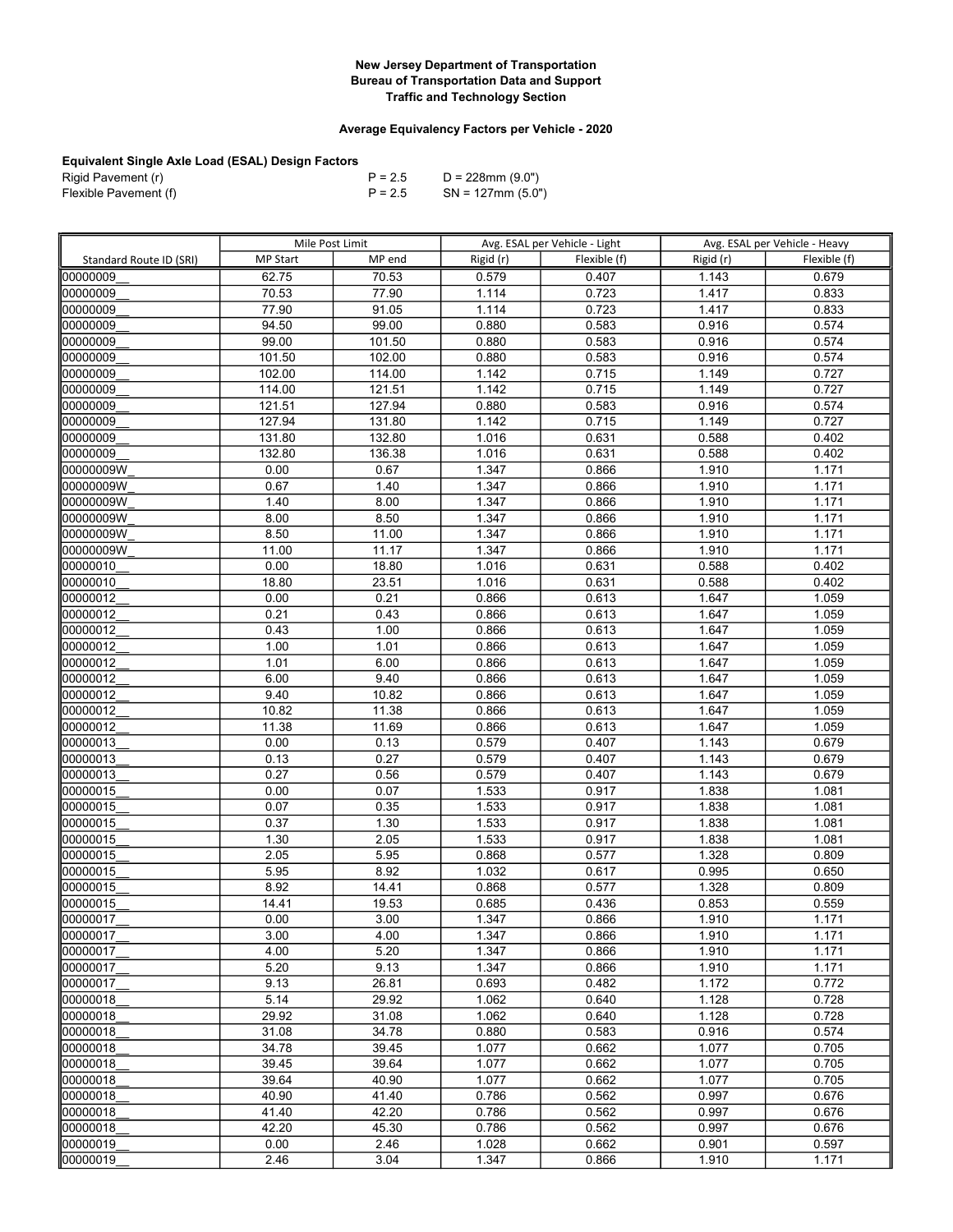**New Jersey Department of Transportation**
**Bureau of Transportation Data and Support**
**Traffic and Technology Section**

**Average Equivalency Factors per Vehicle - 2020**

**Equivalent Single Axle Load (ESAL) Design Factors**

| | | |
|---|---|---|
| Rigid Pavement (r) | P = 2.5 | D = 228mm (9.0") |
| Flexible Pavement (f) | P = 2.5 | SN = 127mm (5.0") |

| | Mile Post Limit | | Avg. ESAL per Vehicle - Light | | Avg. ESAL per Vehicle - Heavy | |
|---|---|---|---|---|---|---|
| Standard Route ID (SRI) | MP Start | MP end | Rigid (r) | Flexible (f) | Rigid (r) | Flexible (f) |
| 00000009__ | 62.75 | 70.53 | 0.579 | 0.407 | 1.143 | 0.679 |
| 00000009__ | 70.53 | 77.90 | 1.114 | 0.723 | 1.417 | 0.833 |
| 00000009__ | 77.90 | 91.05 | 1.114 | 0.723 | 1.417 | 0.833 |
| 00000009__ | 94.50 | 99.00 | 0.880 | 0.583 | 0.916 | 0.574 |
| 00000009__ | 99.00 | 101.50 | 0.880 | 0.583 | 0.916 | 0.574 |
| 00000009__ | 101.50 | 102.00 | 0.880 | 0.583 | 0.916 | 0.574 |
| 00000009__ | 102.00 | 114.00 | 1.142 | 0.715 | 1.149 | 0.727 |
| 00000009__ | 114.00 | 121.51 | 1.142 | 0.715 | 1.149 | 0.727 |
| 00000009__ | 121.51 | 127.94 | 0.880 | 0.583 | 0.916 | 0.574 |
| 00000009__ | 127.94 | 131.80 | 1.142 | 0.715 | 1.149 | 0.727 |
| 00000009__ | 131.80 | 132.80 | 1.016 | 0.631 | 0.588 | 0.402 |
| 00000009__ | 132.80 | 136.38 | 1.016 | 0.631 | 0.588 | 0.402 |
| 00000009W_ | 0.00 | 0.67 | 1.347 | 0.866 | 1.910 | 1.171 |
| 00000009W_ | 0.67 | 1.40 | 1.347 | 0.866 | 1.910 | 1.171 |
| 00000009W_ | 1.40 | 8.00 | 1.347 | 0.866 | 1.910 | 1.171 |
| 00000009W_ | 8.00 | 8.50 | 1.347 | 0.866 | 1.910 | 1.171 |
| 00000009W_ | 8.50 | 11.00 | 1.347 | 0.866 | 1.910 | 1.171 |
| 00000009W_ | 11.00 | 11.17 | 1.347 | 0.866 | 1.910 | 1.171 |
| 00000010__ | 0.00 | 18.80 | 1.016 | 0.631 | 0.588 | 0.402 |
| 00000010__ | 18.80 | 23.51 | 1.016 | 0.631 | 0.588 | 0.402 |
| 00000012__ | 0.00 | 0.21 | 0.866 | 0.613 | 1.647 | 1.059 |
| 00000012__ | 0.21 | 0.43 | 0.866 | 0.613 | 1.647 | 1.059 |
| 00000012__ | 0.43 | 1.00 | 0.866 | 0.613 | 1.647 | 1.059 |
| 00000012__ | 1.00 | 1.01 | 0.866 | 0.613 | 1.647 | 1.059 |
| 00000012__ | 1.01 | 6.00 | 0.866 | 0.613 | 1.647 | 1.059 |
| 00000012__ | 6.00 | 9.40 | 0.866 | 0.613 | 1.647 | 1.059 |
| 00000012__ | 9.40 | 10.82 | 0.866 | 0.613 | 1.647 | 1.059 |
| 00000012__ | 10.82 | 11.38 | 0.866 | 0.613 | 1.647 | 1.059 |
| 00000012__ | 11.38 | 11.69 | 0.866 | 0.613 | 1.647 | 1.059 |
| 00000013__ | 0.00 | 0.13 | 0.579 | 0.407 | 1.143 | 0.679 |
| 00000013__ | 0.13 | 0.27 | 0.579 | 0.407 | 1.143 | 0.679 |
| 00000013__ | 0.27 | 0.56 | 0.579 | 0.407 | 1.143 | 0.679 |
| 00000015__ | 0.00 | 0.07 | 1.533 | 0.917 | 1.838 | 1.081 |
| 00000015__ | 0.07 | 0.35 | 1.533 | 0.917 | 1.838 | 1.081 |
| 00000015__ | 0.37 | 1.30 | 1.533 | 0.917 | 1.838 | 1.081 |
| 00000015__ | 1.30 | 2.05 | 1.533 | 0.917 | 1.838 | 1.081 |
| 00000015__ | 2.05 | 5.95 | 0.868 | 0.577 | 1.328 | 0.809 |
| 00000015__ | 5.95 | 8.92 | 1.032 | 0.617 | 0.995 | 0.650 |
| 00000015__ | 8.92 | 14.41 | 0.868 | 0.577 | 1.328 | 0.809 |
| 00000015__ | 14.41 | 19.53 | 0.685 | 0.436 | 0.853 | 0.559 |
| 00000017__ | 0.00 | 3.00 | 1.347 | 0.866 | 1.910 | 1.171 |
| 00000017__ | 3.00 | 4.00 | 1.347 | 0.866 | 1.910 | 1.171 |
| 00000017__ | 4.00 | 5.20 | 1.347 | 0.866 | 1.910 | 1.171 |
| 00000017__ | 5.20 | 9.13 | 1.347 | 0.866 | 1.910 | 1.171 |
| 00000017__ | 9.13 | 26.81 | 0.693 | 0.482 | 1.172 | 0.772 |
| 00000018__ | 5.14 | 29.92 | 1.062 | 0.640 | 1.128 | 0.728 |
| 00000018__ | 29.92 | 31.08 | 1.062 | 0.640 | 1.128 | 0.728 |
| 00000018__ | 31.08 | 34.78 | 0.880 | 0.583 | 0.916 | 0.574 |
| 00000018__ | 34.78 | 39.45 | 1.077 | 0.662 | 1.077 | 0.705 |
| 00000018__ | 39.45 | 39.64 | 1.077 | 0.662 | 1.077 | 0.705 |
| 00000018__ | 39.64 | 40.90 | 1.077 | 0.662 | 1.077 | 0.705 |
| 00000018__ | 40.90 | 41.40 | 0.786 | 0.562 | 0.997 | 0.676 |
| 00000018__ | 41.40 | 42.20 | 0.786 | 0.562 | 0.997 | 0.676 |
| 00000018__ | 42.20 | 45.30 | 0.786 | 0.562 | 0.997 | 0.676 |
| 00000019__ | 0.00 | 2.46 | 1.028 | 0.662 | 0.901 | 0.597 |
| 00000019__ | 2.46 | 3.04 | 1.347 | 0.866 | 1.910 | 1.171 |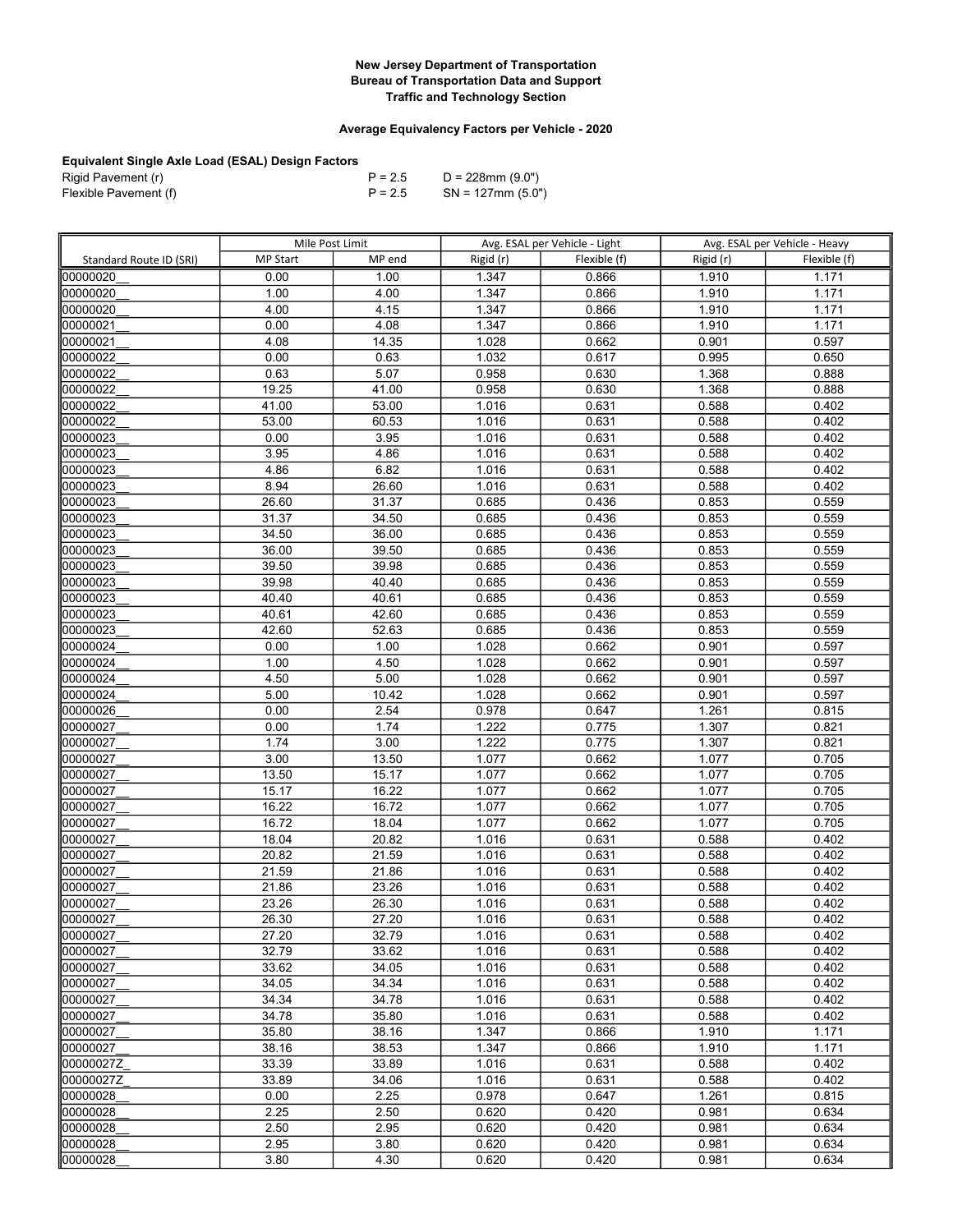**New Jersey Department of Transportation**
**Bureau of Transportation Data and Support**
**Traffic and Technology Section**

**Average Equivalency Factors per Vehicle - 2020**

**Equivalent Single Axle Load (ESAL) Design Factors**

| | | |
|---|---|---|
| Rigid Pavement (r) | P = 2.5 | D = 228mm (9.0") |
| Flexible Pavement (f) | P = 2.5 | SN = 127mm (5.0") |

| Standard Route ID (SRI) | Mile Post Limit | | Avg. ESAL per Vehicle - Light | | Avg. ESAL per Vehicle - Heavy | |
|---|---|---|---|---|---|---|
| | MP Start | MP end | Rigid (r) | Flexible (f) | Rigid (r) | Flexible (f) |
| 00000020__ | 0.00 | 1.00 | 1.347 | 0.866 | 1.910 | 1.171 |
| 00000020__ | 1.00 | 4.00 | 1.347 | 0.866 | 1.910 | 1.171 |
| 00000020__ | 4.00 | 4.15 | 1.347 | 0.866 | 1.910 | 1.171 |
| 00000021__ | 0.00 | 4.08 | 1.347 | 0.866 | 1.910 | 1.171 |
| 00000021__ | 4.08 | 14.35 | 1.028 | 0.662 | 0.901 | 0.597 |
| 00000022__ | 0.00 | 0.63 | 1.032 | 0.617 | 0.995 | 0.650 |
| 00000022__ | 0.63 | 5.07 | 0.958 | 0.630 | 1.368 | 0.888 |
| 00000022__ | 19.25 | 41.00 | 0.958 | 0.630 | 1.368 | 0.888 |
| 00000022__ | 41.00 | 53.00 | 1.016 | 0.631 | 0.588 | 0.402 |
| 00000022__ | 53.00 | 60.53 | 1.016 | 0.631 | 0.588 | 0.402 |
| 00000023__ | 0.00 | 3.95 | 1.016 | 0.631 | 0.588 | 0.402 |
| 00000023__ | 3.95 | 4.86 | 1.016 | 0.631 | 0.588 | 0.402 |
| 00000023__ | 4.86 | 6.82 | 1.016 | 0.631 | 0.588 | 0.402 |
| 00000023__ | 8.94 | 26.60 | 1.016 | 0.631 | 0.588 | 0.402 |
| 00000023__ | 26.60 | 31.37 | 0.685 | 0.436 | 0.853 | 0.559 |
| 00000023__ | 31.37 | 34.50 | 0.685 | 0.436 | 0.853 | 0.559 |
| 00000023__ | 34.50 | 36.00 | 0.685 | 0.436 | 0.853 | 0.559 |
| 00000023__ | 36.00 | 39.50 | 0.685 | 0.436 | 0.853 | 0.559 |
| 00000023__ | 39.50 | 39.98 | 0.685 | 0.436 | 0.853 | 0.559 |
| 00000023__ | 39.98 | 40.40 | 0.685 | 0.436 | 0.853 | 0.559 |
| 00000023__ | 40.40 | 40.61 | 0.685 | 0.436 | 0.853 | 0.559 |
| 00000023__ | 40.61 | 42.60 | 0.685 | 0.436 | 0.853 | 0.559 |
| 00000023__ | 42.60 | 52.63 | 0.685 | 0.436 | 0.853 | 0.559 |
| 00000024__ | 0.00 | 1.00 | 1.028 | 0.662 | 0.901 | 0.597 |
| 00000024__ | 1.00 | 4.50 | 1.028 | 0.662 | 0.901 | 0.597 |
| 00000024__ | 4.50 | 5.00 | 1.028 | 0.662 | 0.901 | 0.597 |
| 00000024__ | 5.00 | 10.42 | 1.028 | 0.662 | 0.901 | 0.597 |
| 00000026__ | 0.00 | 2.54 | 0.978 | 0.647 | 1.261 | 0.815 |
| 00000027__ | 0.00 | 1.74 | 1.222 | 0.775 | 1.307 | 0.821 |
| 00000027__ | 1.74 | 3.00 | 1.222 | 0.775 | 1.307 | 0.821 |
| 00000027__ | 3.00 | 13.50 | 1.077 | 0.662 | 1.077 | 0.705 |
| 00000027__ | 13.50 | 15.17 | 1.077 | 0.662 | 1.077 | 0.705 |
| 00000027__ | 15.17 | 16.22 | 1.077 | 0.662 | 1.077 | 0.705 |
| 00000027__ | 16.22 | 16.72 | 1.077 | 0.662 | 1.077 | 0.705 |
| 00000027__ | 16.72 | 18.04 | 1.077 | 0.662 | 1.077 | 0.705 |
| 00000027__ | 18.04 | 20.82 | 1.016 | 0.631 | 0.588 | 0.402 |
| 00000027__ | 20.82 | 21.59 | 1.016 | 0.631 | 0.588 | 0.402 |
| 00000027__ | 21.59 | 21.86 | 1.016 | 0.631 | 0.588 | 0.402 |
| 00000027__ | 21.86 | 23.26 | 1.016 | 0.631 | 0.588 | 0.402 |
| 00000027__ | 23.26 | 26.30 | 1.016 | 0.631 | 0.588 | 0.402 |
| 00000027__ | 26.30 | 27.20 | 1.016 | 0.631 | 0.588 | 0.402 |
| 00000027__ | 27.20 | 32.79 | 1.016 | 0.631 | 0.588 | 0.402 |
| 00000027__ | 32.79 | 33.62 | 1.016 | 0.631 | 0.588 | 0.402 |
| 00000027__ | 33.62 | 34.05 | 1.016 | 0.631 | 0.588 | 0.402 |
| 00000027__ | 34.05 | 34.34 | 1.016 | 0.631 | 0.588 | 0.402 |
| 00000027__ | 34.34 | 34.78 | 1.016 | 0.631 | 0.588 | 0.402 |
| 00000027__ | 34.78 | 35.80 | 1.016 | 0.631 | 0.588 | 0.402 |
| 00000027__ | 35.80 | 38.16 | 1.347 | 0.866 | 1.910 | 1.171 |
| 00000027__ | 38.16 | 38.53 | 1.347 | 0.866 | 1.910 | 1.171 |
| 00000027Z_ | 33.39 | 33.89 | 1.016 | 0.631 | 0.588 | 0.402 |
| 00000027Z_ | 33.89 | 34.06 | 1.016 | 0.631 | 0.588 | 0.402 |
| 00000028__ | 0.00 | 2.25 | 0.978 | 0.647 | 1.261 | 0.815 |
| 00000028__ | 2.25 | 2.50 | 0.620 | 0.420 | 0.981 | 0.634 |
| 00000028__ | 2.50 | 2.95 | 0.620 | 0.420 | 0.981 | 0.634 |
| 00000028__ | 2.95 | 3.80 | 0.620 | 0.420 | 0.981 | 0.634 |
| 00000028__ | 3.80 | 4.30 | 0.620 | 0.420 | 0.981 | 0.634 |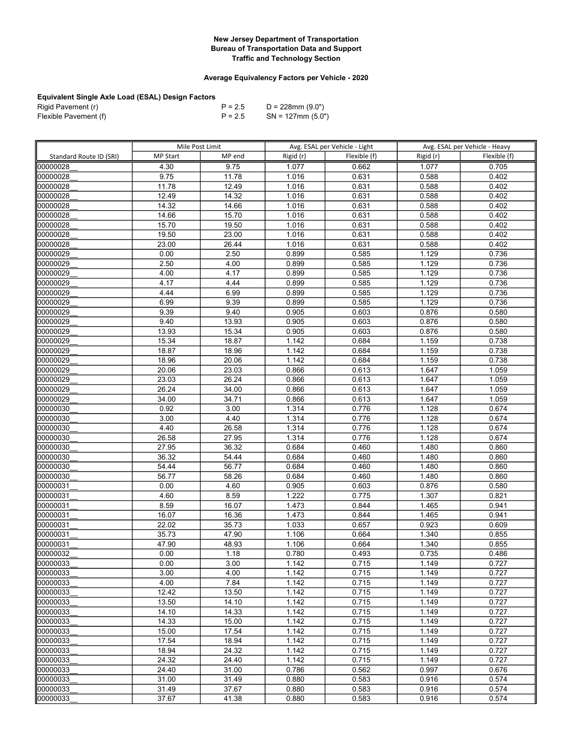**New Jersey Department of Transportation**
**Bureau of Transportation Data and Support**
**Traffic and Technology Section**

**Average Equivalency Factors per Vehicle - 2020**

**Equivalent Single Axle Load (ESAL) Design Factors**

| | | |
|---|---|---|
| Rigid Pavement (r) | P = 2.5 | D = 228mm (9.0") |
| Flexible Pavement (f) | P = 2.5 | SN = 127mm (5.0") |

| | Mile Post Limit | | Avg. ESAL per Vehicle - Light | | Avg. ESAL per Vehicle - Heavy | |
|---|---|---|---|---|---|---|
| Standard Route ID (SRI) | MP Start | MP end | Rigid (r) | Flexible (f) | Rigid (r) | Flexible (f) |
| 00000028__ | 4.30 | 9.75 | 1.077 | 0.662 | 1.077 | 0.705 |
| 00000028__ | 9.75 | 11.78 | 1.016 | 0.631 | 0.588 | 0.402 |
| 00000028__ | 11.78 | 12.49 | 1.016 | 0.631 | 0.588 | 0.402 |
| 00000028__ | 12.49 | 14.32 | 1.016 | 0.631 | 0.588 | 0.402 |
| 00000028__ | 14.32 | 14.66 | 1.016 | 0.631 | 0.588 | 0.402 |
| 00000028__ | 14.66 | 15.70 | 1.016 | 0.631 | 0.588 | 0.402 |
| 00000028__ | 15.70 | 19.50 | 1.016 | 0.631 | 0.588 | 0.402 |
| 00000028__ | 19.50 | 23.00 | 1.016 | 0.631 | 0.588 | 0.402 |
| 00000028__ | 23.00 | 26.44 | 1.016 | 0.631 | 0.588 | 0.402 |
| 00000029__ | 0.00 | 2.50 | 0.899 | 0.585 | 1.129 | 0.736 |
| 00000029__ | 2.50 | 4.00 | 0.899 | 0.585 | 1.129 | 0.736 |
| 00000029__ | 4.00 | 4.17 | 0.899 | 0.585 | 1.129 | 0.736 |
| 00000029__ | 4.17 | 4.44 | 0.899 | 0.585 | 1.129 | 0.736 |
| 00000029__ | 4.44 | 6.99 | 0.899 | 0.585 | 1.129 | 0.736 |
| 00000029__ | 6.99 | 9.39 | 0.899 | 0.585 | 1.129 | 0.736 |
| 00000029__ | 9.39 | 9.40 | 0.905 | 0.603 | 0.876 | 0.580 |
| 00000029__ | 9.40 | 13.93 | 0.905 | 0.603 | 0.876 | 0.580 |
| 00000029__ | 13.93 | 15.34 | 0.905 | 0.603 | 0.876 | 0.580 |
| 00000029__ | 15.34 | 18.87 | 1.142 | 0.684 | 1.159 | 0.738 |
| 00000029__ | 18.87 | 18.96 | 1.142 | 0.684 | 1.159 | 0.738 |
| 00000029__ | 18.96 | 20.06 | 1.142 | 0.684 | 1.159 | 0.738 |
| 00000029__ | 20.06 | 23.03 | 0.866 | 0.613 | 1.647 | 1.059 |
| 00000029__ | 23.03 | 26.24 | 0.866 | 0.613 | 1.647 | 1.059 |
| 00000029__ | 26.24 | 34.00 | 0.866 | 0.613 | 1.647 | 1.059 |
| 00000029__ | 34.00 | 34.71 | 0.866 | 0.613 | 1.647 | 1.059 |
| 00000030__ | 0.92 | 3.00 | 1.314 | 0.776 | 1.128 | 0.674 |
| 00000030__ | 3.00 | 4.40 | 1.314 | 0.776 | 1.128 | 0.674 |
| 00000030__ | 4.40 | 26.58 | 1.314 | 0.776 | 1.128 | 0.674 |
| 00000030__ | 26.58 | 27.95 | 1.314 | 0.776 | 1.128 | 0.674 |
| 00000030__ | 27.95 | 36.32 | 0.684 | 0.460 | 1.480 | 0.860 |
| 00000030__ | 36.32 | 54.44 | 0.684 | 0.460 | 1.480 | 0.860 |
| 00000030__ | 54.44 | 56.77 | 0.684 | 0.460 | 1.480 | 0.860 |
| 00000030__ | 56.77 | 58.26 | 0.684 | 0.460 | 1.480 | 0.860 |
| 00000031__ | 0.00 | 4.60 | 0.905 | 0.603 | 0.876 | 0.580 |
| 00000031__ | 4.60 | 8.59 | 1.222 | 0.775 | 1.307 | 0.821 |
| 00000031__ | 8.59 | 16.07 | 1.473 | 0.844 | 1.465 | 0.941 |
| 00000031__ | 16.07 | 16.36 | 1.473 | 0.844 | 1.465 | 0.941 |
| 00000031__ | 22.02 | 35.73 | 1.033 | 0.657 | 0.923 | 0.609 |
| 00000031__ | 35.73 | 47.90 | 1.106 | 0.664 | 1.340 | 0.855 |
| 00000031__ | 47.90 | 48.93 | 1.106 | 0.664 | 1.340 | 0.855 |
| 00000032__ | 0.00 | 1.18 | 0.780 | 0.493 | 0.735 | 0.486 |
| 00000033__ | 0.00 | 3.00 | 1.142 | 0.715 | 1.149 | 0.727 |
| 00000033__ | 3.00 | 4.00 | 1.142 | 0.715 | 1.149 | 0.727 |
| 00000033__ | 4.00 | 7.84 | 1.142 | 0.715 | 1.149 | 0.727 |
| 00000033__ | 12.42 | 13.50 | 1.142 | 0.715 | 1.149 | 0.727 |
| 00000033__ | 13.50 | 14.10 | 1.142 | 0.715 | 1.149 | 0.727 |
| 00000033__ | 14.10 | 14.33 | 1.142 | 0.715 | 1.149 | 0.727 |
| 00000033__ | 14.33 | 15.00 | 1.142 | 0.715 | 1.149 | 0.727 |
| 00000033__ | 15.00 | 17.54 | 1.142 | 0.715 | 1.149 | 0.727 |
| 00000033__ | 17.54 | 18.94 | 1.142 | 0.715 | 1.149 | 0.727 |
| 00000033__ | 18.94 | 24.32 | 1.142 | 0.715 | 1.149 | 0.727 |
| 00000033__ | 24.32 | 24.40 | 1.142 | 0.715 | 1.149 | 0.727 |
| 00000033__ | 24.40 | 31.00 | 0.786 | 0.562 | 0.997 | 0.676 |
| 00000033__ | 31.00 | 31.49 | 0.880 | 0.583 | 0.916 | 0.574 |
| 00000033__ | 31.49 | 37.67 | 0.880 | 0.583 | 0.916 | 0.574 |
| 00000033__ | 37.67 | 41.38 | 0.880 | 0.583 | 0.916 | 0.574 |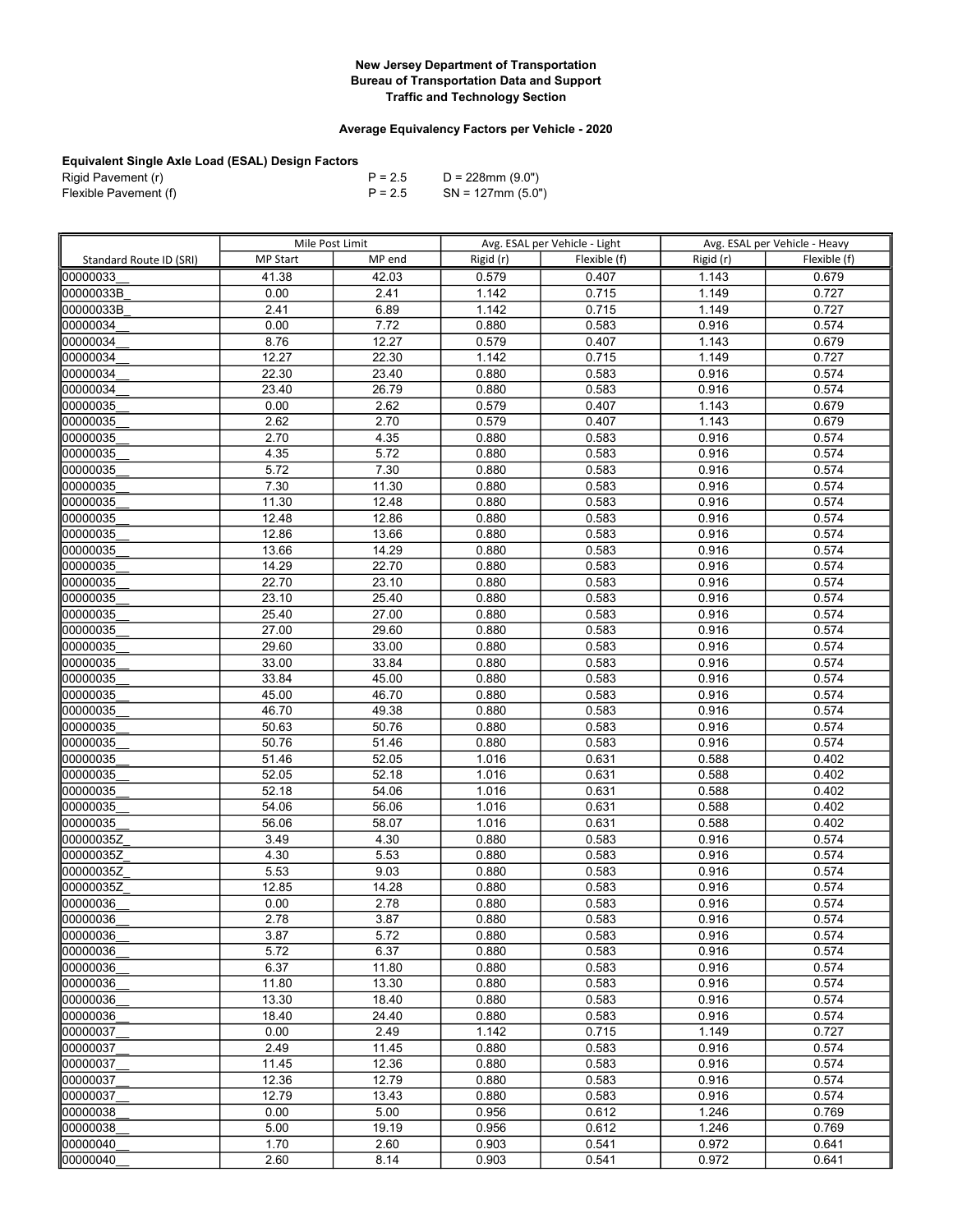**New Jersey Department of Transportation**
**Bureau of Transportation Data and Support**
**Traffic and Technology Section**

**Average Equivalency Factors per Vehicle - 2020**

**Equivalent Single Axle Load (ESAL) Design Factors**

| | | |
|---|---|---|
| Rigid Pavement (r) | P = 2.5 | D = 228mm (9.0") |
| Flexible Pavement (f) | P = 2.5 | SN = 127mm (5.0") |

| | Mile Post Limit | | Avg. ESAL per Vehicle - Light | | Avg. ESAL per Vehicle - Heavy | |
|---|---|---|---|---|---|---|
| Standard Route ID (SRI) | MP Start | MP end | Rigid (r) | Flexible (f) | Rigid (r) | Flexible (f) |
| 00000033__ | 41.38 | 42.03 | 0.579 | 0.407 | 1.143 | 0.679 |
| 00000033B_ | 0.00 | 2.41 | 1.142 | 0.715 | 1.149 | 0.727 |
| 00000033B_ | 2.41 | 6.89 | 1.142 | 0.715 | 1.149 | 0.727 |
| 00000034__ | 0.00 | 7.72 | 0.880 | 0.583 | 0.916 | 0.574 |
| 00000034__ | 8.76 | 12.27 | 0.579 | 0.407 | 1.143 | 0.679 |
| 00000034__ | 12.27 | 22.30 | 1.142 | 0.715 | 1.149 | 0.727 |
| 00000034__ | 22.30 | 23.40 | 0.880 | 0.583 | 0.916 | 0.574 |
| 00000034__ | 23.40 | 26.79 | 0.880 | 0.583 | 0.916 | 0.574 |
| 00000035__ | 0.00 | 2.62 | 0.579 | 0.407 | 1.143 | 0.679 |
| 00000035__ | 2.62 | 2.70 | 0.579 | 0.407 | 1.143 | 0.679 |
| 00000035__ | 2.70 | 4.35 | 0.880 | 0.583 | 0.916 | 0.574 |
| 00000035__ | 4.35 | 5.72 | 0.880 | 0.583 | 0.916 | 0.574 |
| 00000035__ | 5.72 | 7.30 | 0.880 | 0.583 | 0.916 | 0.574 |
| 00000035__ | 7.30 | 11.30 | 0.880 | 0.583 | 0.916 | 0.574 |
| 00000035__ | 11.30 | 12.48 | 0.880 | 0.583 | 0.916 | 0.574 |
| 00000035__ | 12.48 | 12.86 | 0.880 | 0.583 | 0.916 | 0.574 |
| 00000035__ | 12.86 | 13.66 | 0.880 | 0.583 | 0.916 | 0.574 |
| 00000035__ | 13.66 | 14.29 | 0.880 | 0.583 | 0.916 | 0.574 |
| 00000035__ | 14.29 | 22.70 | 0.880 | 0.583 | 0.916 | 0.574 |
| 00000035__ | 22.70 | 23.10 | 0.880 | 0.583 | 0.916 | 0.574 |
| 00000035__ | 23.10 | 25.40 | 0.880 | 0.583 | 0.916 | 0.574 |
| 00000035__ | 25.40 | 27.00 | 0.880 | 0.583 | 0.916 | 0.574 |
| 00000035__ | 27.00 | 29.60 | 0.880 | 0.583 | 0.916 | 0.574 |
| 00000035__ | 29.60 | 33.00 | 0.880 | 0.583 | 0.916 | 0.574 |
| 00000035__ | 33.00 | 33.84 | 0.880 | 0.583 | 0.916 | 0.574 |
| 00000035__ | 33.84 | 45.00 | 0.880 | 0.583 | 0.916 | 0.574 |
| 00000035__ | 45.00 | 46.70 | 0.880 | 0.583 | 0.916 | 0.574 |
| 00000035__ | 46.70 | 49.38 | 0.880 | 0.583 | 0.916 | 0.574 |
| 00000035__ | 50.63 | 50.76 | 0.880 | 0.583 | 0.916 | 0.574 |
| 00000035__ | 50.76 | 51.46 | 0.880 | 0.583 | 0.916 | 0.574 |
| 00000035__ | 51.46 | 52.05 | 1.016 | 0.631 | 0.588 | 0.402 |
| 00000035__ | 52.05 | 52.18 | 1.016 | 0.631 | 0.588 | 0.402 |
| 00000035__ | 52.18 | 54.06 | 1.016 | 0.631 | 0.588 | 0.402 |
| 00000035__ | 54.06 | 56.06 | 1.016 | 0.631 | 0.588 | 0.402 |
| 00000035__ | 56.06 | 58.07 | 1.016 | 0.631 | 0.588 | 0.402 |
| 00000035Z_ | 3.49 | 4.30 | 0.880 | 0.583 | 0.916 | 0.574 |
| 00000035Z_ | 4.30 | 5.53 | 0.880 | 0.583 | 0.916 | 0.574 |
| 00000035Z_ | 5.53 | 9.03 | 0.880 | 0.583 | 0.916 | 0.574 |
| 00000035Z_ | 12.85 | 14.28 | 0.880 | 0.583 | 0.916 | 0.574 |
| 00000036__ | 0.00 | 2.78 | 0.880 | 0.583 | 0.916 | 0.574 |
| 00000036__ | 2.78 | 3.87 | 0.880 | 0.583 | 0.916 | 0.574 |
| 00000036__ | 3.87 | 5.72 | 0.880 | 0.583 | 0.916 | 0.574 |
| 00000036__ | 5.72 | 6.37 | 0.880 | 0.583 | 0.916 | 0.574 |
| 00000036__ | 6.37 | 11.80 | 0.880 | 0.583 | 0.916 | 0.574 |
| 00000036__ | 11.80 | 13.30 | 0.880 | 0.583 | 0.916 | 0.574 |
| 00000036__ | 13.30 | 18.40 | 0.880 | 0.583 | 0.916 | 0.574 |
| 00000036__ | 18.40 | 24.40 | 0.880 | 0.583 | 0.916 | 0.574 |
| 00000037__ | 0.00 | 2.49 | 1.142 | 0.715 | 1.149 | 0.727 |
| 00000037__ | 2.49 | 11.45 | 0.880 | 0.583 | 0.916 | 0.574 |
| 00000037__ | 11.45 | 12.36 | 0.880 | 0.583 | 0.916 | 0.574 |
| 00000037__ | 12.36 | 12.79 | 0.880 | 0.583 | 0.916 | 0.574 |
| 00000037__ | 12.79 | 13.43 | 0.880 | 0.583 | 0.916 | 0.574 |
| 00000038__ | 0.00 | 5.00 | 0.956 | 0.612 | 1.246 | 0.769 |
| 00000038__ | 5.00 | 19.19 | 0.956 | 0.612 | 1.246 | 0.769 |
| 00000040__ | 1.70 | 2.60 | 0.903 | 0.541 | 0.972 | 0.641 |
| 00000040__ | 2.60 | 8.14 | 0.903 | 0.541 | 0.972 | 0.641 |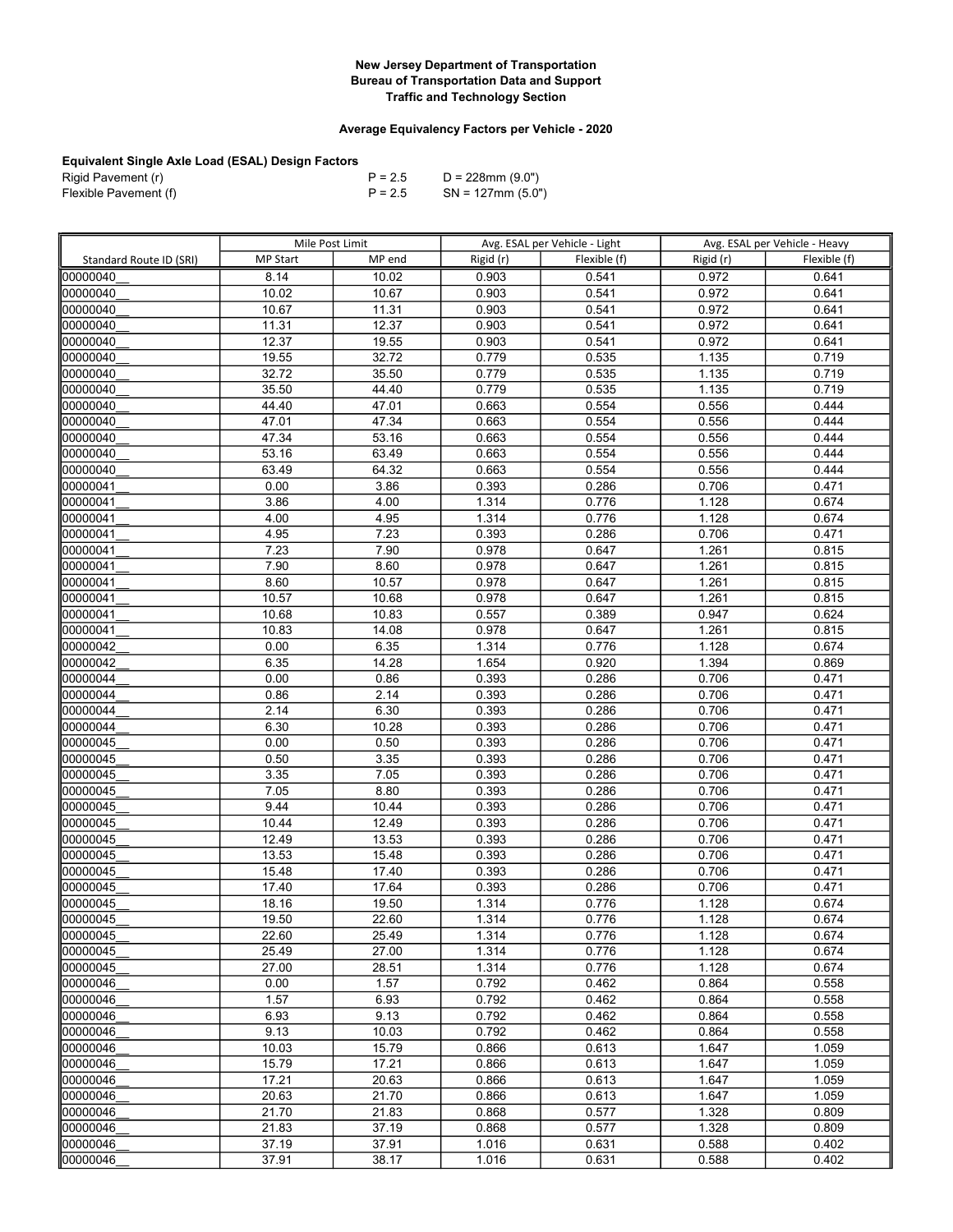**New Jersey Department of Transportation**
**Bureau of Transportation Data and Support**
**Traffic and Technology Section**

**Average Equivalency Factors per Vehicle - 2020**

**Equivalent Single Axle Load (ESAL) Design Factors**

| | | |
|---|---|---|
| Rigid Pavement (r) | P = 2.5 | D = 228mm (9.0") |
| Flexible Pavement (f) | P = 2.5 | SN = 127mm (5.0") |

| | Mile Post Limit | | Avg. ESAL per Vehicle - Light | | Avg. ESAL per Vehicle - Heavy | |
|---|---|---|---|---|---|---|
| Standard Route ID (SRI) | MP Start | MP end | Rigid (r) | Flexible (f) | Rigid (r) | Flexible (f) |
| 00000040__ | 8.14 | 10.02 | 0.903 | 0.541 | 0.972 | 0.641 |
| 00000040__ | 10.02 | 10.67 | 0.903 | 0.541 | 0.972 | 0.641 |
| 00000040__ | 10.67 | 11.31 | 0.903 | 0.541 | 0.972 | 0.641 |
| 00000040__ | 11.31 | 12.37 | 0.903 | 0.541 | 0.972 | 0.641 |
| 00000040__ | 12.37 | 19.55 | 0.903 | 0.541 | 0.972 | 0.641 |
| 00000040__ | 19.55 | 32.72 | 0.779 | 0.535 | 1.135 | 0.719 |
| 00000040__ | 32.72 | 35.50 | 0.779 | 0.535 | 1.135 | 0.719 |
| 00000040__ | 35.50 | 44.40 | 0.779 | 0.535 | 1.135 | 0.719 |
| 00000040__ | 44.40 | 47.01 | 0.663 | 0.554 | 0.556 | 0.444 |
| 00000040__ | 47.01 | 47.34 | 0.663 | 0.554 | 0.556 | 0.444 |
| 00000040__ | 47.34 | 53.16 | 0.663 | 0.554 | 0.556 | 0.444 |
| 00000040__ | 53.16 | 63.49 | 0.663 | 0.554 | 0.556 | 0.444 |
| 00000040__ | 63.49 | 64.32 | 0.663 | 0.554 | 0.556 | 0.444 |
| 00000041__ | 0.00 | 3.86 | 0.393 | 0.286 | 0.706 | 0.471 |
| 00000041__ | 3.86 | 4.00 | 1.314 | 0.776 | 1.128 | 0.674 |
| 00000041__ | 4.00 | 4.95 | 1.314 | 0.776 | 1.128 | 0.674 |
| 00000041__ | 4.95 | 7.23 | 0.393 | 0.286 | 0.706 | 0.471 |
| 00000041__ | 7.23 | 7.90 | 0.978 | 0.647 | 1.261 | 0.815 |
| 00000041__ | 7.90 | 8.60 | 0.978 | 0.647 | 1.261 | 0.815 |
| 00000041__ | 8.60 | 10.57 | 0.978 | 0.647 | 1.261 | 0.815 |
| 00000041__ | 10.57 | 10.68 | 0.978 | 0.647 | 1.261 | 0.815 |
| 00000041__ | 10.68 | 10.83 | 0.557 | 0.389 | 0.947 | 0.624 |
| 00000041__ | 10.83 | 14.08 | 0.978 | 0.647 | 1.261 | 0.815 |
| 00000042__ | 0.00 | 6.35 | 1.314 | 0.776 | 1.128 | 0.674 |
| 00000042__ | 6.35 | 14.28 | 1.654 | 0.920 | 1.394 | 0.869 |
| 00000044__ | 0.00 | 0.86 | 0.393 | 0.286 | 0.706 | 0.471 |
| 00000044__ | 0.86 | 2.14 | 0.393 | 0.286 | 0.706 | 0.471 |
| 00000044__ | 2.14 | 6.30 | 0.393 | 0.286 | 0.706 | 0.471 |
| 00000044__ | 6.30 | 10.28 | 0.393 | 0.286 | 0.706 | 0.471 |
| 00000045__ | 0.00 | 0.50 | 0.393 | 0.286 | 0.706 | 0.471 |
| 00000045__ | 0.50 | 3.35 | 0.393 | 0.286 | 0.706 | 0.471 |
| 00000045__ | 3.35 | 7.05 | 0.393 | 0.286 | 0.706 | 0.471 |
| 00000045__ | 7.05 | 8.80 | 0.393 | 0.286 | 0.706 | 0.471 |
| 00000045__ | 9.44 | 10.44 | 0.393 | 0.286 | 0.706 | 0.471 |
| 00000045__ | 10.44 | 12.49 | 0.393 | 0.286 | 0.706 | 0.471 |
| 00000045__ | 12.49 | 13.53 | 0.393 | 0.286 | 0.706 | 0.471 |
| 00000045__ | 13.53 | 15.48 | 0.393 | 0.286 | 0.706 | 0.471 |
| 00000045__ | 15.48 | 17.40 | 0.393 | 0.286 | 0.706 | 0.471 |
| 00000045__ | 17.40 | 17.64 | 0.393 | 0.286 | 0.706 | 0.471 |
| 00000045__ | 18.16 | 19.50 | 1.314 | 0.776 | 1.128 | 0.674 |
| 00000045__ | 19.50 | 22.60 | 1.314 | 0.776 | 1.128 | 0.674 |
| 00000045__ | 22.60 | 25.49 | 1.314 | 0.776 | 1.128 | 0.674 |
| 00000045__ | 25.49 | 27.00 | 1.314 | 0.776 | 1.128 | 0.674 |
| 00000045__ | 27.00 | 28.51 | 1.314 | 0.776 | 1.128 | 0.674 |
| 00000046__ | 0.00 | 1.57 | 0.792 | 0.462 | 0.864 | 0.558 |
| 00000046__ | 1.57 | 6.93 | 0.792 | 0.462 | 0.864 | 0.558 |
| 00000046__ | 6.93 | 9.13 | 0.792 | 0.462 | 0.864 | 0.558 |
| 00000046__ | 9.13 | 10.03 | 0.792 | 0.462 | 0.864 | 0.558 |
| 00000046__ | 10.03 | 15.79 | 0.866 | 0.613 | 1.647 | 1.059 |
| 00000046__ | 15.79 | 17.21 | 0.866 | 0.613 | 1.647 | 1.059 |
| 00000046__ | 17.21 | 20.63 | 0.866 | 0.613 | 1.647 | 1.059 |
| 00000046__ | 20.63 | 21.70 | 0.866 | 0.613 | 1.647 | 1.059 |
| 00000046__ | 21.70 | 21.83 | 0.868 | 0.577 | 1.328 | 0.809 |
| 00000046__ | 21.83 | 37.19 | 0.868 | 0.577 | 1.328 | 0.809 |
| 00000046__ | 37.19 | 37.91 | 1.016 | 0.631 | 0.588 | 0.402 |
| 00000046__ | 37.91 | 38.17 | 1.016 | 0.631 | 0.588 | 0.402 |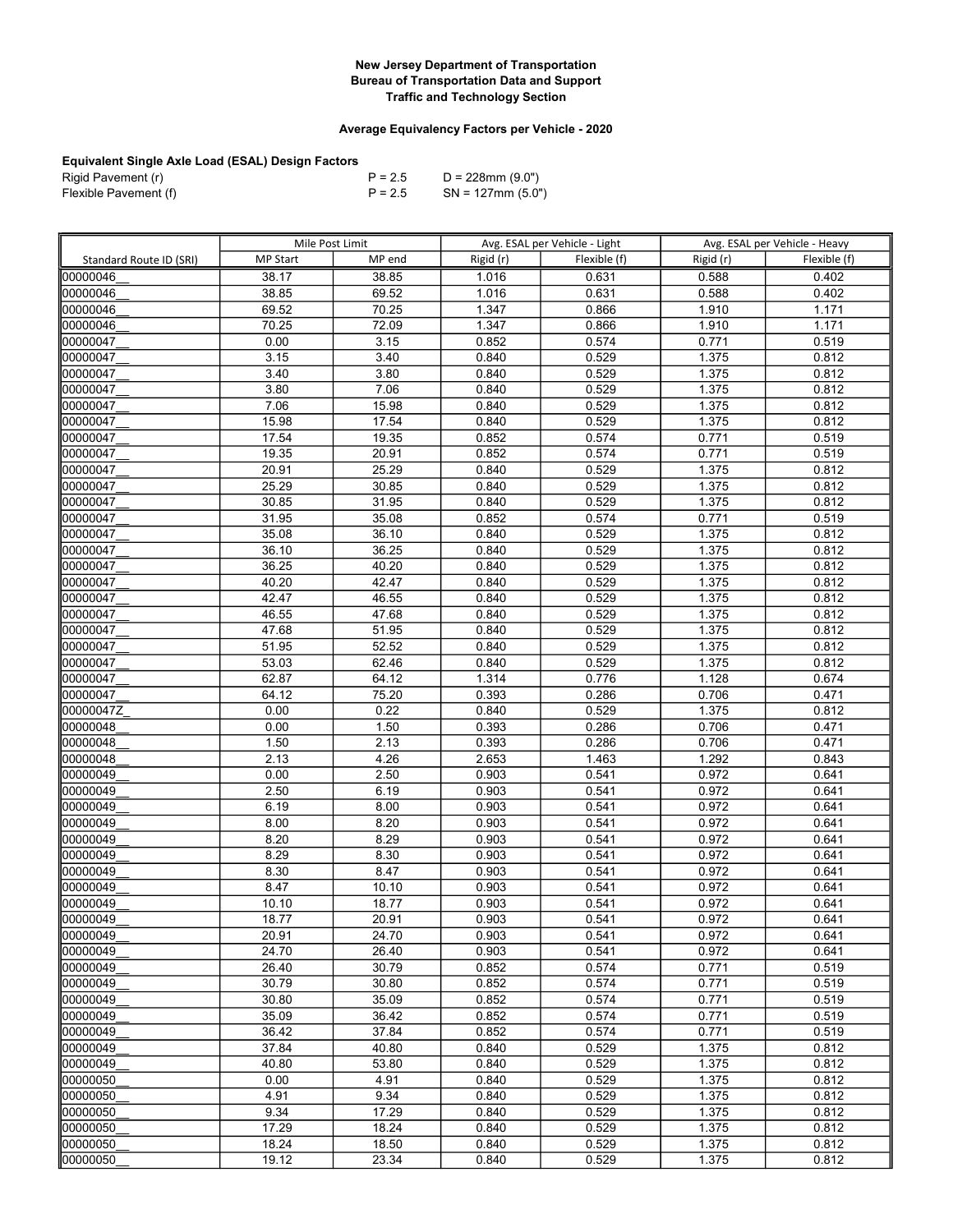**New Jersey Department of Transportation**
**Bureau of Transportation Data and Support**
**Traffic and Technology Section**

**Average Equivalency Factors per Vehicle - 2020**

**Equivalent Single Axle Load (ESAL) Design Factors**

| | | |
|---|---|---|
| Rigid Pavement (r) | P = 2.5 | D = 228mm (9.0") |
| Flexible Pavement (f) | P = 2.5 | SN = 127mm (5.0") |

| | Mile Post Limit | | Avg. ESAL per Vehicle - Light | | Avg. ESAL per Vehicle - Heavy | |
|---|---|---|---|---|---|---|
| Standard Route ID (SRI) | MP Start | MP end | Rigid (r) | Flexible (f) | Rigid (r) | Flexible (f) |
| 00000046__ | 38.17 | 38.85 | 1.016 | 0.631 | 0.588 | 0.402 |
| 00000046__ | 38.85 | 69.52 | 1.016 | 0.631 | 0.588 | 0.402 |
| 00000046__ | 69.52 | 70.25 | 1.347 | 0.866 | 1.910 | 1.171 |
| 00000046__ | 70.25 | 72.09 | 1.347 | 0.866 | 1.910 | 1.171 |
| 00000047__ | 0.00 | 3.15 | 0.852 | 0.574 | 0.771 | 0.519 |
| 00000047__ | 3.15 | 3.40 | 0.840 | 0.529 | 1.375 | 0.812 |
| 00000047__ | 3.40 | 3.80 | 0.840 | 0.529 | 1.375 | 0.812 |
| 00000047__ | 3.80 | 7.06 | 0.840 | 0.529 | 1.375 | 0.812 |
| 00000047__ | 7.06 | 15.98 | 0.840 | 0.529 | 1.375 | 0.812 |
| 00000047__ | 15.98 | 17.54 | 0.840 | 0.529 | 1.375 | 0.812 |
| 00000047__ | 17.54 | 19.35 | 0.852 | 0.574 | 0.771 | 0.519 |
| 00000047__ | 19.35 | 20.91 | 0.852 | 0.574 | 0.771 | 0.519 |
| 00000047__ | 20.91 | 25.29 | 0.840 | 0.529 | 1.375 | 0.812 |
| 00000047__ | 25.29 | 30.85 | 0.840 | 0.529 | 1.375 | 0.812 |
| 00000047__ | 30.85 | 31.95 | 0.840 | 0.529 | 1.375 | 0.812 |
| 00000047__ | 31.95 | 35.08 | 0.852 | 0.574 | 0.771 | 0.519 |
| 00000047__ | 35.08 | 36.10 | 0.840 | 0.529 | 1.375 | 0.812 |
| 00000047__ | 36.10 | 36.25 | 0.840 | 0.529 | 1.375 | 0.812 |
| 00000047__ | 36.25 | 40.20 | 0.840 | 0.529 | 1.375 | 0.812 |
| 00000047__ | 40.20 | 42.47 | 0.840 | 0.529 | 1.375 | 0.812 |
| 00000047__ | 42.47 | 46.55 | 0.840 | 0.529 | 1.375 | 0.812 |
| 00000047__ | 46.55 | 47.68 | 0.840 | 0.529 | 1.375 | 0.812 |
| 00000047__ | 47.68 | 51.95 | 0.840 | 0.529 | 1.375 | 0.812 |
| 00000047__ | 51.95 | 52.52 | 0.840 | 0.529 | 1.375 | 0.812 |
| 00000047__ | 53.03 | 62.46 | 0.840 | 0.529 | 1.375 | 0.812 |
| 00000047__ | 62.87 | 64.12 | 1.314 | 0.776 | 1.128 | 0.674 |
| 00000047__ | 64.12 | 75.20 | 0.393 | 0.286 | 0.706 | 0.471 |
| 00000047Z_ | 0.00 | 0.22 | 0.840 | 0.529 | 1.375 | 0.812 |
| 00000048__ | 0.00 | 1.50 | 0.393 | 0.286 | 0.706 | 0.471 |
| 00000048__ | 1.50 | 2.13 | 0.393 | 0.286 | 0.706 | 0.471 |
| 00000048__ | 2.13 | 4.26 | 2.653 | 1.463 | 1.292 | 0.843 |
| 00000049__ | 0.00 | 2.50 | 0.903 | 0.541 | 0.972 | 0.641 |
| 00000049__ | 2.50 | 6.19 | 0.903 | 0.541 | 0.972 | 0.641 |
| 00000049__ | 6.19 | 8.00 | 0.903 | 0.541 | 0.972 | 0.641 |
| 00000049__ | 8.00 | 8.20 | 0.903 | 0.541 | 0.972 | 0.641 |
| 00000049__ | 8.20 | 8.29 | 0.903 | 0.541 | 0.972 | 0.641 |
| 00000049__ | 8.29 | 8.30 | 0.903 | 0.541 | 0.972 | 0.641 |
| 00000049__ | 8.30 | 8.47 | 0.903 | 0.541 | 0.972 | 0.641 |
| 00000049__ | 8.47 | 10.10 | 0.903 | 0.541 | 0.972 | 0.641 |
| 00000049__ | 10.10 | 18.77 | 0.903 | 0.541 | 0.972 | 0.641 |
| 00000049__ | 18.77 | 20.91 | 0.903 | 0.541 | 0.972 | 0.641 |
| 00000049__ | 20.91 | 24.70 | 0.903 | 0.541 | 0.972 | 0.641 |
| 00000049__ | 24.70 | 26.40 | 0.903 | 0.541 | 0.972 | 0.641 |
| 00000049__ | 26.40 | 30.79 | 0.852 | 0.574 | 0.771 | 0.519 |
| 00000049__ | 30.79 | 30.80 | 0.852 | 0.574 | 0.771 | 0.519 |
| 00000049__ | 30.80 | 35.09 | 0.852 | 0.574 | 0.771 | 0.519 |
| 00000049__ | 35.09 | 36.42 | 0.852 | 0.574 | 0.771 | 0.519 |
| 00000049__ | 36.42 | 37.84 | 0.852 | 0.574 | 0.771 | 0.519 |
| 00000049__ | 37.84 | 40.80 | 0.840 | 0.529 | 1.375 | 0.812 |
| 00000049__ | 40.80 | 53.80 | 0.840 | 0.529 | 1.375 | 0.812 |
| 00000050__ | 0.00 | 4.91 | 0.840 | 0.529 | 1.375 | 0.812 |
| 00000050__ | 4.91 | 9.34 | 0.840 | 0.529 | 1.375 | 0.812 |
| 00000050__ | 9.34 | 17.29 | 0.840 | 0.529 | 1.375 | 0.812 |
| 00000050__ | 17.29 | 18.24 | 0.840 | 0.529 | 1.375 | 0.812 |
| 00000050__ | 18.24 | 18.50 | 0.840 | 0.529 | 1.375 | 0.812 |
| 00000050__ | 19.12 | 23.34 | 0.840 | 0.529 | 1.375 | 0.812 |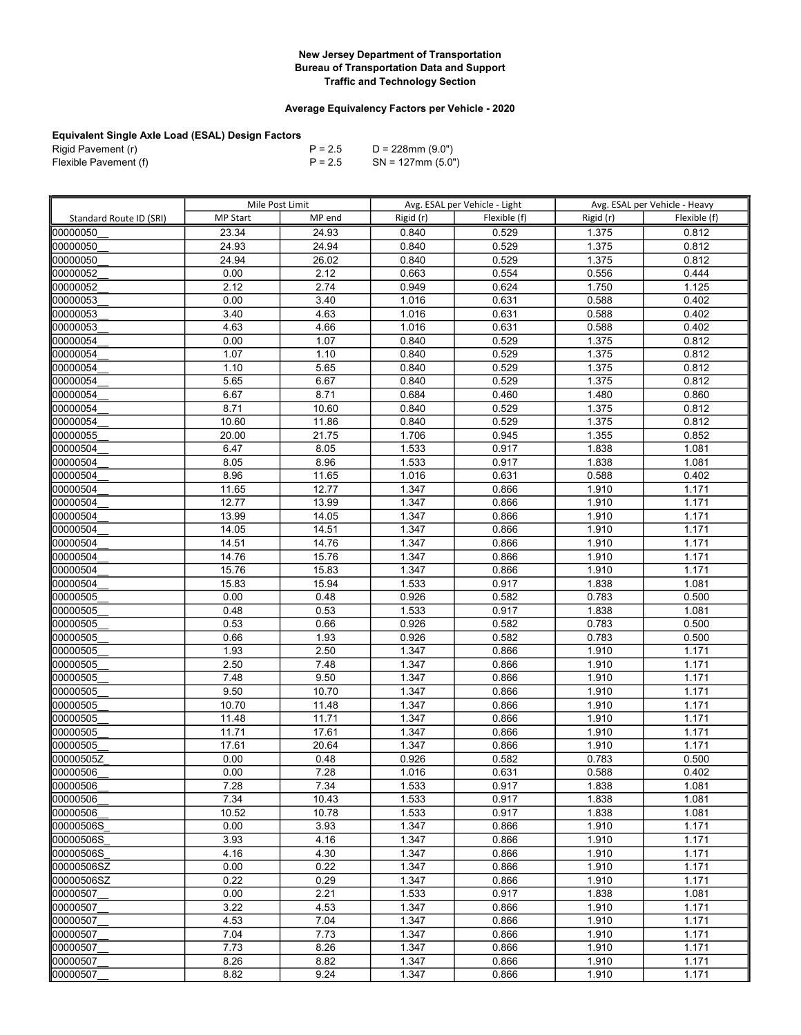**New Jersey Department of Transportation**
**Bureau of Transportation Data and Support**
**Traffic and Technology Section**

**Average Equivalency Factors per Vehicle - 2020**

**Equivalent Single Axle Load (ESAL) Design Factors**

| | | |
|---|---|---|
| Rigid Pavement (r) | P = 2.5 | D = 228mm (9.0") |
| Flexible Pavement (f) | P = 2.5 | SN = 127mm (5.0") |

| | Mile Post Limit | | Avg. ESAL per Vehicle - Light | | Avg. ESAL per Vehicle - Heavy | |
|---|---|---|---|---|---|---|
| Standard Route ID (SRI) | MP Start | MP end | Rigid (r) | Flexible (f) | Rigid (r) | Flexible (f) |
| 00000050__ | 23.34 | 24.93 | 0.840 | 0.529 | 1.375 | 0.812 |
| 00000050__ | 24.93 | 24.94 | 0.840 | 0.529 | 1.375 | 0.812 |
| 00000050__ | 24.94 | 26.02 | 0.840 | 0.529 | 1.375 | 0.812 |
| 00000052__ | 0.00 | 2.12 | 0.663 | 0.554 | 0.556 | 0.444 |
| 00000052__ | 2.12 | 2.74 | 0.949 | 0.624 | 1.750 | 1.125 |
| 00000053__ | 0.00 | 3.40 | 1.016 | 0.631 | 0.588 | 0.402 |
| 00000053__ | 3.40 | 4.63 | 1.016 | 0.631 | 0.588 | 0.402 |
| 00000053__ | 4.63 | 4.66 | 1.016 | 0.631 | 0.588 | 0.402 |
| 00000054__ | 0.00 | 1.07 | 0.840 | 0.529 | 1.375 | 0.812 |
| 00000054__ | 1.07 | 1.10 | 0.840 | 0.529 | 1.375 | 0.812 |
| 00000054__ | 1.10 | 5.65 | 0.840 | 0.529 | 1.375 | 0.812 |
| 00000054__ | 5.65 | 6.67 | 0.840 | 0.529 | 1.375 | 0.812 |
| 00000054__ | 6.67 | 8.71 | 0.684 | 0.460 | 1.480 | 0.860 |
| 00000054__ | 8.71 | 10.60 | 0.840 | 0.529 | 1.375 | 0.812 |
| 00000054__ | 10.60 | 11.86 | 0.840 | 0.529 | 1.375 | 0.812 |
| 00000055__ | 20.00 | 21.75 | 1.706 | 0.945 | 1.355 | 0.852 |
| 00000504__ | 6.47 | 8.05 | 1.533 | 0.917 | 1.838 | 1.081 |
| 00000504__ | 8.05 | 8.96 | 1.533 | 0.917 | 1.838 | 1.081 |
| 00000504__ | 8.96 | 11.65 | 1.016 | 0.631 | 0.588 | 0.402 |
| 00000504__ | 11.65 | 12.77 | 1.347 | 0.866 | 1.910 | 1.171 |
| 00000504__ | 12.77 | 13.99 | 1.347 | 0.866 | 1.910 | 1.171 |
| 00000504__ | 13.99 | 14.05 | 1.347 | 0.866 | 1.910 | 1.171 |
| 00000504__ | 14.05 | 14.51 | 1.347 | 0.866 | 1.910 | 1.171 |
| 00000504__ | 14.51 | 14.76 | 1.347 | 0.866 | 1.910 | 1.171 |
| 00000504__ | 14.76 | 15.76 | 1.347 | 0.866 | 1.910 | 1.171 |
| 00000504__ | 15.76 | 15.83 | 1.347 | 0.866 | 1.910 | 1.171 |
| 00000504__ | 15.83 | 15.94 | 1.533 | 0.917 | 1.838 | 1.081 |
| 00000505__ | 0.00 | 0.48 | 0.926 | 0.582 | 0.783 | 0.500 |
| 00000505__ | 0.48 | 0.53 | 1.533 | 0.917 | 1.838 | 1.081 |
| 00000505__ | 0.53 | 0.66 | 0.926 | 0.582 | 0.783 | 0.500 |
| 00000505__ | 0.66 | 1.93 | 0.926 | 0.582 | 0.783 | 0.500 |
| 00000505__ | 1.93 | 2.50 | 1.347 | 0.866 | 1.910 | 1.171 |
| 00000505__ | 2.50 | 7.48 | 1.347 | 0.866 | 1.910 | 1.171 |
| 00000505__ | 7.48 | 9.50 | 1.347 | 0.866 | 1.910 | 1.171 |
| 00000505__ | 9.50 | 10.70 | 1.347 | 0.866 | 1.910 | 1.171 |
| 00000505__ | 10.70 | 11.48 | 1.347 | 0.866 | 1.910 | 1.171 |
| 00000505__ | 11.48 | 11.71 | 1.347 | 0.866 | 1.910 | 1.171 |
| 00000505__ | 11.71 | 17.61 | 1.347 | 0.866 | 1.910 | 1.171 |
| 00000505__ | 17.61 | 20.64 | 1.347 | 0.866 | 1.910 | 1.171 |
| 00000505Z_ | 0.00 | 0.48 | 0.926 | 0.582 | 0.783 | 0.500 |
| 00000506__ | 0.00 | 7.28 | 1.016 | 0.631 | 0.588 | 0.402 |
| 00000506__ | 7.28 | 7.34 | 1.533 | 0.917 | 1.838 | 1.081 |
| 00000506__ | 7.34 | 10.43 | 1.533 | 0.917 | 1.838 | 1.081 |
| 00000506__ | 10.52 | 10.78 | 1.533 | 0.917 | 1.838 | 1.081 |
| 00000506S_ | 0.00 | 3.93 | 1.347 | 0.866 | 1.910 | 1.171 |
| 00000506S_ | 3.93 | 4.16 | 1.347 | 0.866 | 1.910 | 1.171 |
| 00000506S_ | 4.16 | 4.30 | 1.347 | 0.866 | 1.910 | 1.171 |
| 00000506SZ | 0.00 | 0.22 | 1.347 | 0.866 | 1.910 | 1.171 |
| 00000506SZ | 0.22 | 0.29 | 1.347 | 0.866 | 1.910 | 1.171 |
| 00000507__ | 0.00 | 2.21 | 1.533 | 0.917 | 1.838 | 1.081 |
| 00000507__ | 3.22 | 4.53 | 1.347 | 0.866 | 1.910 | 1.171 |
| 00000507__ | 4.53 | 7.04 | 1.347 | 0.866 | 1.910 | 1.171 |
| 00000507__ | 7.04 | 7.73 | 1.347 | 0.866 | 1.910 | 1.171 |
| 00000507__ | 7.73 | 8.26 | 1.347 | 0.866 | 1.910 | 1.171 |
| 00000507__ | 8.26 | 8.82 | 1.347 | 0.866 | 1.910 | 1.171 |
| 00000507__ | 8.82 | 9.24 | 1.347 | 0.866 | 1.910 | 1.171 |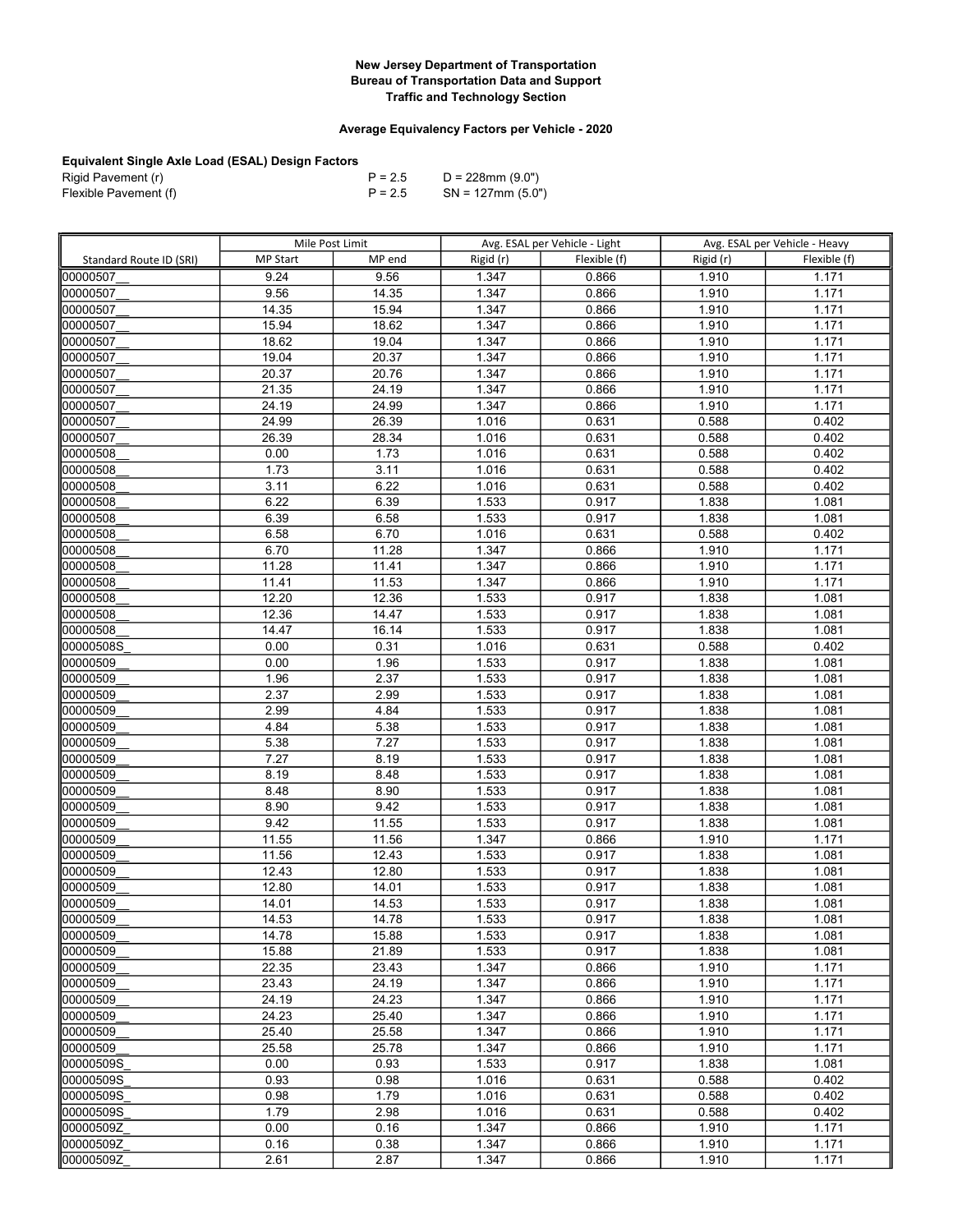**New Jersey Department of Transportation**
**Bureau of Transportation Data and Support**
**Traffic and Technology Section**

**Average Equivalency Factors per Vehicle - 2020**

**Equivalent Single Axle Load (ESAL) Design Factors**

| | | |
|---|---|---|
| Rigid Pavement (r) | P = 2.5 | D = 228mm (9.0") |
| Flexible Pavement (f) | P = 2.5 | SN = 127mm (5.0") |

| | Mile Post Limit | | Avg. ESAL per Vehicle - Light | | Avg. ESAL per Vehicle - Heavy | |
|---|---|---|---|---|---|---|
| Standard Route ID (SRI) | MP Start | MP end | Rigid (r) | Flexible (f) | Rigid (r) | Flexible (f) |
| 00000507__ | 9.24 | 9.56 | 1.347 | 0.866 | 1.910 | 1.171 |
| 00000507__ | 9.56 | 14.35 | 1.347 | 0.866 | 1.910 | 1.171 |
| 00000507__ | 14.35 | 15.94 | 1.347 | 0.866 | 1.910 | 1.171 |
| 00000507__ | 15.94 | 18.62 | 1.347 | 0.866 | 1.910 | 1.171 |
| 00000507__ | 18.62 | 19.04 | 1.347 | 0.866 | 1.910 | 1.171 |
| 00000507__ | 19.04 | 20.37 | 1.347 | 0.866 | 1.910 | 1.171 |
| 00000507__ | 20.37 | 20.76 | 1.347 | 0.866 | 1.910 | 1.171 |
| 00000507__ | 21.35 | 24.19 | 1.347 | 0.866 | 1.910 | 1.171 |
| 00000507__ | 24.19 | 24.99 | 1.347 | 0.866 | 1.910 | 1.171 |
| 00000507__ | 24.99 | 26.39 | 1.016 | 0.631 | 0.588 | 0.402 |
| 00000507__ | 26.39 | 28.34 | 1.016 | 0.631 | 0.588 | 0.402 |
| 00000508__ | 0.00 | 1.73 | 1.016 | 0.631 | 0.588 | 0.402 |
| 00000508__ | 1.73 | 3.11 | 1.016 | 0.631 | 0.588 | 0.402 |
| 00000508__ | 3.11 | 6.22 | 1.016 | 0.631 | 0.588 | 0.402 |
| 00000508__ | 6.22 | 6.39 | 1.533 | 0.917 | 1.838 | 1.081 |
| 00000508__ | 6.39 | 6.58 | 1.533 | 0.917 | 1.838 | 1.081 |
| 00000508__ | 6.58 | 6.70 | 1.016 | 0.631 | 0.588 | 0.402 |
| 00000508__ | 6.70 | 11.28 | 1.347 | 0.866 | 1.910 | 1.171 |
| 00000508__ | 11.28 | 11.41 | 1.347 | 0.866 | 1.910 | 1.171 |
| 00000508__ | 11.41 | 11.53 | 1.347 | 0.866 | 1.910 | 1.171 |
| 00000508__ | 12.20 | 12.36 | 1.533 | 0.917 | 1.838 | 1.081 |
| 00000508__ | 12.36 | 14.47 | 1.533 | 0.917 | 1.838 | 1.081 |
| 00000508__ | 14.47 | 16.14 | 1.533 | 0.917 | 1.838 | 1.081 |
| 00000508S_ | 0.00 | 0.31 | 1.016 | 0.631 | 0.588 | 0.402 |
| 00000509__ | 0.00 | 1.96 | 1.533 | 0.917 | 1.838 | 1.081 |
| 00000509__ | 1.96 | 2.37 | 1.533 | 0.917 | 1.838 | 1.081 |
| 00000509__ | 2.37 | 2.99 | 1.533 | 0.917 | 1.838 | 1.081 |
| 00000509__ | 2.99 | 4.84 | 1.533 | 0.917 | 1.838 | 1.081 |
| 00000509__ | 4.84 | 5.38 | 1.533 | 0.917 | 1.838 | 1.081 |
| 00000509__ | 5.38 | 7.27 | 1.533 | 0.917 | 1.838 | 1.081 |
| 00000509__ | 7.27 | 8.19 | 1.533 | 0.917 | 1.838 | 1.081 |
| 00000509__ | 8.19 | 8.48 | 1.533 | 0.917 | 1.838 | 1.081 |
| 00000509__ | 8.48 | 8.90 | 1.533 | 0.917 | 1.838 | 1.081 |
| 00000509__ | 8.90 | 9.42 | 1.533 | 0.917 | 1.838 | 1.081 |
| 00000509__ | 9.42 | 11.55 | 1.533 | 0.917 | 1.838 | 1.081 |
| 00000509__ | 11.55 | 11.56 | 1.347 | 0.866 | 1.910 | 1.171 |
| 00000509__ | 11.56 | 12.43 | 1.533 | 0.917 | 1.838 | 1.081 |
| 00000509__ | 12.43 | 12.80 | 1.533 | 0.917 | 1.838 | 1.081 |
| 00000509__ | 12.80 | 14.01 | 1.533 | 0.917 | 1.838 | 1.081 |
| 00000509__ | 14.01 | 14.53 | 1.533 | 0.917 | 1.838 | 1.081 |
| 00000509__ | 14.53 | 14.78 | 1.533 | 0.917 | 1.838 | 1.081 |
| 00000509__ | 14.78 | 15.88 | 1.533 | 0.917 | 1.838 | 1.081 |
| 00000509__ | 15.88 | 21.89 | 1.533 | 0.917 | 1.838 | 1.081 |
| 00000509__ | 22.35 | 23.43 | 1.347 | 0.866 | 1.910 | 1.171 |
| 00000509__ | 23.43 | 24.19 | 1.347 | 0.866 | 1.910 | 1.171 |
| 00000509__ | 24.19 | 24.23 | 1.347 | 0.866 | 1.910 | 1.171 |
| 00000509__ | 24.23 | 25.40 | 1.347 | 0.866 | 1.910 | 1.171 |
| 00000509__ | 25.40 | 25.58 | 1.347 | 0.866 | 1.910 | 1.171 |
| 00000509__ | 25.58 | 25.78 | 1.347 | 0.866 | 1.910 | 1.171 |
| 00000509S_ | 0.00 | 0.93 | 1.533 | 0.917 | 1.838 | 1.081 |
| 00000509S_ | 0.93 | 0.98 | 1.016 | 0.631 | 0.588 | 0.402 |
| 00000509S_ | 0.98 | 1.79 | 1.016 | 0.631 | 0.588 | 0.402 |
| 00000509S_ | 1.79 | 2.98 | 1.016 | 0.631 | 0.588 | 0.402 |
| 00000509Z_ | 0.00 | 0.16 | 1.347 | 0.866 | 1.910 | 1.171 |
| 00000509Z_ | 0.16 | 0.38 | 1.347 | 0.866 | 1.910 | 1.171 |
| 00000509Z_ | 2.61 | 2.87 | 1.347 | 0.866 | 1.910 | 1.171 |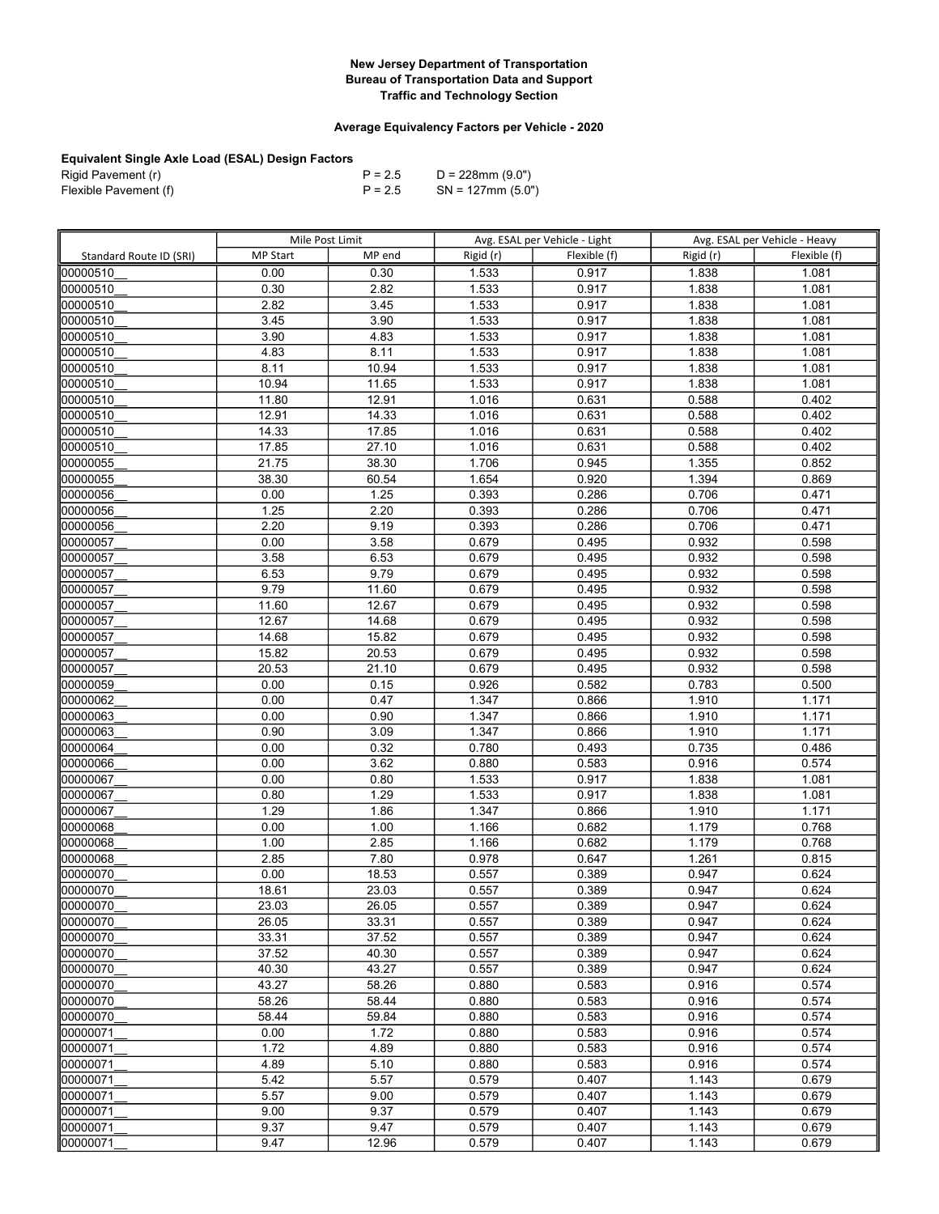**New Jersey Department of Transportation**
**Bureau of Transportation Data and Support**
**Traffic and Technology Section**

**Average Equivalency Factors per Vehicle - 2020**

**Equivalent Single Axle Load (ESAL) Design Factors**

| | | |
|---|---|---|
| Rigid Pavement (r) | P = 2.5 | D = 228mm (9.0") |
| Flexible Pavement (f) | P = 2.5 | SN = 127mm (5.0") |

| | Mile Post Limit | | Avg. ESAL per Vehicle - Light | | Avg. ESAL per Vehicle - Heavy | |
|---|---|---|---|---|---|---|
| Standard Route ID (SRI) | MP Start | MP end | Rigid (r) | Flexible (f) | Rigid (r) | Flexible (f) |
| 00000510__ | 0.00 | 0.30 | 1.533 | 0.917 | 1.838 | 1.081 |
| 00000510__ | 0.30 | 2.82 | 1.533 | 0.917 | 1.838 | 1.081 |
| 00000510__ | 2.82 | 3.45 | 1.533 | 0.917 | 1.838 | 1.081 |
| 00000510__ | 3.45 | 3.90 | 1.533 | 0.917 | 1.838 | 1.081 |
| 00000510__ | 3.90 | 4.83 | 1.533 | 0.917 | 1.838 | 1.081 |
| 00000510__ | 4.83 | 8.11 | 1.533 | 0.917 | 1.838 | 1.081 |
| 00000510__ | 8.11 | 10.94 | 1.533 | 0.917 | 1.838 | 1.081 |
| 00000510__ | 10.94 | 11.65 | 1.533 | 0.917 | 1.838 | 1.081 |
| 00000510__ | 11.80 | 12.91 | 1.016 | 0.631 | 0.588 | 0.402 |
| 00000510__ | 12.91 | 14.33 | 1.016 | 0.631 | 0.588 | 0.402 |
| 00000510__ | 14.33 | 17.85 | 1.016 | 0.631 | 0.588 | 0.402 |
| 00000510__ | 17.85 | 27.10 | 1.016 | 0.631 | 0.588 | 0.402 |
| 00000055__ | 21.75 | 38.30 | 1.706 | 0.945 | 1.355 | 0.852 |
| 00000055__ | 38.30 | 60.54 | 1.654 | 0.920 | 1.394 | 0.869 |
| 00000056__ | 0.00 | 1.25 | 0.393 | 0.286 | 0.706 | 0.471 |
| 00000056__ | 1.25 | 2.20 | 0.393 | 0.286 | 0.706 | 0.471 |
| 00000056__ | 2.20 | 9.19 | 0.393 | 0.286 | 0.706 | 0.471 |
| 00000057__ | 0.00 | 3.58 | 0.679 | 0.495 | 0.932 | 0.598 |
| 00000057__ | 3.58 | 6.53 | 0.679 | 0.495 | 0.932 | 0.598 |
| 00000057__ | 6.53 | 9.79 | 0.679 | 0.495 | 0.932 | 0.598 |
| 00000057__ | 9.79 | 11.60 | 0.679 | 0.495 | 0.932 | 0.598 |
| 00000057__ | 11.60 | 12.67 | 0.679 | 0.495 | 0.932 | 0.598 |
| 00000057__ | 12.67 | 14.68 | 0.679 | 0.495 | 0.932 | 0.598 |
| 00000057__ | 14.68 | 15.82 | 0.679 | 0.495 | 0.932 | 0.598 |
| 00000057__ | 15.82 | 20.53 | 0.679 | 0.495 | 0.932 | 0.598 |
| 00000057__ | 20.53 | 21.10 | 0.679 | 0.495 | 0.932 | 0.598 |
| 00000059__ | 0.00 | 0.15 | 0.926 | 0.582 | 0.783 | 0.500 |
| 00000062__ | 0.00 | 0.47 | 1.347 | 0.866 | 1.910 | 1.171 |
| 00000063__ | 0.00 | 0.90 | 1.347 | 0.866 | 1.910 | 1.171 |
| 00000063__ | 0.90 | 3.09 | 1.347 | 0.866 | 1.910 | 1.171 |
| 00000064__ | 0.00 | 0.32 | 0.780 | 0.493 | 0.735 | 0.486 |
| 00000066__ | 0.00 | 3.62 | 0.880 | 0.583 | 0.916 | 0.574 |
| 00000067__ | 0.00 | 0.80 | 1.533 | 0.917 | 1.838 | 1.081 |
| 00000067__ | 0.80 | 1.29 | 1.533 | 0.917 | 1.838 | 1.081 |
| 00000067__ | 1.29 | 1.86 | 1.347 | 0.866 | 1.910 | 1.171 |
| 00000068__ | 0.00 | 1.00 | 1.166 | 0.682 | 1.179 | 0.768 |
| 00000068__ | 1.00 | 2.85 | 1.166 | 0.682 | 1.179 | 0.768 |
| 00000068__ | 2.85 | 7.80 | 0.978 | 0.647 | 1.261 | 0.815 |
| 00000070__ | 0.00 | 18.53 | 0.557 | 0.389 | 0.947 | 0.624 |
| 00000070__ | 18.61 | 23.03 | 0.557 | 0.389 | 0.947 | 0.624 |
| 00000070__ | 23.03 | 26.05 | 0.557 | 0.389 | 0.947 | 0.624 |
| 00000070__ | 26.05 | 33.31 | 0.557 | 0.389 | 0.947 | 0.624 |
| 00000070__ | 33.31 | 37.52 | 0.557 | 0.389 | 0.947 | 0.624 |
| 00000070__ | 37.52 | 40.30 | 0.557 | 0.389 | 0.947 | 0.624 |
| 00000070__ | 40.30 | 43.27 | 0.557 | 0.389 | 0.947 | 0.624 |
| 00000070__ | 43.27 | 58.26 | 0.880 | 0.583 | 0.916 | 0.574 |
| 00000070__ | 58.26 | 58.44 | 0.880 | 0.583 | 0.916 | 0.574 |
| 00000070__ | 58.44 | 59.84 | 0.880 | 0.583 | 0.916 | 0.574 |
| 00000071__ | 0.00 | 1.72 | 0.880 | 0.583 | 0.916 | 0.574 |
| 00000071__ | 1.72 | 4.89 | 0.880 | 0.583 | 0.916 | 0.574 |
| 00000071__ | 4.89 | 5.10 | 0.880 | 0.583 | 0.916 | 0.574 |
| 00000071__ | 5.42 | 5.57 | 0.579 | 0.407 | 1.143 | 0.679 |
| 00000071__ | 5.57 | 9.00 | 0.579 | 0.407 | 1.143 | 0.679 |
| 00000071__ | 9.00 | 9.37 | 0.579 | 0.407 | 1.143 | 0.679 |
| 00000071__ | 9.37 | 9.47 | 0.579 | 0.407 | 1.143 | 0.679 |
| 00000071__ | 9.47 | 12.96 | 0.579 | 0.407 | 1.143 | 0.679 |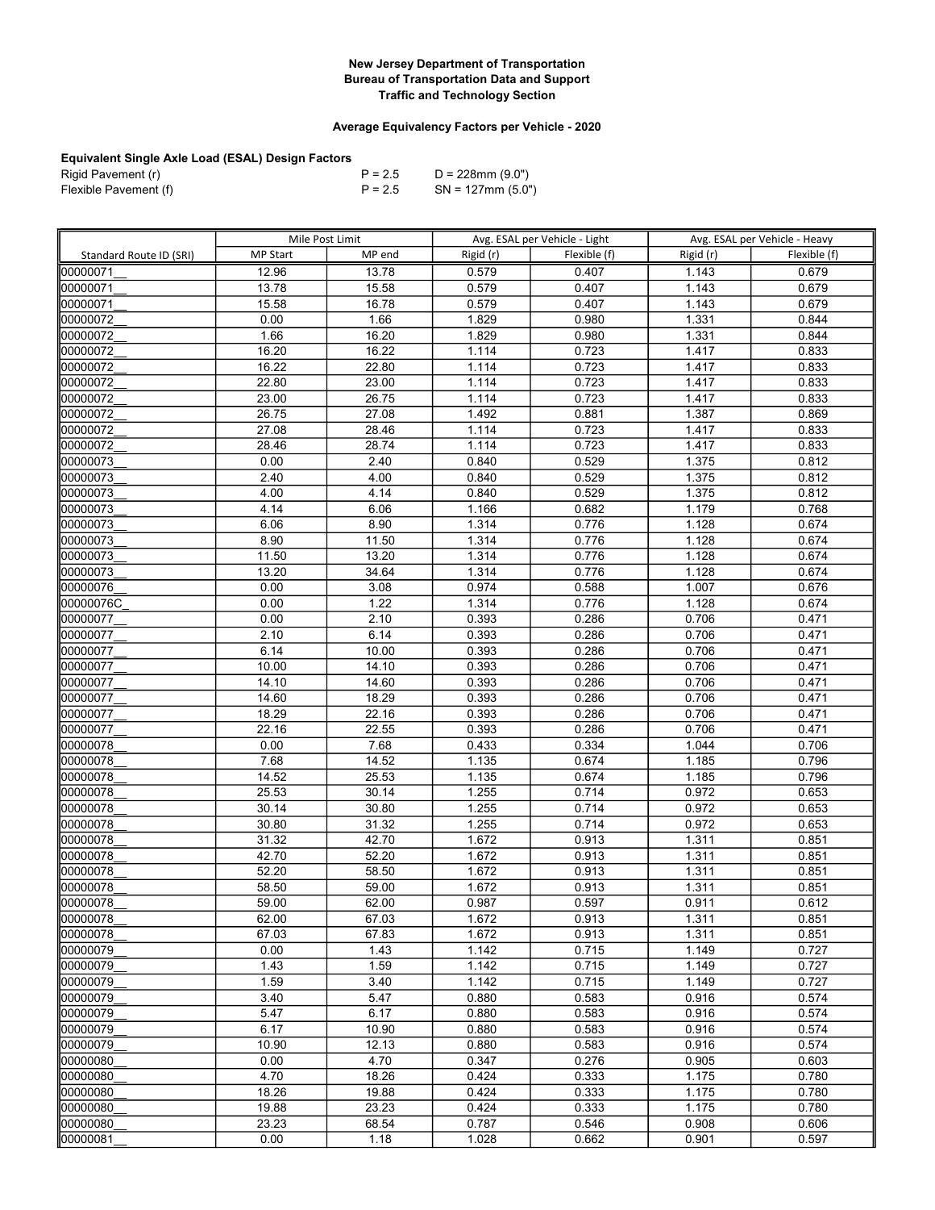**New Jersey Department of Transportation**
**Bureau of Transportation Data and Support**
**Traffic and Technology Section**

**Average Equivalency Factors per Vehicle - 2020**

**Equivalent Single Axle Load (ESAL) Design Factors**

Rigid Pavement (r) P = 2.5 D = 228mm (9.0")
Flexible Pavement (f) P = 2.5 SN = 127mm (5.0")

| | Mile Post Limit | | Avg. ESAL per Vehicle - Light | | Avg. ESAL per Vehicle - Heavy | |
|---|---|---|---|---|---|---|
| Standard Route ID (SRI) | MP Start | MP end | Rigid (r) | Flexible (f) | Rigid (r) | Flexible (f) |
| 00000071__ | 12.96 | 13.78 | 0.579 | 0.407 | 1.143 | 0.679 |
| 00000071__ | 13.78 | 15.58 | 0.579 | 0.407 | 1.143 | 0.679 |
| 00000071__ | 15.58 | 16.78 | 0.579 | 0.407 | 1.143 | 0.679 |
| 00000072__ | 0.00 | 1.66 | 1.829 | 0.980 | 1.331 | 0.844 |
| 00000072__ | 1.66 | 16.20 | 1.829 | 0.980 | 1.331 | 0.844 |
| 00000072__ | 16.20 | 16.22 | 1.114 | 0.723 | 1.417 | 0.833 |
| 00000072__ | 16.22 | 22.80 | 1.114 | 0.723 | 1.417 | 0.833 |
| 00000072__ | 22.80 | 23.00 | 1.114 | 0.723 | 1.417 | 0.833 |
| 00000072__ | 23.00 | 26.75 | 1.114 | 0.723 | 1.417 | 0.833 |
| 00000072__ | 26.75 | 27.08 | 1.492 | 0.881 | 1.387 | 0.869 |
| 00000072__ | 27.08 | 28.46 | 1.114 | 0.723 | 1.417 | 0.833 |
| 00000072__ | 28.46 | 28.74 | 1.114 | 0.723 | 1.417 | 0.833 |
| 00000073__ | 0.00 | 2.40 | 0.840 | 0.529 | 1.375 | 0.812 |
| 00000073__ | 2.40 | 4.00 | 0.840 | 0.529 | 1.375 | 0.812 |
| 00000073__ | 4.00 | 4.14 | 0.840 | 0.529 | 1.375 | 0.812 |
| 00000073__ | 4.14 | 6.06 | 1.166 | 0.682 | 1.179 | 0.768 |
| 00000073__ | 6.06 | 8.90 | 1.314 | 0.776 | 1.128 | 0.674 |
| 00000073__ | 8.90 | 11.50 | 1.314 | 0.776 | 1.128 | 0.674 |
| 00000073__ | 11.50 | 13.20 | 1.314 | 0.776 | 1.128 | 0.674 |
| 00000073__ | 13.20 | 34.64 | 1.314 | 0.776 | 1.128 | 0.674 |
| 00000076__ | 0.00 | 3.08 | 0.974 | 0.588 | 1.007 | 0.676 |
| 00000076C_ | 0.00 | 1.22 | 1.314 | 0.776 | 1.128 | 0.674 |
| 00000077__ | 0.00 | 2.10 | 0.393 | 0.286 | 0.706 | 0.471 |
| 00000077__ | 2.10 | 6.14 | 0.393 | 0.286 | 0.706 | 0.471 |
| 00000077__ | 6.14 | 10.00 | 0.393 | 0.286 | 0.706 | 0.471 |
| 00000077__ | 10.00 | 14.10 | 0.393 | 0.286 | 0.706 | 0.471 |
| 00000077__ | 14.10 | 14.60 | 0.393 | 0.286 | 0.706 | 0.471 |
| 00000077__ | 14.60 | 18.29 | 0.393 | 0.286 | 0.706 | 0.471 |
| 00000077__ | 18.29 | 22.16 | 0.393 | 0.286 | 0.706 | 0.471 |
| 00000077__ | 22.16 | 22.55 | 0.393 | 0.286 | 0.706 | 0.471 |
| 00000078__ | 0.00 | 7.68 | 0.433 | 0.334 | 1.044 | 0.706 |
| 00000078__ | 7.68 | 14.52 | 1.135 | 0.674 | 1.185 | 0.796 |
| 00000078__ | 14.52 | 25.53 | 1.135 | 0.674 | 1.185 | 0.796 |
| 00000078__ | 25.53 | 30.14 | 1.255 | 0.714 | 0.972 | 0.653 |
| 00000078__ | 30.14 | 30.80 | 1.255 | 0.714 | 0.972 | 0.653 |
| 00000078__ | 30.80 | 31.32 | 1.255 | 0.714 | 0.972 | 0.653 |
| 00000078__ | 31.32 | 42.70 | 1.672 | 0.913 | 1.311 | 0.851 |
| 00000078__ | 42.70 | 52.20 | 1.672 | 0.913 | 1.311 | 0.851 |
| 00000078__ | 52.20 | 58.50 | 1.672 | 0.913 | 1.311 | 0.851 |
| 00000078__ | 58.50 | 59.00 | 1.672 | 0.913 | 1.311 | 0.851 |
| 00000078__ | 59.00 | 62.00 | 0.987 | 0.597 | 0.911 | 0.612 |
| 00000078__ | 62.00 | 67.03 | 1.672 | 0.913 | 1.311 | 0.851 |
| 00000078__ | 67.03 | 67.83 | 1.672 | 0.913 | 1.311 | 0.851 |
| 00000079__ | 0.00 | 1.43 | 1.142 | 0.715 | 1.149 | 0.727 |
| 00000079__ | 1.43 | 1.59 | 1.142 | 0.715 | 1.149 | 0.727 |
| 00000079__ | 1.59 | 3.40 | 1.142 | 0.715 | 1.149 | 0.727 |
| 00000079__ | 3.40 | 5.47 | 0.880 | 0.583 | 0.916 | 0.574 |
| 00000079__ | 5.47 | 6.17 | 0.880 | 0.583 | 0.916 | 0.574 |
| 00000079__ | 6.17 | 10.90 | 0.880 | 0.583 | 0.916 | 0.574 |
| 00000079__ | 10.90 | 12.13 | 0.880 | 0.583 | 0.916 | 0.574 |
| 00000080__ | 0.00 | 4.70 | 0.347 | 0.276 | 0.905 | 0.603 |
| 00000080__ | 4.70 | 18.26 | 0.424 | 0.333 | 1.175 | 0.780 |
| 00000080__ | 18.26 | 19.88 | 0.424 | 0.333 | 1.175 | 0.780 |
| 00000080__ | 19.88 | 23.23 | 0.424 | 0.333 | 1.175 | 0.780 |
| 00000080__ | 23.23 | 68.54 | 0.787 | 0.546 | 0.908 | 0.606 |
| 00000081__ | 0.00 | 1.18 | 1.028 | 0.662 | 0.901 | 0.597 |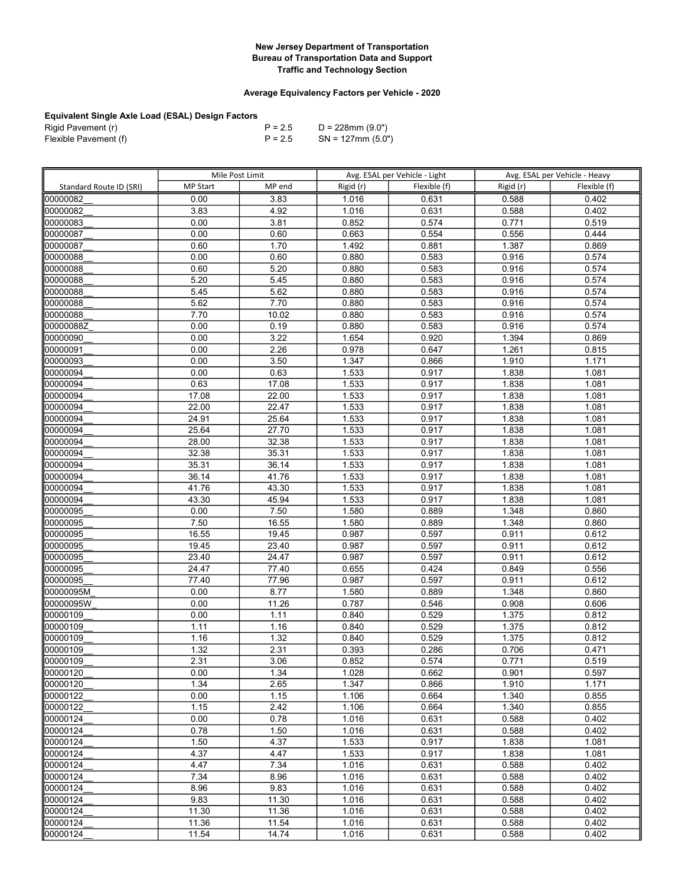**New Jersey Department of Transportation**
**Bureau of Transportation Data and Support**
**Traffic and Technology Section**

**Average Equivalency Factors per Vehicle - 2020**

**Equivalent Single Axle Load (ESAL) Design Factors**

| | | |
|---|---|---|
| Rigid Pavement (r) | P = 2.5 | D = 228mm (9.0") |
| Flexible Pavement (f) | P = 2.5 | SN = 127mm (5.0") |

| | Mile Post Limit | | Avg. ESAL per Vehicle - Light | | Avg. ESAL per Vehicle - Heavy | |
|---|---|---|---|---|---|---|
| Standard Route ID (SRI) | MP Start | MP end | Rigid (r) | Flexible (f) | Rigid (r) | Flexible (f) |
| 00000082__ | 0.00 | 3.83 | 1.016 | 0.631 | 0.588 | 0.402 |
| 00000082__ | 3.83 | 4.92 | 1.016 | 0.631 | 0.588 | 0.402 |
| 00000083__ | 0.00 | 3.81 | 0.852 | 0.574 | 0.771 | 0.519 |
| 00000087__ | 0.00 | 0.60 | 0.663 | 0.554 | 0.556 | 0.444 |
| 00000087__ | 0.60 | 1.70 | 1.492 | 0.881 | 1.387 | 0.869 |
| 00000088__ | 0.00 | 0.60 | 0.880 | 0.583 | 0.916 | 0.574 |
| 00000088__ | 0.60 | 5.20 | 0.880 | 0.583 | 0.916 | 0.574 |
| 00000088__ | 5.20 | 5.45 | 0.880 | 0.583 | 0.916 | 0.574 |
| 00000088__ | 5.45 | 5.62 | 0.880 | 0.583 | 0.916 | 0.574 |
| 00000088__ | 5.62 | 7.70 | 0.880 | 0.583 | 0.916 | 0.574 |
| 00000088__ | 7.70 | 10.02 | 0.880 | 0.583 | 0.916 | 0.574 |
| 00000088Z_ | 0.00 | 0.19 | 0.880 | 0.583 | 0.916 | 0.574 |
| 00000090__ | 0.00 | 3.22 | 1.654 | 0.920 | 1.394 | 0.869 |
| 00000091__ | 0.00 | 2.26 | 0.978 | 0.647 | 1.261 | 0.815 |
| 00000093__ | 0.00 | 3.50 | 1.347 | 0.866 | 1.910 | 1.171 |
| 00000094__ | 0.00 | 0.63 | 1.533 | 0.917 | 1.838 | 1.081 |
| 00000094__ | 0.63 | 17.08 | 1.533 | 0.917 | 1.838 | 1.081 |
| 00000094__ | 17.08 | 22.00 | 1.533 | 0.917 | 1.838 | 1.081 |
| 00000094__ | 22.00 | 22.47 | 1.533 | 0.917 | 1.838 | 1.081 |
| 00000094__ | 24.91 | 25.64 | 1.533 | 0.917 | 1.838 | 1.081 |
| 00000094__ | 25.64 | 27.70 | 1.533 | 0.917 | 1.838 | 1.081 |
| 00000094__ | 28.00 | 32.38 | 1.533 | 0.917 | 1.838 | 1.081 |
| 00000094__ | 32.38 | 35.31 | 1.533 | 0.917 | 1.838 | 1.081 |
| 00000094__ | 35.31 | 36.14 | 1.533 | 0.917 | 1.838 | 1.081 |
| 00000094__ | 36.14 | 41.76 | 1.533 | 0.917 | 1.838 | 1.081 |
| 00000094__ | 41.76 | 43.30 | 1.533 | 0.917 | 1.838 | 1.081 |
| 00000094__ | 43.30 | 45.94 | 1.533 | 0.917 | 1.838 | 1.081 |
| 00000095__ | 0.00 | 7.50 | 1.580 | 0.889 | 1.348 | 0.860 |
| 00000095__ | 7.50 | 16.55 | 1.580 | 0.889 | 1.348 | 0.860 |
| 00000095__ | 16.55 | 19.45 | 0.987 | 0.597 | 0.911 | 0.612 |
| 00000095__ | 19.45 | 23.40 | 0.987 | 0.597 | 0.911 | 0.612 |
| 00000095__ | 23.40 | 24.47 | 0.987 | 0.597 | 0.911 | 0.612 |
| 00000095__ | 24.47 | 77.40 | 0.655 | 0.424 | 0.849 | 0.556 |
| 00000095__ | 77.40 | 77.96 | 0.987 | 0.597 | 0.911 | 0.612 |
| 00000095M_ | 0.00 | 8.77 | 1.580 | 0.889 | 1.348 | 0.860 |
| 00000095W_ | 0.00 | 11.26 | 0.787 | 0.546 | 0.908 | 0.606 |
| 00000109__ | 0.00 | 1.11 | 0.840 | 0.529 | 1.375 | 0.812 |
| 00000109__ | 1.11 | 1.16 | 0.840 | 0.529 | 1.375 | 0.812 |
| 00000109__ | 1.16 | 1.32 | 0.840 | 0.529 | 1.375 | 0.812 |
| 00000109__ | 1.32 | 2.31 | 0.393 | 0.286 | 0.706 | 0.471 |
| 00000109__ | 2.31 | 3.06 | 0.852 | 0.574 | 0.771 | 0.519 |
| 00000120__ | 0.00 | 1.34 | 1.028 | 0.662 | 0.901 | 0.597 |
| 00000120__ | 1.34 | 2.65 | 1.347 | 0.866 | 1.910 | 1.171 |
| 00000122__ | 0.00 | 1.15 | 1.106 | 0.664 | 1.340 | 0.855 |
| 00000122__ | 1.15 | 2.42 | 1.106 | 0.664 | 1.340 | 0.855 |
| 00000124__ | 0.00 | 0.78 | 1.016 | 0.631 | 0.588 | 0.402 |
| 00000124__ | 0.78 | 1.50 | 1.016 | 0.631 | 0.588 | 0.402 |
| 00000124__ | 1.50 | 4.37 | 1.533 | 0.917 | 1.838 | 1.081 |
| 00000124__ | 4.37 | 4.47 | 1.533 | 0.917 | 1.838 | 1.081 |
| 00000124__ | 4.47 | 7.34 | 1.016 | 0.631 | 0.588 | 0.402 |
| 00000124__ | 7.34 | 8.96 | 1.016 | 0.631 | 0.588 | 0.402 |
| 00000124__ | 8.96 | 9.83 | 1.016 | 0.631 | 0.588 | 0.402 |
| 00000124__ | 9.83 | 11.30 | 1.016 | 0.631 | 0.588 | 0.402 |
| 00000124__ | 11.30 | 11.36 | 1.016 | 0.631 | 0.588 | 0.402 |
| 00000124__ | 11.36 | 11.54 | 1.016 | 0.631 | 0.588 | 0.402 |
| 00000124__ | 11.54 | 14.74 | 1.016 | 0.631 | 0.588 | 0.402 |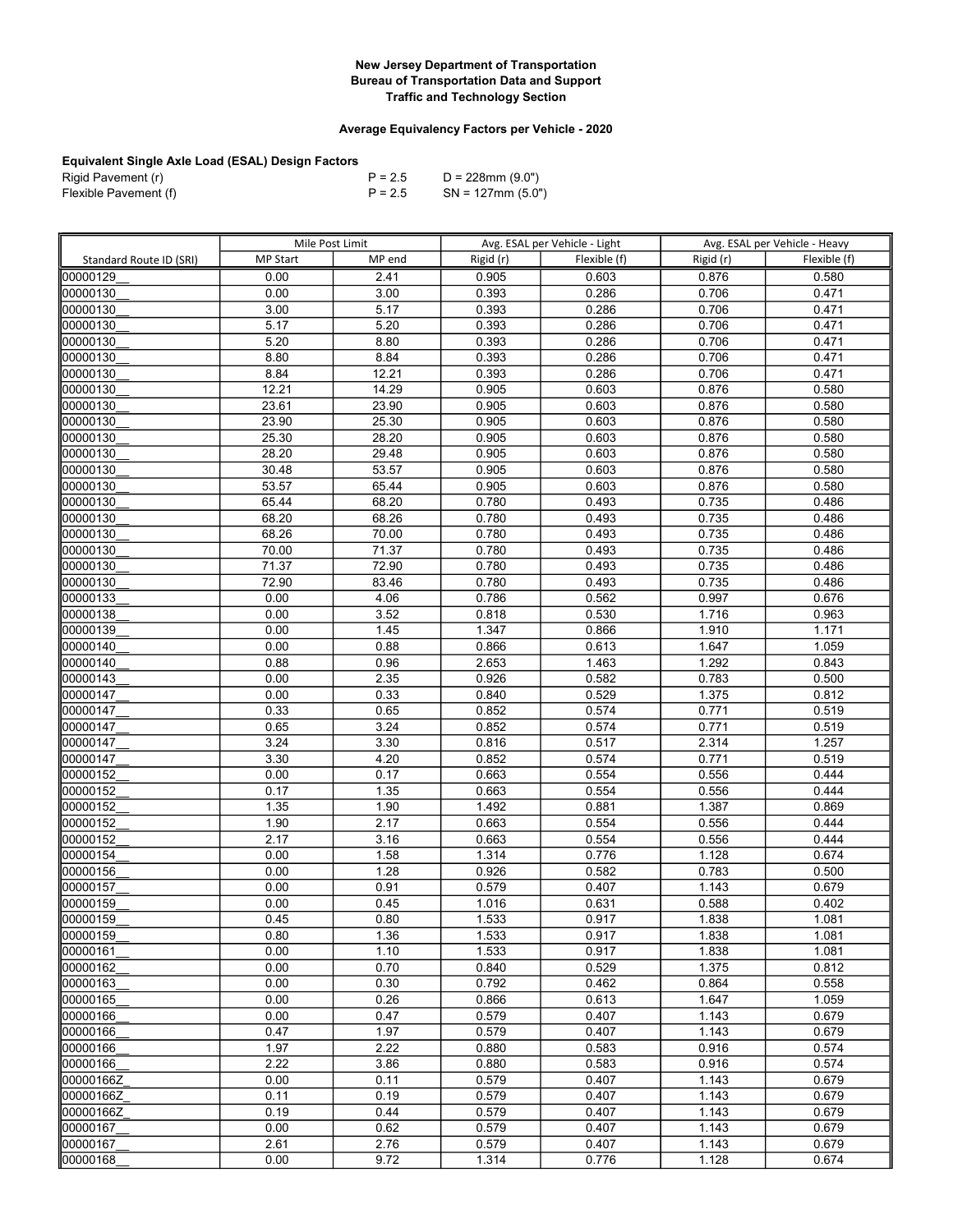**New Jersey Department of Transportation**
**Bureau of Transportation Data and Support**
**Traffic and Technology Section**

**Average Equivalency Factors per Vehicle - 2020**

**Equivalent Single Axle Load (ESAL) Design Factors**

| | | |
|---|---|---|
| Rigid Pavement (r) | P = 2.5 | D = 228mm (9.0") |
| Flexible Pavement (f) | P = 2.5 | SN = 127mm (5.0") |

| | Mile Post Limit | | Avg. ESAL per Vehicle - Light | | Avg. ESAL per Vehicle - Heavy | |
|---|---|---|---|---|---|---|
| Standard Route ID (SRI) | MP Start | MP end | Rigid (r) | Flexible (f) | Rigid (r) | Flexible (f) |
| 00000129__ | 0.00 | 2.41 | 0.905 | 0.603 | 0.876 | 0.580 |
| 00000130__ | 0.00 | 3.00 | 0.393 | 0.286 | 0.706 | 0.471 |
| 00000130__ | 3.00 | 5.17 | 0.393 | 0.286 | 0.706 | 0.471 |
| 00000130__ | 5.17 | 5.20 | 0.393 | 0.286 | 0.706 | 0.471 |
| 00000130__ | 5.20 | 8.80 | 0.393 | 0.286 | 0.706 | 0.471 |
| 00000130__ | 8.80 | 8.84 | 0.393 | 0.286 | 0.706 | 0.471 |
| 00000130__ | 8.84 | 12.21 | 0.393 | 0.286 | 0.706 | 0.471 |
| 00000130__ | 12.21 | 14.29 | 0.905 | 0.603 | 0.876 | 0.580 |
| 00000130__ | 23.61 | 23.90 | 0.905 | 0.603 | 0.876 | 0.580 |
| 00000130__ | 23.90 | 25.30 | 0.905 | 0.603 | 0.876 | 0.580 |
| 00000130__ | 25.30 | 28.20 | 0.905 | 0.603 | 0.876 | 0.580 |
| 00000130__ | 28.20 | 29.48 | 0.905 | 0.603 | 0.876 | 0.580 |
| 00000130__ | 30.48 | 53.57 | 0.905 | 0.603 | 0.876 | 0.580 |
| 00000130__ | 53.57 | 65.44 | 0.905 | 0.603 | 0.876 | 0.580 |
| 00000130__ | 65.44 | 68.20 | 0.780 | 0.493 | 0.735 | 0.486 |
| 00000130__ | 68.20 | 68.26 | 0.780 | 0.493 | 0.735 | 0.486 |
| 00000130__ | 68.26 | 70.00 | 0.780 | 0.493 | 0.735 | 0.486 |
| 00000130__ | 70.00 | 71.37 | 0.780 | 0.493 | 0.735 | 0.486 |
| 00000130__ | 71.37 | 72.90 | 0.780 | 0.493 | 0.735 | 0.486 |
| 00000130__ | 72.90 | 83.46 | 0.780 | 0.493 | 0.735 | 0.486 |
| 00000133__ | 0.00 | 4.06 | 0.786 | 0.562 | 0.997 | 0.676 |
| 00000138__ | 0.00 | 3.52 | 0.818 | 0.530 | 1.716 | 0.963 |
| 00000139__ | 0.00 | 1.45 | 1.347 | 0.866 | 1.910 | 1.171 |
| 00000140__ | 0.00 | 0.88 | 0.866 | 0.613 | 1.647 | 1.059 |
| 00000140__ | 0.88 | 0.96 | 2.653 | 1.463 | 1.292 | 0.843 |
| 00000143__ | 0.00 | 2.35 | 0.926 | 0.582 | 0.783 | 0.500 |
| 00000147__ | 0.00 | 0.33 | 0.840 | 0.529 | 1.375 | 0.812 |
| 00000147__ | 0.33 | 0.65 | 0.852 | 0.574 | 0.771 | 0.519 |
| 00000147__ | 0.65 | 3.24 | 0.852 | 0.574 | 0.771 | 0.519 |
| 00000147__ | 3.24 | 3.30 | 0.816 | 0.517 | 2.314 | 1.257 |
| 00000147__ | 3.30 | 4.20 | 0.852 | 0.574 | 0.771 | 0.519 |
| 00000152__ | 0.00 | 0.17 | 0.663 | 0.554 | 0.556 | 0.444 |
| 00000152__ | 0.17 | 1.35 | 0.663 | 0.554 | 0.556 | 0.444 |
| 00000152__ | 1.35 | 1.90 | 1.492 | 0.881 | 1.387 | 0.869 |
| 00000152__ | 1.90 | 2.17 | 0.663 | 0.554 | 0.556 | 0.444 |
| 00000152__ | 2.17 | 3.16 | 0.663 | 0.554 | 0.556 | 0.444 |
| 00000154__ | 0.00 | 1.58 | 1.314 | 0.776 | 1.128 | 0.674 |
| 00000156__ | 0.00 | 1.28 | 0.926 | 0.582 | 0.783 | 0.500 |
| 00000157__ | 0.00 | 0.91 | 0.579 | 0.407 | 1.143 | 0.679 |
| 00000159__ | 0.00 | 0.45 | 1.016 | 0.631 | 0.588 | 0.402 |
| 00000159__ | 0.45 | 0.80 | 1.533 | 0.917 | 1.838 | 1.081 |
| 00000159__ | 0.80 | 1.36 | 1.533 | 0.917 | 1.838 | 1.081 |
| 00000161__ | 0.00 | 1.10 | 1.533 | 0.917 | 1.838 | 1.081 |
| 00000162__ | 0.00 | 0.70 | 0.840 | 0.529 | 1.375 | 0.812 |
| 00000163__ | 0.00 | 0.30 | 0.792 | 0.462 | 0.864 | 0.558 |
| 00000165__ | 0.00 | 0.26 | 0.866 | 0.613 | 1.647 | 1.059 |
| 00000166__ | 0.00 | 0.47 | 0.579 | 0.407 | 1.143 | 0.679 |
| 00000166__ | 0.47 | 1.97 | 0.579 | 0.407 | 1.143 | 0.679 |
| 00000166__ | 1.97 | 2.22 | 0.880 | 0.583 | 0.916 | 0.574 |
| 00000166__ | 2.22 | 3.86 | 0.880 | 0.583 | 0.916 | 0.574 |
| 00000166Z_ | 0.00 | 0.11 | 0.579 | 0.407 | 1.143 | 0.679 |
| 00000166Z_ | 0.11 | 0.19 | 0.579 | 0.407 | 1.143 | 0.679 |
| 00000166Z_ | 0.19 | 0.44 | 0.579 | 0.407 | 1.143 | 0.679 |
| 00000167__ | 0.00 | 0.62 | 0.579 | 0.407 | 1.143 | 0.679 |
| 00000167__ | 2.61 | 2.76 | 0.579 | 0.407 | 1.143 | 0.679 |
| 00000168__ | 0.00 | 9.72 | 1.314 | 0.776 | 1.128 | 0.674 |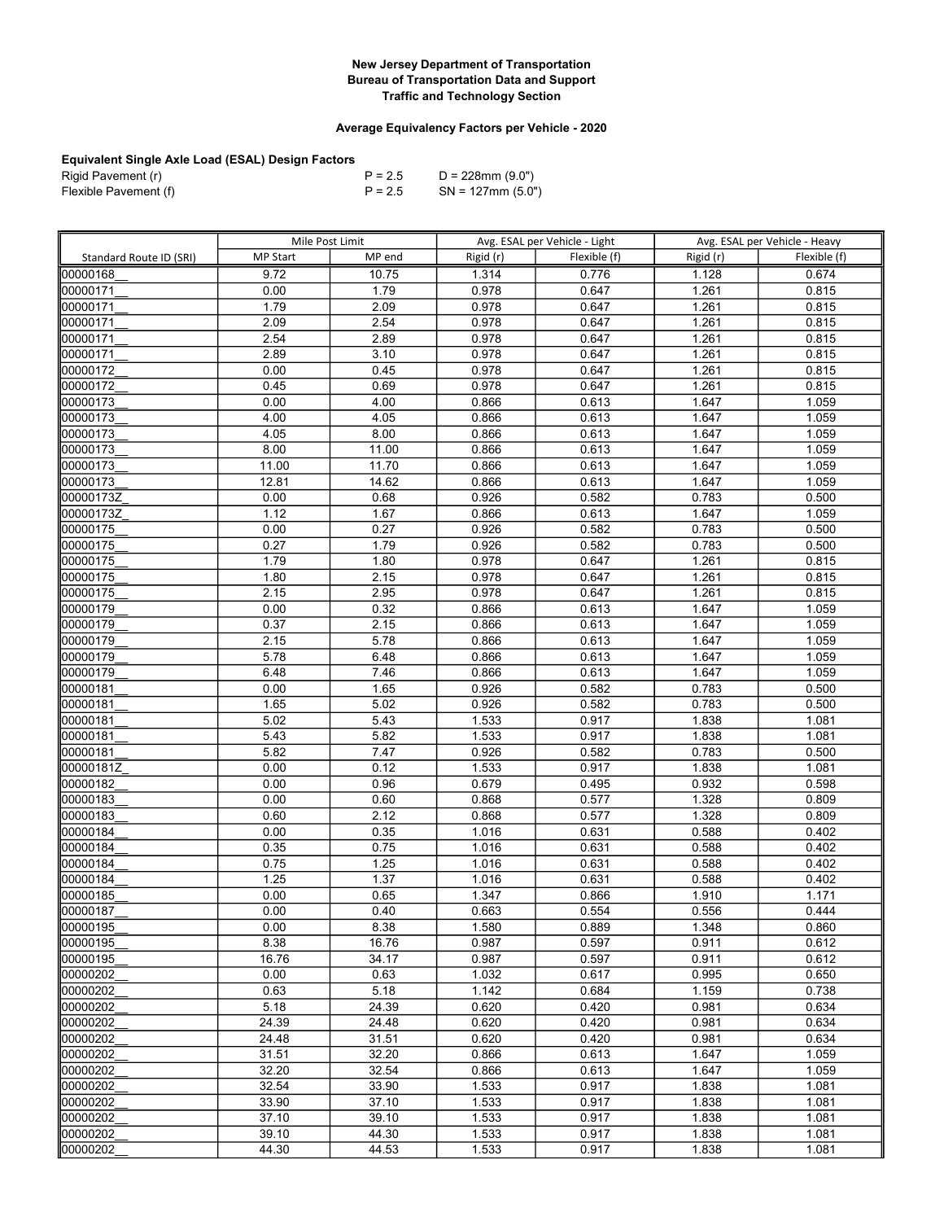**New Jersey Department of Transportation**
**Bureau of Transportation Data and Support**
**Traffic and Technology Section**

**Average Equivalency Factors per Vehicle - 2020**

**Equivalent Single Axle Load (ESAL) Design Factors**

| | | |
|---|---|---|
| Rigid Pavement (r) | P = 2.5 | D = 228mm (9.0") |
| Flexible Pavement (f) | P = 2.5 | SN = 127mm (5.0") |

| | Mile Post Limit | | Avg. ESAL per Vehicle - Light | | Avg. ESAL per Vehicle - Heavy | |
|---|---|---|---|---|---|---|
| Standard Route ID (SRI) | MP Start | MP end | Rigid (r) | Flexible (f) | Rigid (r) | Flexible (f) |
| 00000168__ | 9.72 | 10.75 | 1.314 | 0.776 | 1.128 | 0.674 |
| 00000171__ | 0.00 | 1.79 | 0.978 | 0.647 | 1.261 | 0.815 |
| 00000171__ | 1.79 | 2.09 | 0.978 | 0.647 | 1.261 | 0.815 |
| 00000171__ | 2.09 | 2.54 | 0.978 | 0.647 | 1.261 | 0.815 |
| 00000171__ | 2.54 | 2.89 | 0.978 | 0.647 | 1.261 | 0.815 |
| 00000171__ | 2.89 | 3.10 | 0.978 | 0.647 | 1.261 | 0.815 |
| 00000172__ | 0.00 | 0.45 | 0.978 | 0.647 | 1.261 | 0.815 |
| 00000172__ | 0.45 | 0.69 | 0.978 | 0.647 | 1.261 | 0.815 |
| 00000173__ | 0.00 | 4.00 | 0.866 | 0.613 | 1.647 | 1.059 |
| 00000173__ | 4.00 | 4.05 | 0.866 | 0.613 | 1.647 | 1.059 |
| 00000173__ | 4.05 | 8.00 | 0.866 | 0.613 | 1.647 | 1.059 |
| 00000173__ | 8.00 | 11.00 | 0.866 | 0.613 | 1.647 | 1.059 |
| 00000173__ | 11.00 | 11.70 | 0.866 | 0.613 | 1.647 | 1.059 |
| 00000173__ | 12.81 | 14.62 | 0.866 | 0.613 | 1.647 | 1.059 |
| 00000173Z_ | 0.00 | 0.68 | 0.926 | 0.582 | 0.783 | 0.500 |
| 00000173Z_ | 1.12 | 1.67 | 0.866 | 0.613 | 1.647 | 1.059 |
| 00000175__ | 0.00 | 0.27 | 0.926 | 0.582 | 0.783 | 0.500 |
| 00000175__ | 0.27 | 1.79 | 0.926 | 0.582 | 0.783 | 0.500 |
| 00000175__ | 1.79 | 1.80 | 0.978 | 0.647 | 1.261 | 0.815 |
| 00000175__ | 1.80 | 2.15 | 0.978 | 0.647 | 1.261 | 0.815 |
| 00000175__ | 2.15 | 2.95 | 0.978 | 0.647 | 1.261 | 0.815 |
| 00000179__ | 0.00 | 0.32 | 0.866 | 0.613 | 1.647 | 1.059 |
| 00000179__ | 0.37 | 2.15 | 0.866 | 0.613 | 1.647 | 1.059 |
| 00000179__ | 2.15 | 5.78 | 0.866 | 0.613 | 1.647 | 1.059 |
| 00000179__ | 5.78 | 6.48 | 0.866 | 0.613 | 1.647 | 1.059 |
| 00000179__ | 6.48 | 7.46 | 0.866 | 0.613 | 1.647 | 1.059 |
| 00000181__ | 0.00 | 1.65 | 0.926 | 0.582 | 0.783 | 0.500 |
| 00000181__ | 1.65 | 5.02 | 0.926 | 0.582 | 0.783 | 0.500 |
| 00000181__ | 5.02 | 5.43 | 1.533 | 0.917 | 1.838 | 1.081 |
| 00000181__ | 5.43 | 5.82 | 1.533 | 0.917 | 1.838 | 1.081 |
| 00000181__ | 5.82 | 7.47 | 0.926 | 0.582 | 0.783 | 0.500 |
| 00000181Z_ | 0.00 | 0.12 | 1.533 | 0.917 | 1.838 | 1.081 |
| 00000182__ | 0.00 | 0.96 | 0.679 | 0.495 | 0.932 | 0.598 |
| 00000183__ | 0.00 | 0.60 | 0.868 | 0.577 | 1.328 | 0.809 |
| 00000183__ | 0.60 | 2.12 | 0.868 | 0.577 | 1.328 | 0.809 |
| 00000184__ | 0.00 | 0.35 | 1.016 | 0.631 | 0.588 | 0.402 |
| 00000184__ | 0.35 | 0.75 | 1.016 | 0.631 | 0.588 | 0.402 |
| 00000184__ | 0.75 | 1.25 | 1.016 | 0.631 | 0.588 | 0.402 |
| 00000184__ | 1.25 | 1.37 | 1.016 | 0.631 | 0.588 | 0.402 |
| 00000185__ | 0.00 | 0.65 | 1.347 | 0.866 | 1.910 | 1.171 |
| 00000187__ | 0.00 | 0.40 | 0.663 | 0.554 | 0.556 | 0.444 |
| 00000195__ | 0.00 | 8.38 | 1.580 | 0.889 | 1.348 | 0.860 |
| 00000195__ | 8.38 | 16.76 | 0.987 | 0.597 | 0.911 | 0.612 |
| 00000195__ | 16.76 | 34.17 | 0.987 | 0.597 | 0.911 | 0.612 |
| 00000202__ | 0.00 | 0.63 | 1.032 | 0.617 | 0.995 | 0.650 |
| 00000202__ | 0.63 | 5.18 | 1.142 | 0.684 | 1.159 | 0.738 |
| 00000202__ | 5.18 | 24.39 | 0.620 | 0.420 | 0.981 | 0.634 |
| 00000202__ | 24.39 | 24.48 | 0.620 | 0.420 | 0.981 | 0.634 |
| 00000202__ | 24.48 | 31.51 | 0.620 | 0.420 | 0.981 | 0.634 |
| 00000202__ | 31.51 | 32.20 | 0.866 | 0.613 | 1.647 | 1.059 |
| 00000202__ | 32.20 | 32.54 | 0.866 | 0.613 | 1.647 | 1.059 |
| 00000202__ | 32.54 | 33.90 | 1.533 | 0.917 | 1.838 | 1.081 |
| 00000202__ | 33.90 | 37.10 | 1.533 | 0.917 | 1.838 | 1.081 |
| 00000202__ | 37.10 | 39.10 | 1.533 | 0.917 | 1.838 | 1.081 |
| 00000202__ | 39.10 | 44.30 | 1.533 | 0.917 | 1.838 | 1.081 |
| 00000202__ | 44.30 | 44.53 | 1.533 | 0.917 | 1.838 | 1.081 |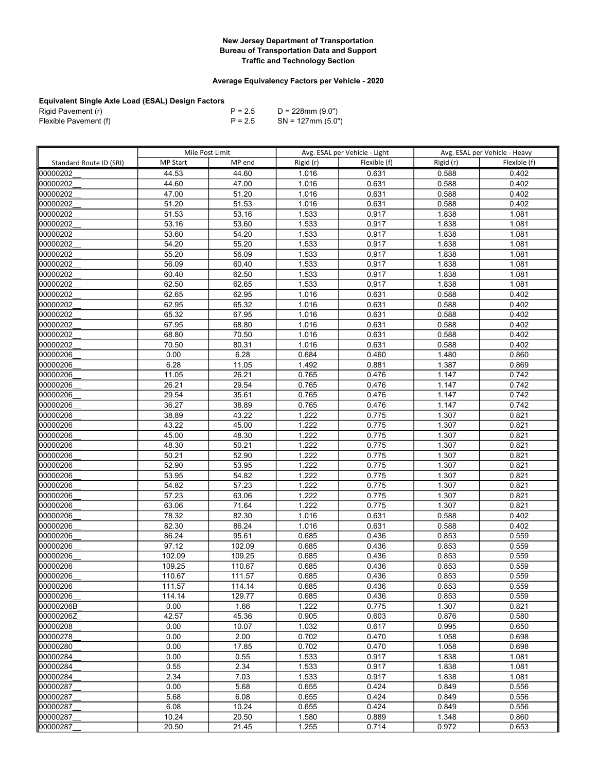**New Jersey Department of Transportation**
**Bureau of Transportation Data and Support**
**Traffic and Technology Section**

**Average Equivalency Factors per Vehicle - 2020**

**Equivalent Single Axle Load (ESAL) Design Factors**

Rigid Pavement (r) P = 2.5 D = 228mm (9.0")
Flexible Pavement (f) P = 2.5 SN = 127mm (5.0")

| | Mile Post Limit | | Avg. ESAL per Vehicle - Light | | Avg. ESAL per Vehicle - Heavy | |
|---|---|---|---|---|---|---|
| Standard Route ID (SRI) | MP Start | MP end | Rigid (r) | Flexible (f) | Rigid (r) | Flexible (f) |
| 00000202__ | 44.53 | 44.60 | 1.016 | 0.631 | 0.588 | 0.402 |
| 00000202__ | 44.60 | 47.00 | 1.016 | 0.631 | 0.588 | 0.402 |
| 00000202__ | 47.00 | 51.20 | 1.016 | 0.631 | 0.588 | 0.402 |
| 00000202__ | 51.20 | 51.53 | 1.016 | 0.631 | 0.588 | 0.402 |
| 00000202__ | 51.53 | 53.16 | 1.533 | 0.917 | 1.838 | 1.081 |
| 00000202__ | 53.16 | 53.60 | 1.533 | 0.917 | 1.838 | 1.081 |
| 00000202__ | 53.60 | 54.20 | 1.533 | 0.917 | 1.838 | 1.081 |
| 00000202__ | 54.20 | 55.20 | 1.533 | 0.917 | 1.838 | 1.081 |
| 00000202__ | 55.20 | 56.09 | 1.533 | 0.917 | 1.838 | 1.081 |
| 00000202__ | 56.09 | 60.40 | 1.533 | 0.917 | 1.838 | 1.081 |
| 00000202__ | 60.40 | 62.50 | 1.533 | 0.917 | 1.838 | 1.081 |
| 00000202__ | 62.50 | 62.65 | 1.533 | 0.917 | 1.838 | 1.081 |
| 00000202__ | 62.65 | 62.95 | 1.016 | 0.631 | 0.588 | 0.402 |
| 00000202__ | 62.95 | 65.32 | 1.016 | 0.631 | 0.588 | 0.402 |
| 00000202__ | 65.32 | 67.95 | 1.016 | 0.631 | 0.588 | 0.402 |
| 00000202__ | 67.95 | 68.80 | 1.016 | 0.631 | 0.588 | 0.402 |
| 00000202__ | 68.80 | 70.50 | 1.016 | 0.631 | 0.588 | 0.402 |
| 00000202__ | 70.50 | 80.31 | 1.016 | 0.631 | 0.588 | 0.402 |
| 00000206__ | 0.00 | 6.28 | 0.684 | 0.460 | 1.480 | 0.860 |
| 00000206__ | 6.28 | 11.05 | 1.492 | 0.881 | 1.387 | 0.869 |
| 00000206__ | 11.05 | 26.21 | 0.765 | 0.476 | 1.147 | 0.742 |
| 00000206__ | 26.21 | 29.54 | 0.765 | 0.476 | 1.147 | 0.742 |
| 00000206__ | 29.54 | 35.61 | 0.765 | 0.476 | 1.147 | 0.742 |
| 00000206__ | 36.27 | 38.89 | 0.765 | 0.476 | 1.147 | 0.742 |
| 00000206__ | 38.89 | 43.22 | 1.222 | 0.775 | 1.307 | 0.821 |
| 00000206__ | 43.22 | 45.00 | 1.222 | 0.775 | 1.307 | 0.821 |
| 00000206__ | 45.00 | 48.30 | 1.222 | 0.775 | 1.307 | 0.821 |
| 00000206__ | 48.30 | 50.21 | 1.222 | 0.775 | 1.307 | 0.821 |
| 00000206__ | 50.21 | 52.90 | 1.222 | 0.775 | 1.307 | 0.821 |
| 00000206__ | 52.90 | 53.95 | 1.222 | 0.775 | 1.307 | 0.821 |
| 00000206__ | 53.95 | 54.82 | 1.222 | 0.775 | 1.307 | 0.821 |
| 00000206__ | 54.82 | 57.23 | 1.222 | 0.775 | 1.307 | 0.821 |
| 00000206__ | 57.23 | 63.06 | 1.222 | 0.775 | 1.307 | 0.821 |
| 00000206__ | 63.06 | 71.64 | 1.222 | 0.775 | 1.307 | 0.821 |
| 00000206__ | 78.32 | 82.30 | 1.016 | 0.631 | 0.588 | 0.402 |
| 00000206__ | 82.30 | 86.24 | 1.016 | 0.631 | 0.588 | 0.402 |
| 00000206__ | 86.24 | 95.61 | 0.685 | 0.436 | 0.853 | 0.559 |
| 00000206__ | 97.12 | 102.09 | 0.685 | 0.436 | 0.853 | 0.559 |
| 00000206__ | 102.09 | 109.25 | 0.685 | 0.436 | 0.853 | 0.559 |
| 00000206__ | 109.25 | 110.67 | 0.685 | 0.436 | 0.853 | 0.559 |
| 00000206__ | 110.67 | 111.57 | 0.685 | 0.436 | 0.853 | 0.559 |
| 00000206__ | 111.57 | 114.14 | 0.685 | 0.436 | 0.853 | 0.559 |
| 00000206__ | 114.14 | 129.77 | 0.685 | 0.436 | 0.853 | 0.559 |
| 00000206B_ | 0.00 | 1.66 | 1.222 | 0.775 | 1.307 | 0.821 |
| 00000206Z_ | 42.57 | 45.36 | 0.905 | 0.603 | 0.876 | 0.580 |
| 00000208__ | 0.00 | 10.07 | 1.032 | 0.617 | 0.995 | 0.650 |
| 00000278__ | 0.00 | 2.00 | 0.702 | 0.470 | 1.058 | 0.698 |
| 00000280__ | 0.00 | 17.85 | 0.702 | 0.470 | 1.058 | 0.698 |
| 00000284__ | 0.00 | 0.55 | 1.533 | 0.917 | 1.838 | 1.081 |
| 00000284__ | 0.55 | 2.34 | 1.533 | 0.917 | 1.838 | 1.081 |
| 00000284__ | 2.34 | 7.03 | 1.533 | 0.917 | 1.838 | 1.081 |
| 00000287__ | 0.00 | 5.68 | 0.655 | 0.424 | 0.849 | 0.556 |
| 00000287__ | 5.68 | 6.08 | 0.655 | 0.424 | 0.849 | 0.556 |
| 00000287__ | 6.08 | 10.24 | 0.655 | 0.424 | 0.849 | 0.556 |
| 00000287__ | 10.24 | 20.50 | 1.580 | 0.889 | 1.348 | 0.860 |
| 00000287__ | 20.50 | 21.45 | 1.255 | 0.714 | 0.972 | 0.653 |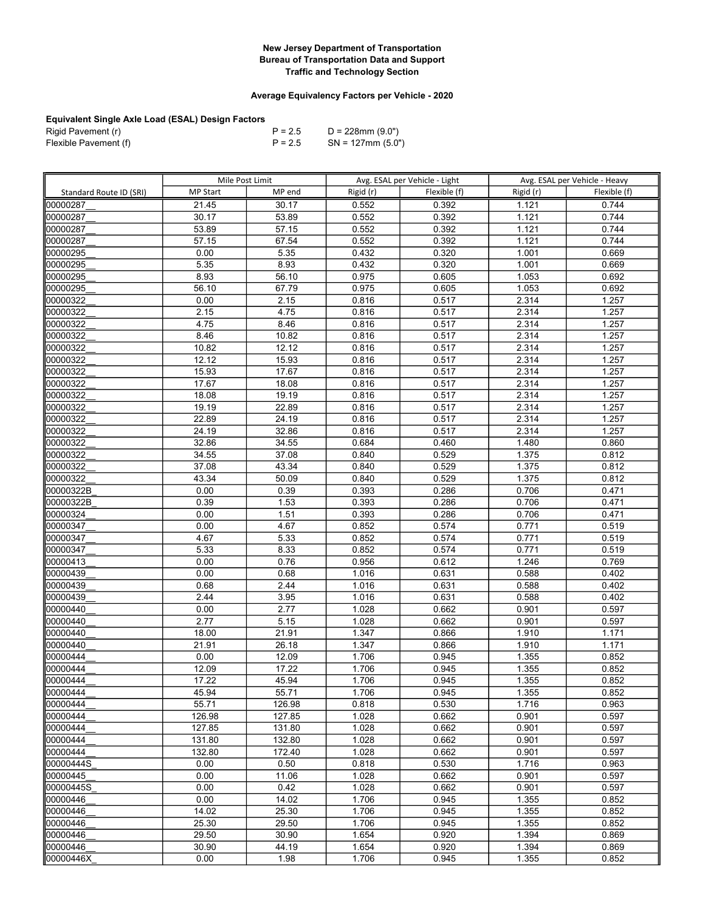**New Jersey Department of Transportation**
**Bureau of Transportation Data and Support**
**Traffic and Technology Section**

**Average Equivalency Factors per Vehicle - 2020**

**Equivalent Single Axle Load (ESAL) Design Factors**

| | | |
|---|---|---|
| Rigid Pavement (r) | P = 2.5 | D = 228mm (9.0") |
| Flexible Pavement (f) | P = 2.5 | SN = 127mm (5.0") |

| | Mile Post Limit | | Avg. ESAL per Vehicle - Light | | Avg. ESAL per Vehicle - Heavy | |
|---|---|---|---|---|---|---|
| Standard Route ID (SRI) | MP Start | MP end | Rigid (r) | Flexible (f) | Rigid (r) | Flexible (f) |
| 00000287__ | 21.45 | 30.17 | 0.552 | 0.392 | 1.121 | 0.744 |
| 00000287__ | 30.17 | 53.89 | 0.552 | 0.392 | 1.121 | 0.744 |
| 00000287__ | 53.89 | 57.15 | 0.552 | 0.392 | 1.121 | 0.744 |
| 00000287__ | 57.15 | 67.54 | 0.552 | 0.392 | 1.121 | 0.744 |
| 00000295__ | 0.00 | 5.35 | 0.432 | 0.320 | 1.001 | 0.669 |
| 00000295__ | 5.35 | 8.93 | 0.432 | 0.320 | 1.001 | 0.669 |
| 00000295__ | 8.93 | 56.10 | 0.975 | 0.605 | 1.053 | 0.692 |
| 00000295__ | 56.10 | 67.79 | 0.975 | 0.605 | 1.053 | 0.692 |
| 00000322__ | 0.00 | 2.15 | 0.816 | 0.517 | 2.314 | 1.257 |
| 00000322__ | 2.15 | 4.75 | 0.816 | 0.517 | 2.314 | 1.257 |
| 00000322__ | 4.75 | 8.46 | 0.816 | 0.517 | 2.314 | 1.257 |
| 00000322__ | 8.46 | 10.82 | 0.816 | 0.517 | 2.314 | 1.257 |
| 00000322__ | 10.82 | 12.12 | 0.816 | 0.517 | 2.314 | 1.257 |
| 00000322__ | 12.12 | 15.93 | 0.816 | 0.517 | 2.314 | 1.257 |
| 00000322__ | 15.93 | 17.67 | 0.816 | 0.517 | 2.314 | 1.257 |
| 00000322__ | 17.67 | 18.08 | 0.816 | 0.517 | 2.314 | 1.257 |
| 00000322__ | 18.08 | 19.19 | 0.816 | 0.517 | 2.314 | 1.257 |
| 00000322__ | 19.19 | 22.89 | 0.816 | 0.517 | 2.314 | 1.257 |
| 00000322__ | 22.89 | 24.19 | 0.816 | 0.517 | 2.314 | 1.257 |
| 00000322__ | 24.19 | 32.86 | 0.816 | 0.517 | 2.314 | 1.257 |
| 00000322__ | 32.86 | 34.55 | 0.684 | 0.460 | 1.480 | 0.860 |
| 00000322__ | 34.55 | 37.08 | 0.840 | 0.529 | 1.375 | 0.812 |
| 00000322__ | 37.08 | 43.34 | 0.840 | 0.529 | 1.375 | 0.812 |
| 00000322__ | 43.34 | 50.09 | 0.840 | 0.529 | 1.375 | 0.812 |
| 00000322B_ | 0.00 | 0.39 | 0.393 | 0.286 | 0.706 | 0.471 |
| 00000322B_ | 0.39 | 1.53 | 0.393 | 0.286 | 0.706 | 0.471 |
| 00000324__ | 0.00 | 1.51 | 0.393 | 0.286 | 0.706 | 0.471 |
| 00000347__ | 0.00 | 4.67 | 0.852 | 0.574 | 0.771 | 0.519 |
| 00000347__ | 4.67 | 5.33 | 0.852 | 0.574 | 0.771 | 0.519 |
| 00000347__ | 5.33 | 8.33 | 0.852 | 0.574 | 0.771 | 0.519 |
| 00000413__ | 0.00 | 0.76 | 0.956 | 0.612 | 1.246 | 0.769 |
| 00000439__ | 0.00 | 0.68 | 1.016 | 0.631 | 0.588 | 0.402 |
| 00000439__ | 0.68 | 2.44 | 1.016 | 0.631 | 0.588 | 0.402 |
| 00000439__ | 2.44 | 3.95 | 1.016 | 0.631 | 0.588 | 0.402 |
| 00000440__ | 0.00 | 2.77 | 1.028 | 0.662 | 0.901 | 0.597 |
| 00000440__ | 2.77 | 5.15 | 1.028 | 0.662 | 0.901 | 0.597 |
| 00000440__ | 18.00 | 21.91 | 1.347 | 0.866 | 1.910 | 1.171 |
| 00000440__ | 21.91 | 26.18 | 1.347 | 0.866 | 1.910 | 1.171 |
| 00000444__ | 0.00 | 12.09 | 1.706 | 0.945 | 1.355 | 0.852 |
| 00000444__ | 12.09 | 17.22 | 1.706 | 0.945 | 1.355 | 0.852 |
| 00000444__ | 17.22 | 45.94 | 1.706 | 0.945 | 1.355 | 0.852 |
| 00000444__ | 45.94 | 55.71 | 1.706 | 0.945 | 1.355 | 0.852 |
| 00000444__ | 55.71 | 126.98 | 0.818 | 0.530 | 1.716 | 0.963 |
| 00000444__ | 126.98 | 127.85 | 1.028 | 0.662 | 0.901 | 0.597 |
| 00000444__ | 127.85 | 131.80 | 1.028 | 0.662 | 0.901 | 0.597 |
| 00000444__ | 131.80 | 132.80 | 1.028 | 0.662 | 0.901 | 0.597 |
| 00000444__ | 132.80 | 172.40 | 1.028 | 0.662 | 0.901 | 0.597 |
| 00000444S_ | 0.00 | 0.50 | 0.818 | 0.530 | 1.716 | 0.963 |
| 00000445__ | 0.00 | 11.06 | 1.028 | 0.662 | 0.901 | 0.597 |
| 00000445S_ | 0.00 | 0.42 | 1.028 | 0.662 | 0.901 | 0.597 |
| 00000446__ | 0.00 | 14.02 | 1.706 | 0.945 | 1.355 | 0.852 |
| 00000446__ | 14.02 | 25.30 | 1.706 | 0.945 | 1.355 | 0.852 |
| 00000446__ | 25.30 | 29.50 | 1.706 | 0.945 | 1.355 | 0.852 |
| 00000446__ | 29.50 | 30.90 | 1.654 | 0.920 | 1.394 | 0.869 |
| 00000446__ | 30.90 | 44.19 | 1.654 | 0.920 | 1.394 | 0.869 |
| 00000446X_ | 0.00 | 1.98 | 1.706 | 0.945 | 1.355 | 0.852 |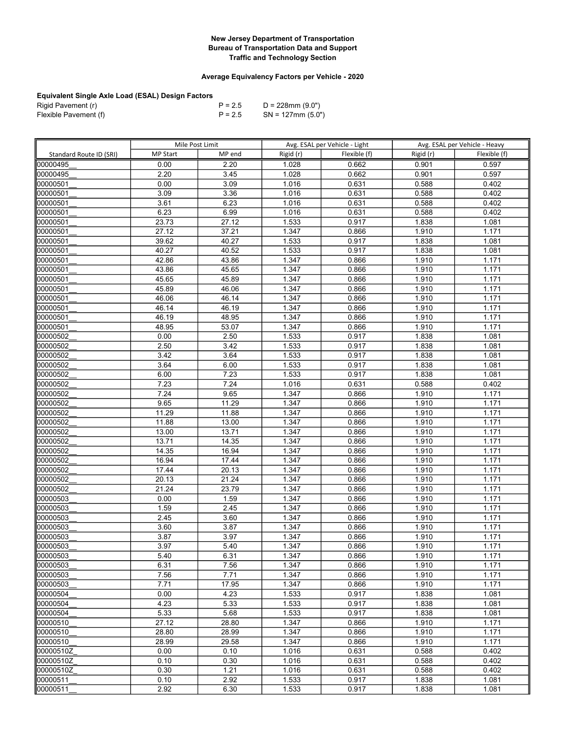**New Jersey Department of Transportation**
**Bureau of Transportation Data and Support**
**Traffic and Technology Section**

**Average Equivalency Factors per Vehicle - 2020**

**Equivalent Single Axle Load (ESAL) Design Factors**

| | | |
|---|---|---|
| Rigid Pavement (r) | P = 2.5 | D = 228mm (9.0") |
| Flexible Pavement (f) | P = 2.5 | SN = 127mm (5.0") |

| Standard Route ID (SRI) | Mile Post Limit | | Avg. ESAL per Vehicle - Light | | Avg. ESAL per Vehicle - Heavy | |
|---|---|---|---|---|---|---|
| | MP Start | MP end | Rigid (r) | Flexible (f) | Rigid (r) | Flexible (f) |
| 00000495__ | 0.00 | 2.20 | 1.028 | 0.662 | 0.901 | 0.597 |
| 00000495__ | 2.20 | 3.45 | 1.028 | 0.662 | 0.901 | 0.597 |
| 00000501__ | 0.00 | 3.09 | 1.016 | 0.631 | 0.588 | 0.402 |
| 00000501__ | 3.09 | 3.36 | 1.016 | 0.631 | 0.588 | 0.402 |
| 00000501__ | 3.61 | 6.23 | 1.016 | 0.631 | 0.588 | 0.402 |
| 00000501__ | 6.23 | 6.99 | 1.016 | 0.631 | 0.588 | 0.402 |
| 00000501__ | 23.73 | 27.12 | 1.533 | 0.917 | 1.838 | 1.081 |
| 00000501__ | 27.12 | 37.21 | 1.347 | 0.866 | 1.910 | 1.171 |
| 00000501__ | 39.62 | 40.27 | 1.533 | 0.917 | 1.838 | 1.081 |
| 00000501__ | 40.27 | 40.52 | 1.533 | 0.917 | 1.838 | 1.081 |
| 00000501__ | 42.86 | 43.86 | 1.347 | 0.866 | 1.910 | 1.171 |
| 00000501__ | 43.86 | 45.65 | 1.347 | 0.866 | 1.910 | 1.171 |
| 00000501__ | 45.65 | 45.89 | 1.347 | 0.866 | 1.910 | 1.171 |
| 00000501__ | 45.89 | 46.06 | 1.347 | 0.866 | 1.910 | 1.171 |
| 00000501__ | 46.06 | 46.14 | 1.347 | 0.866 | 1.910 | 1.171 |
| 00000501__ | 46.14 | 46.19 | 1.347 | 0.866 | 1.910 | 1.171 |
| 00000501__ | 46.19 | 48.95 | 1.347 | 0.866 | 1.910 | 1.171 |
| 00000501__ | 48.95 | 53.07 | 1.347 | 0.866 | 1.910 | 1.171 |
| 00000502__ | 0.00 | 2.50 | 1.533 | 0.917 | 1.838 | 1.081 |
| 00000502__ | 2.50 | 3.42 | 1.533 | 0.917 | 1.838 | 1.081 |
| 00000502__ | 3.42 | 3.64 | 1.533 | 0.917 | 1.838 | 1.081 |
| 00000502__ | 3.64 | 6.00 | 1.533 | 0.917 | 1.838 | 1.081 |
| 00000502__ | 6.00 | 7.23 | 1.533 | 0.917 | 1.838 | 1.081 |
| 00000502__ | 7.23 | 7.24 | 1.016 | 0.631 | 0.588 | 0.402 |
| 00000502__ | 7.24 | 9.65 | 1.347 | 0.866 | 1.910 | 1.171 |
| 00000502__ | 9.65 | 11.29 | 1.347 | 0.866 | 1.910 | 1.171 |
| 00000502__ | 11.29 | 11.88 | 1.347 | 0.866 | 1.910 | 1.171 |
| 00000502__ | 11.88 | 13.00 | 1.347 | 0.866 | 1.910 | 1.171 |
| 00000502__ | 13.00 | 13.71 | 1.347 | 0.866 | 1.910 | 1.171 |
| 00000502__ | 13.71 | 14.35 | 1.347 | 0.866 | 1.910 | 1.171 |
| 00000502__ | 14.35 | 16.94 | 1.347 | 0.866 | 1.910 | 1.171 |
| 00000502__ | 16.94 | 17.44 | 1.347 | 0.866 | 1.910 | 1.171 |
| 00000502__ | 17.44 | 20.13 | 1.347 | 0.866 | 1.910 | 1.171 |
| 00000502__ | 20.13 | 21.24 | 1.347 | 0.866 | 1.910 | 1.171 |
| 00000502__ | 21.24 | 23.79 | 1.347 | 0.866 | 1.910 | 1.171 |
| 00000503__ | 0.00 | 1.59 | 1.347 | 0.866 | 1.910 | 1.171 |
| 00000503__ | 1.59 | 2.45 | 1.347 | 0.866 | 1.910 | 1.171 |
| 00000503__ | 2.45 | 3.60 | 1.347 | 0.866 | 1.910 | 1.171 |
| 00000503__ | 3.60 | 3.87 | 1.347 | 0.866 | 1.910 | 1.171 |
| 00000503__ | 3.87 | 3.97 | 1.347 | 0.866 | 1.910 | 1.171 |
| 00000503__ | 3.97 | 5.40 | 1.347 | 0.866 | 1.910 | 1.171 |
| 00000503__ | 5.40 | 6.31 | 1.347 | 0.866 | 1.910 | 1.171 |
| 00000503__ | 6.31 | 7.56 | 1.347 | 0.866 | 1.910 | 1.171 |
| 00000503__ | 7.56 | 7.71 | 1.347 | 0.866 | 1.910 | 1.171 |
| 00000503__ | 7.71 | 17.95 | 1.347 | 0.866 | 1.910 | 1.171 |
| 00000504__ | 0.00 | 4.23 | 1.533 | 0.917 | 1.838 | 1.081 |
| 00000504__ | 4.23 | 5.33 | 1.533 | 0.917 | 1.838 | 1.081 |
| 00000504__ | 5.33 | 5.68 | 1.533 | 0.917 | 1.838 | 1.081 |
| 00000510__ | 27.12 | 28.80 | 1.347 | 0.866 | 1.910 | 1.171 |
| 00000510__ | 28.80 | 28.99 | 1.347 | 0.866 | 1.910 | 1.171 |
| 00000510__ | 28.99 | 29.58 | 1.347 | 0.866 | 1.910 | 1.171 |
| 00000510Z_ | 0.00 | 0.10 | 1.016 | 0.631 | 0.588 | 0.402 |
| 00000510Z_ | 0.10 | 0.30 | 1.016 | 0.631 | 0.588 | 0.402 |
| 00000510Z_ | 0.30 | 1.21 | 1.016 | 0.631 | 0.588 | 0.402 |
| 00000511__ | 0.10 | 2.92 | 1.533 | 0.917 | 1.838 | 1.081 |
| 00000511__ | 2.92 | 6.30 | 1.533 | 0.917 | 1.838 | 1.081 |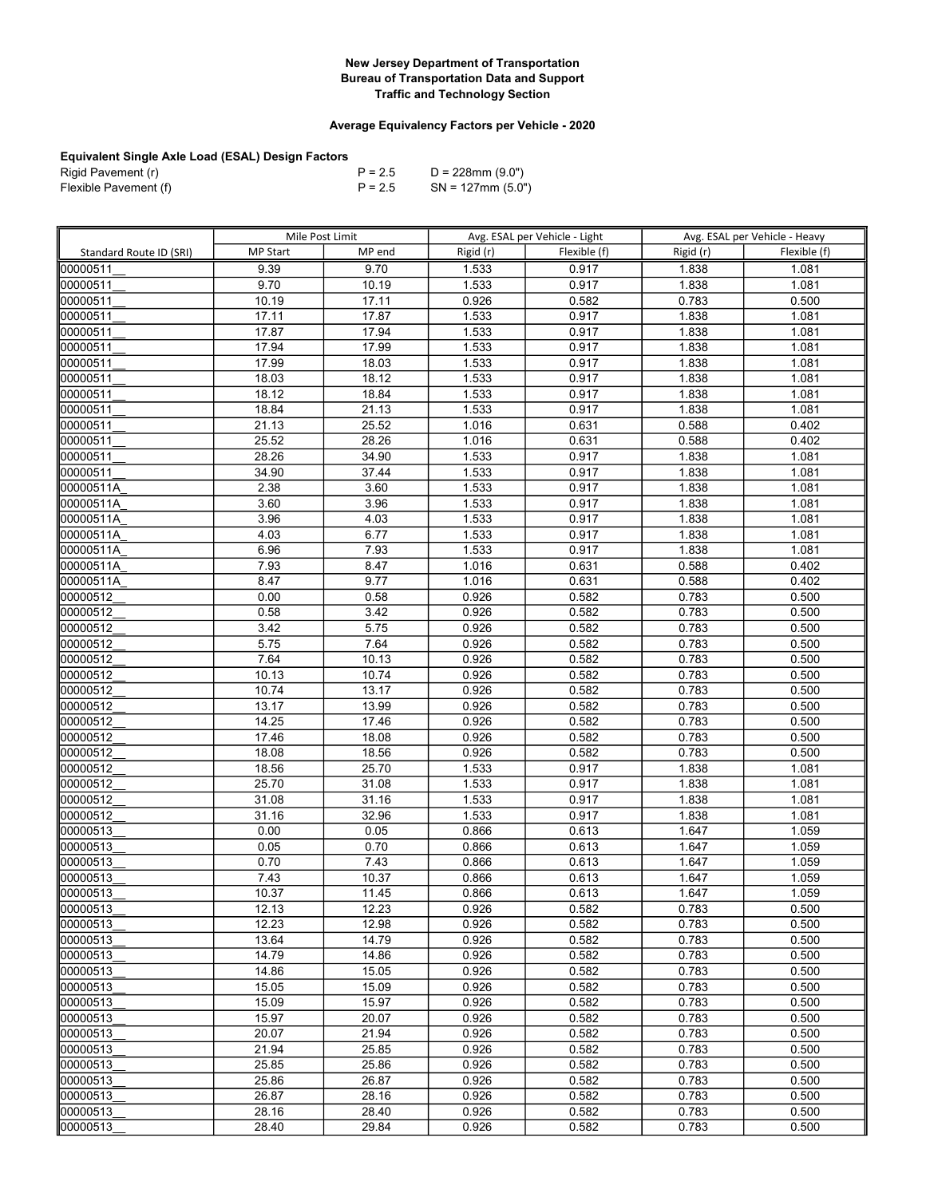**New Jersey Department of Transportation**
**Bureau of Transportation Data and Support**
**Traffic and Technology Section**

**Average Equivalency Factors per Vehicle - 2020**

**Equivalent Single Axle Load (ESAL) Design Factors**

| | | |
|---|---|---|
| Rigid Pavement (r) | P = 2.5 | D = 228mm (9.0") |
| Flexible Pavement (f) | P = 2.5 | SN = 127mm (5.0") |

| | Mile Post Limit | | Avg. ESAL per Vehicle - Light | | Avg. ESAL per Vehicle - Heavy | |
|---|---|---|---|---|---|---|
| Standard Route ID (SRI) | MP Start | MP end | Rigid (r) | Flexible (f) | Rigid (r) | Flexible (f) |
| 00000511__ | 9.39 | 9.70 | 1.533 | 0.917 | 1.838 | 1.081 |
| 00000511__ | 9.70 | 10.19 | 1.533 | 0.917 | 1.838 | 1.081 |
| 00000511__ | 10.19 | 17.11 | 0.926 | 0.582 | 0.783 | 0.500 |
| 00000511__ | 17.11 | 17.87 | 1.533 | 0.917 | 1.838 | 1.081 |
| 00000511__ | 17.87 | 17.94 | 1.533 | 0.917 | 1.838 | 1.081 |
| 00000511__ | 17.94 | 17.99 | 1.533 | 0.917 | 1.838 | 1.081 |
| 00000511__ | 17.99 | 18.03 | 1.533 | 0.917 | 1.838 | 1.081 |
| 00000511__ | 18.03 | 18.12 | 1.533 | 0.917 | 1.838 | 1.081 |
| 00000511__ | 18.12 | 18.84 | 1.533 | 0.917 | 1.838 | 1.081 |
| 00000511__ | 18.84 | 21.13 | 1.533 | 0.917 | 1.838 | 1.081 |
| 00000511__ | 21.13 | 25.52 | 1.016 | 0.631 | 0.588 | 0.402 |
| 00000511__ | 25.52 | 28.26 | 1.016 | 0.631 | 0.588 | 0.402 |
| 00000511__ | 28.26 | 34.90 | 1.533 | 0.917 | 1.838 | 1.081 |
| 00000511__ | 34.90 | 37.44 | 1.533 | 0.917 | 1.838 | 1.081 |
| 00000511A_ | 2.38 | 3.60 | 1.533 | 0.917 | 1.838 | 1.081 |
| 00000511A_ | 3.60 | 3.96 | 1.533 | 0.917 | 1.838 | 1.081 |
| 00000511A_ | 3.96 | 4.03 | 1.533 | 0.917 | 1.838 | 1.081 |
| 00000511A_ | 4.03 | 6.77 | 1.533 | 0.917 | 1.838 | 1.081 |
| 00000511A_ | 6.96 | 7.93 | 1.533 | 0.917 | 1.838 | 1.081 |
| 00000511A_ | 7.93 | 8.47 | 1.016 | 0.631 | 0.588 | 0.402 |
| 00000511A_ | 8.47 | 9.77 | 1.016 | 0.631 | 0.588 | 0.402 |
| 00000512__ | 0.00 | 0.58 | 0.926 | 0.582 | 0.783 | 0.500 |
| 00000512__ | 0.58 | 3.42 | 0.926 | 0.582 | 0.783 | 0.500 |
| 00000512__ | 3.42 | 5.75 | 0.926 | 0.582 | 0.783 | 0.500 |
| 00000512__ | 5.75 | 7.64 | 0.926 | 0.582 | 0.783 | 0.500 |
| 00000512__ | 7.64 | 10.13 | 0.926 | 0.582 | 0.783 | 0.500 |
| 00000512__ | 10.13 | 10.74 | 0.926 | 0.582 | 0.783 | 0.500 |
| 00000512__ | 10.74 | 13.17 | 0.926 | 0.582 | 0.783 | 0.500 |
| 00000512__ | 13.17 | 13.99 | 0.926 | 0.582 | 0.783 | 0.500 |
| 00000512__ | 14.25 | 17.46 | 0.926 | 0.582 | 0.783 | 0.500 |
| 00000512__ | 17.46 | 18.08 | 0.926 | 0.582 | 0.783 | 0.500 |
| 00000512__ | 18.08 | 18.56 | 0.926 | 0.582 | 0.783 | 0.500 |
| 00000512__ | 18.56 | 25.70 | 1.533 | 0.917 | 1.838 | 1.081 |
| 00000512__ | 25.70 | 31.08 | 1.533 | 0.917 | 1.838 | 1.081 |
| 00000512__ | 31.08 | 31.16 | 1.533 | 0.917 | 1.838 | 1.081 |
| 00000512__ | 31.16 | 32.96 | 1.533 | 0.917 | 1.838 | 1.081 |
| 00000513__ | 0.00 | 0.05 | 0.866 | 0.613 | 1.647 | 1.059 |
| 00000513__ | 0.05 | 0.70 | 0.866 | 0.613 | 1.647 | 1.059 |
| 00000513__ | 0.70 | 7.43 | 0.866 | 0.613 | 1.647 | 1.059 |
| 00000513__ | 7.43 | 10.37 | 0.866 | 0.613 | 1.647 | 1.059 |
| 00000513__ | 10.37 | 11.45 | 0.866 | 0.613 | 1.647 | 1.059 |
| 00000513__ | 12.13 | 12.23 | 0.926 | 0.582 | 0.783 | 0.500 |
| 00000513__ | 12.23 | 12.98 | 0.926 | 0.582 | 0.783 | 0.500 |
| 00000513__ | 13.64 | 14.79 | 0.926 | 0.582 | 0.783 | 0.500 |
| 00000513__ | 14.79 | 14.86 | 0.926 | 0.582 | 0.783 | 0.500 |
| 00000513__ | 14.86 | 15.05 | 0.926 | 0.582 | 0.783 | 0.500 |
| 00000513__ | 15.05 | 15.09 | 0.926 | 0.582 | 0.783 | 0.500 |
| 00000513__ | 15.09 | 15.97 | 0.926 | 0.582 | 0.783 | 0.500 |
| 00000513__ | 15.97 | 20.07 | 0.926 | 0.582 | 0.783 | 0.500 |
| 00000513__ | 20.07 | 21.94 | 0.926 | 0.582 | 0.783 | 0.500 |
| 00000513__ | 21.94 | 25.85 | 0.926 | 0.582 | 0.783 | 0.500 |
| 00000513__ | 25.85 | 25.86 | 0.926 | 0.582 | 0.783 | 0.500 |
| 00000513__ | 25.86 | 26.87 | 0.926 | 0.582 | 0.783 | 0.500 |
| 00000513__ | 26.87 | 28.16 | 0.926 | 0.582 | 0.783 | 0.500 |
| 00000513__ | 28.16 | 28.40 | 0.926 | 0.582 | 0.783 | 0.500 |
| 00000513__ | 28.40 | 29.84 | 0.926 | 0.582 | 0.783 | 0.500 |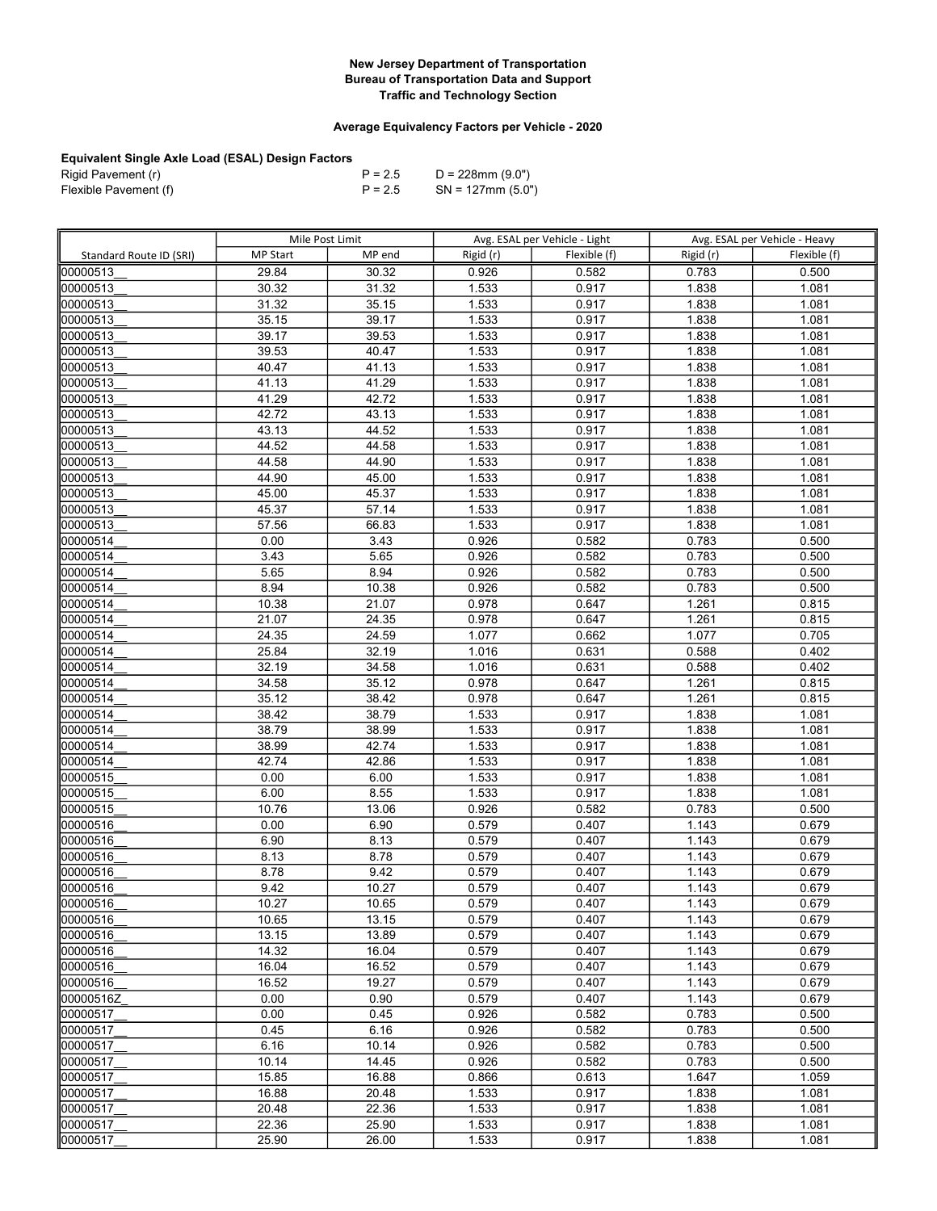**New Jersey Department of Transportation**
**Bureau of Transportation Data and Support**
**Traffic and Technology Section**

**Average Equivalency Factors per Vehicle - 2020**

**Equivalent Single Axle Load (ESAL) Design Factors**

Rigid Pavement (r) P = 2.5 D = 228mm (9.0")
Flexible Pavement (f) P = 2.5 SN = 127mm (5.0")

| | Mile Post Limit | | Avg. ESAL per Vehicle - Light | | Avg. ESAL per Vehicle - Heavy | |
|---|---|---|---|---|---|---|
| Standard Route ID (SRI) | MP Start | MP end | Rigid (r) | Flexible (f) | Rigid (r) | Flexible (f) |
| 00000513__ | 29.84 | 30.32 | 0.926 | 0.582 | 0.783 | 0.500 |
| 00000513__ | 30.32 | 31.32 | 1.533 | 0.917 | 1.838 | 1.081 |
| 00000513__ | 31.32 | 35.15 | 1.533 | 0.917 | 1.838 | 1.081 |
| 00000513__ | 35.15 | 39.17 | 1.533 | 0.917 | 1.838 | 1.081 |
| 00000513__ | 39.17 | 39.53 | 1.533 | 0.917 | 1.838 | 1.081 |
| 00000513__ | 39.53 | 40.47 | 1.533 | 0.917 | 1.838 | 1.081 |
| 00000513__ | 40.47 | 41.13 | 1.533 | 0.917 | 1.838 | 1.081 |
| 00000513__ | 41.13 | 41.29 | 1.533 | 0.917 | 1.838 | 1.081 |
| 00000513__ | 41.29 | 42.72 | 1.533 | 0.917 | 1.838 | 1.081 |
| 00000513__ | 42.72 | 43.13 | 1.533 | 0.917 | 1.838 | 1.081 |
| 00000513__ | 43.13 | 44.52 | 1.533 | 0.917 | 1.838 | 1.081 |
| 00000513__ | 44.52 | 44.58 | 1.533 | 0.917 | 1.838 | 1.081 |
| 00000513__ | 44.58 | 44.90 | 1.533 | 0.917 | 1.838 | 1.081 |
| 00000513__ | 44.90 | 45.00 | 1.533 | 0.917 | 1.838 | 1.081 |
| 00000513__ | 45.00 | 45.37 | 1.533 | 0.917 | 1.838 | 1.081 |
| 00000513__ | 45.37 | 57.14 | 1.533 | 0.917 | 1.838 | 1.081 |
| 00000513__ | 57.56 | 66.83 | 1.533 | 0.917 | 1.838 | 1.081 |
| 00000514__ | 0.00 | 3.43 | 0.926 | 0.582 | 0.783 | 0.500 |
| 00000514__ | 3.43 | 5.65 | 0.926 | 0.582 | 0.783 | 0.500 |
| 00000514__ | 5.65 | 8.94 | 0.926 | 0.582 | 0.783 | 0.500 |
| 00000514__ | 8.94 | 10.38 | 0.926 | 0.582 | 0.783 | 0.500 |
| 00000514__ | 10.38 | 21.07 | 0.978 | 0.647 | 1.261 | 0.815 |
| 00000514__ | 21.07 | 24.35 | 0.978 | 0.647 | 1.261 | 0.815 |
| 00000514__ | 24.35 | 24.59 | 1.077 | 0.662 | 1.077 | 0.705 |
| 00000514__ | 25.84 | 32.19 | 1.016 | 0.631 | 0.588 | 0.402 |
| 00000514__ | 32.19 | 34.58 | 1.016 | 0.631 | 0.588 | 0.402 |
| 00000514__ | 34.58 | 35.12 | 0.978 | 0.647 | 1.261 | 0.815 |
| 00000514__ | 35.12 | 38.42 | 0.978 | 0.647 | 1.261 | 0.815 |
| 00000514__ | 38.42 | 38.79 | 1.533 | 0.917 | 1.838 | 1.081 |
| 00000514__ | 38.79 | 38.99 | 1.533 | 0.917 | 1.838 | 1.081 |
| 00000514__ | 38.99 | 42.74 | 1.533 | 0.917 | 1.838 | 1.081 |
| 00000514__ | 42.74 | 42.86 | 1.533 | 0.917 | 1.838 | 1.081 |
| 00000515__ | 0.00 | 6.00 | 1.533 | 0.917 | 1.838 | 1.081 |
| 00000515__ | 6.00 | 8.55 | 1.533 | 0.917 | 1.838 | 1.081 |
| 00000515__ | 10.76 | 13.06 | 0.926 | 0.582 | 0.783 | 0.500 |
| 00000516__ | 0.00 | 6.90 | 0.579 | 0.407 | 1.143 | 0.679 |
| 00000516__ | 6.90 | 8.13 | 0.579 | 0.407 | 1.143 | 0.679 |
| 00000516__ | 8.13 | 8.78 | 0.579 | 0.407 | 1.143 | 0.679 |
| 00000516__ | 8.78 | 9.42 | 0.579 | 0.407 | 1.143 | 0.679 |
| 00000516__ | 9.42 | 10.27 | 0.579 | 0.407 | 1.143 | 0.679 |
| 00000516__ | 10.27 | 10.65 | 0.579 | 0.407 | 1.143 | 0.679 |
| 00000516__ | 10.65 | 13.15 | 0.579 | 0.407 | 1.143 | 0.679 |
| 00000516__ | 13.15 | 13.89 | 0.579 | 0.407 | 1.143 | 0.679 |
| 00000516__ | 14.32 | 16.04 | 0.579 | 0.407 | 1.143 | 0.679 |
| 00000516__ | 16.04 | 16.52 | 0.579 | 0.407 | 1.143 | 0.679 |
| 00000516__ | 16.52 | 19.27 | 0.579 | 0.407 | 1.143 | 0.679 |
| 00000516Z_ | 0.00 | 0.90 | 0.579 | 0.407 | 1.143 | 0.679 |
| 00000517__ | 0.00 | 0.45 | 0.926 | 0.582 | 0.783 | 0.500 |
| 00000517__ | 0.45 | 6.16 | 0.926 | 0.582 | 0.783 | 0.500 |
| 00000517__ | 6.16 | 10.14 | 0.926 | 0.582 | 0.783 | 0.500 |
| 00000517__ | 10.14 | 14.45 | 0.926 | 0.582 | 0.783 | 0.500 |
| 00000517__ | 15.85 | 16.88 | 0.866 | 0.613 | 1.647 | 1.059 |
| 00000517__ | 16.88 | 20.48 | 1.533 | 0.917 | 1.838 | 1.081 |
| 00000517__ | 20.48 | 22.36 | 1.533 | 0.917 | 1.838 | 1.081 |
| 00000517__ | 22.36 | 25.90 | 1.533 | 0.917 | 1.838 | 1.081 |
| 00000517__ | 25.90 | 26.00 | 1.533 | 0.917 | 1.838 | 1.081 |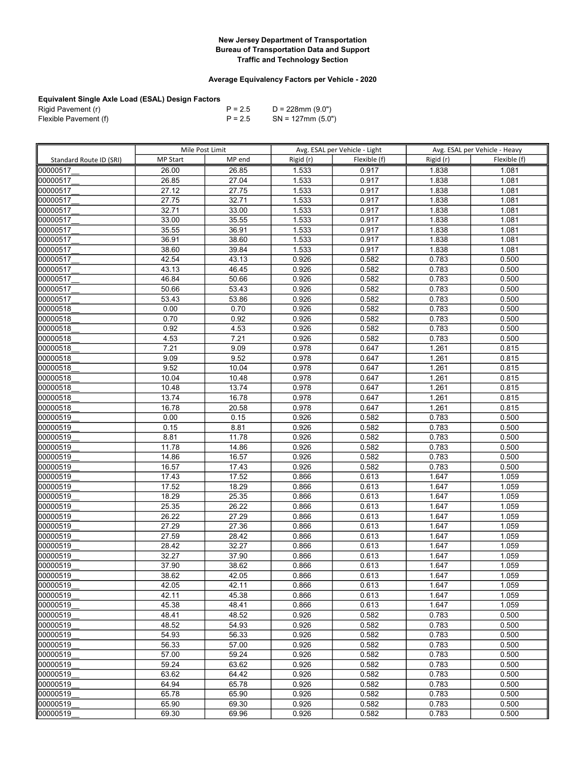**New Jersey Department of Transportation**
**Bureau of Transportation Data and Support**
**Traffic and Technology Section**

**Average Equivalency Factors per Vehicle - 2020**

**Equivalent Single Axle Load (ESAL) Design Factors**

| | | |
|---|---|---|
| Rigid Pavement (r) | P = 2.5 | D = 228mm (9.0") |
| Flexible Pavement (f) | P = 2.5 | SN = 127mm (5.0") |

| | Mile Post Limit | | Avg. ESAL per Vehicle - Light | | Avg. ESAL per Vehicle - Heavy | |
|---|---|---|---|---|---|---|
| Standard Route ID (SRI) | MP Start | MP end | Rigid (r) | Flexible (f) | Rigid (r) | Flexible (f) |
| 00000517__ | 26.00 | 26.85 | 1.533 | 0.917 | 1.838 | 1.081 |
| 00000517__ | 26.85 | 27.04 | 1.533 | 0.917 | 1.838 | 1.081 |
| 00000517__ | 27.12 | 27.75 | 1.533 | 0.917 | 1.838 | 1.081 |
| 00000517__ | 27.75 | 32.71 | 1.533 | 0.917 | 1.838 | 1.081 |
| 00000517__ | 32.71 | 33.00 | 1.533 | 0.917 | 1.838 | 1.081 |
| 00000517__ | 33.00 | 35.55 | 1.533 | 0.917 | 1.838 | 1.081 |
| 00000517__ | 35.55 | 36.91 | 1.533 | 0.917 | 1.838 | 1.081 |
| 00000517__ | 36.91 | 38.60 | 1.533 | 0.917 | 1.838 | 1.081 |
| 00000517__ | 38.60 | 39.84 | 1.533 | 0.917 | 1.838 | 1.081 |
| 00000517__ | 42.54 | 43.13 | 0.926 | 0.582 | 0.783 | 0.500 |
| 00000517__ | 43.13 | 46.45 | 0.926 | 0.582 | 0.783 | 0.500 |
| 00000517__ | 46.84 | 50.66 | 0.926 | 0.582 | 0.783 | 0.500 |
| 00000517__ | 50.66 | 53.43 | 0.926 | 0.582 | 0.783 | 0.500 |
| 00000517__ | 53.43 | 53.86 | 0.926 | 0.582 | 0.783 | 0.500 |
| 00000518__ | 0.00 | 0.70 | 0.926 | 0.582 | 0.783 | 0.500 |
| 00000518__ | 0.70 | 0.92 | 0.926 | 0.582 | 0.783 | 0.500 |
| 00000518__ | 0.92 | 4.53 | 0.926 | 0.582 | 0.783 | 0.500 |
| 00000518__ | 4.53 | 7.21 | 0.926 | 0.582 | 0.783 | 0.500 |
| 00000518__ | 7.21 | 9.09 | 0.978 | 0.647 | 1.261 | 0.815 |
| 00000518__ | 9.09 | 9.52 | 0.978 | 0.647 | 1.261 | 0.815 |
| 00000518__ | 9.52 | 10.04 | 0.978 | 0.647 | 1.261 | 0.815 |
| 00000518__ | 10.04 | 10.48 | 0.978 | 0.647 | 1.261 | 0.815 |
| 00000518__ | 10.48 | 13.74 | 0.978 | 0.647 | 1.261 | 0.815 |
| 00000518__ | 13.74 | 16.78 | 0.978 | 0.647 | 1.261 | 0.815 |
| 00000518__ | 16.78 | 20.58 | 0.978 | 0.647 | 1.261 | 0.815 |
| 00000519__ | 0.00 | 0.15 | 0.926 | 0.582 | 0.783 | 0.500 |
| 00000519__ | 0.15 | 8.81 | 0.926 | 0.582 | 0.783 | 0.500 |
| 00000519__ | 8.81 | 11.78 | 0.926 | 0.582 | 0.783 | 0.500 |
| 00000519__ | 11.78 | 14.86 | 0.926 | 0.582 | 0.783 | 0.500 |
| 00000519__ | 14.86 | 16.57 | 0.926 | 0.582 | 0.783 | 0.500 |
| 00000519__ | 16.57 | 17.43 | 0.926 | 0.582 | 0.783 | 0.500 |
| 00000519__ | 17.43 | 17.52 | 0.866 | 0.613 | 1.647 | 1.059 |
| 00000519__ | 17.52 | 18.29 | 0.866 | 0.613 | 1.647 | 1.059 |
| 00000519__ | 18.29 | 25.35 | 0.866 | 0.613 | 1.647 | 1.059 |
| 00000519__ | 25.35 | 26.22 | 0.866 | 0.613 | 1.647 | 1.059 |
| 00000519__ | 26.22 | 27.29 | 0.866 | 0.613 | 1.647 | 1.059 |
| 00000519__ | 27.29 | 27.36 | 0.866 | 0.613 | 1.647 | 1.059 |
| 00000519__ | 27.59 | 28.42 | 0.866 | 0.613 | 1.647 | 1.059 |
| 00000519__ | 28.42 | 32.27 | 0.866 | 0.613 | 1.647 | 1.059 |
| 00000519__ | 32.27 | 37.90 | 0.866 | 0.613 | 1.647 | 1.059 |
| 00000519__ | 37.90 | 38.62 | 0.866 | 0.613 | 1.647 | 1.059 |
| 00000519__ | 38.62 | 42.05 | 0.866 | 0.613 | 1.647 | 1.059 |
| 00000519__ | 42.05 | 42.11 | 0.866 | 0.613 | 1.647 | 1.059 |
| 00000519__ | 42.11 | 45.38 | 0.866 | 0.613 | 1.647 | 1.059 |
| 00000519__ | 45.38 | 48.41 | 0.866 | 0.613 | 1.647 | 1.059 |
| 00000519__ | 48.41 | 48.52 | 0.926 | 0.582 | 0.783 | 0.500 |
| 00000519__ | 48.52 | 54.93 | 0.926 | 0.582 | 0.783 | 0.500 |
| 00000519__ | 54.93 | 56.33 | 0.926 | 0.582 | 0.783 | 0.500 |
| 00000519__ | 56.33 | 57.00 | 0.926 | 0.582 | 0.783 | 0.500 |
| 00000519__ | 57.00 | 59.24 | 0.926 | 0.582 | 0.783 | 0.500 |
| 00000519__ | 59.24 | 63.62 | 0.926 | 0.582 | 0.783 | 0.500 |
| 00000519__ | 63.62 | 64.42 | 0.926 | 0.582 | 0.783 | 0.500 |
| 00000519__ | 64.94 | 65.78 | 0.926 | 0.582 | 0.783 | 0.500 |
| 00000519__ | 65.78 | 65.90 | 0.926 | 0.582 | 0.783 | 0.500 |
| 00000519__ | 65.90 | 69.30 | 0.926 | 0.582 | 0.783 | 0.500 |
| 00000519__ | 69.30 | 69.96 | 0.926 | 0.582 | 0.783 | 0.500 |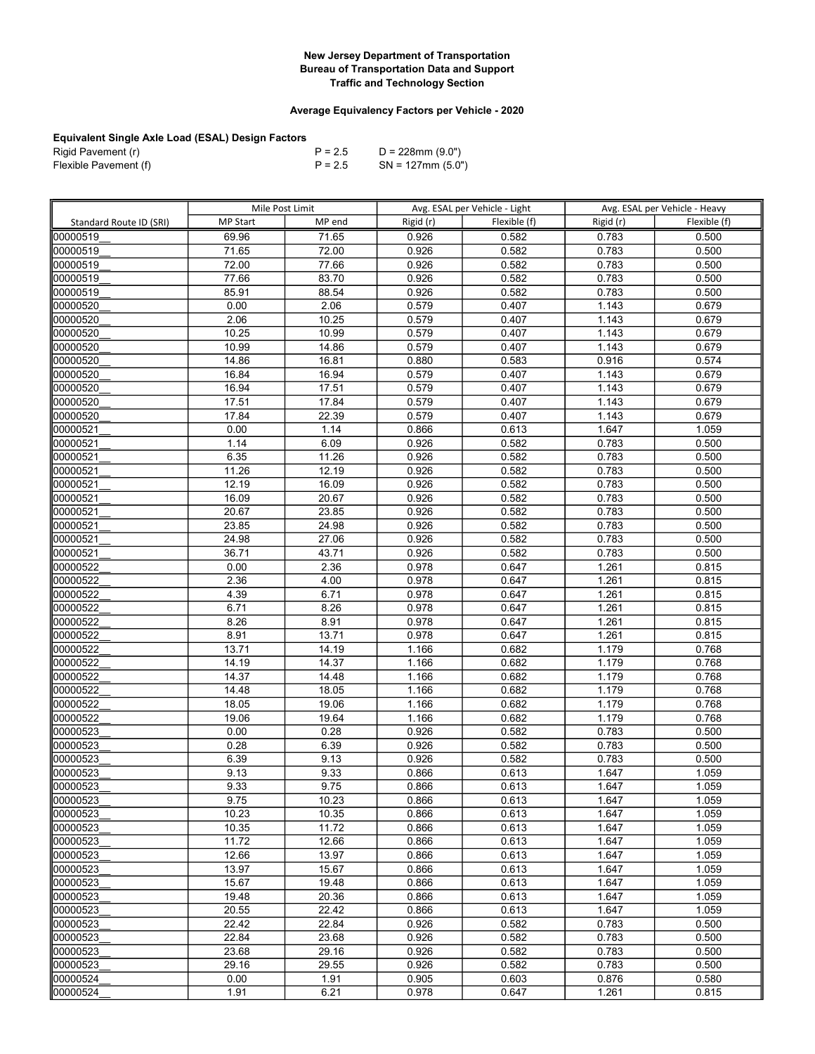**New Jersey Department of Transportation**
**Bureau of Transportation Data and Support**
**Traffic and Technology Section**

**Average Equivalency Factors per Vehicle - 2020**

**Equivalent Single Axle Load (ESAL) Design Factors**

Rigid Pavement (r) P = 2.5 D = 228mm (9.0")
Flexible Pavement (f) P = 2.5 SN = 127mm (5.0")

| | Mile Post Limit | | Avg. ESAL per Vehicle - Light | | Avg. ESAL per Vehicle - Heavy | |
|---|---|---|---|---|---|---|
| Standard Route ID (SRI) | MP Start | MP end | Rigid (r) | Flexible (f) | Rigid (r) | Flexible (f) |
| 00000519__ | 69.96 | 71.65 | 0.926 | 0.582 | 0.783 | 0.500 |
| 00000519__ | 71.65 | 72.00 | 0.926 | 0.582 | 0.783 | 0.500 |
| 00000519__ | 72.00 | 77.66 | 0.926 | 0.582 | 0.783 | 0.500 |
| 00000519__ | 77.66 | 83.70 | 0.926 | 0.582 | 0.783 | 0.500 |
| 00000519__ | 85.91 | 88.54 | 0.926 | 0.582 | 0.783 | 0.500 |
| 00000520__ | 0.00 | 2.06 | 0.579 | 0.407 | 1.143 | 0.679 |
| 00000520__ | 2.06 | 10.25 | 0.579 | 0.407 | 1.143 | 0.679 |
| 00000520__ | 10.25 | 10.99 | 0.579 | 0.407 | 1.143 | 0.679 |
| 00000520__ | 10.99 | 14.86 | 0.579 | 0.407 | 1.143 | 0.679 |
| 00000520__ | 14.86 | 16.81 | 0.880 | 0.583 | 0.916 | 0.574 |
| 00000520__ | 16.84 | 16.94 | 0.579 | 0.407 | 1.143 | 0.679 |
| 00000520__ | 16.94 | 17.51 | 0.579 | 0.407 | 1.143 | 0.679 |
| 00000520__ | 17.51 | 17.84 | 0.579 | 0.407 | 1.143 | 0.679 |
| 00000520__ | 17.84 | 22.39 | 0.579 | 0.407 | 1.143 | 0.679 |
| 00000521__ | 0.00 | 1.14 | 0.866 | 0.613 | 1.647 | 1.059 |
| 00000521__ | 1.14 | 6.09 | 0.926 | 0.582 | 0.783 | 0.500 |
| 00000521__ | 6.35 | 11.26 | 0.926 | 0.582 | 0.783 | 0.500 |
| 00000521__ | 11.26 | 12.19 | 0.926 | 0.582 | 0.783 | 0.500 |
| 00000521__ | 12.19 | 16.09 | 0.926 | 0.582 | 0.783 | 0.500 |
| 00000521__ | 16.09 | 20.67 | 0.926 | 0.582 | 0.783 | 0.500 |
| 00000521__ | 20.67 | 23.85 | 0.926 | 0.582 | 0.783 | 0.500 |
| 00000521__ | 23.85 | 24.98 | 0.926 | 0.582 | 0.783 | 0.500 |
| 00000521__ | 24.98 | 27.06 | 0.926 | 0.582 | 0.783 | 0.500 |
| 00000521__ | 36.71 | 43.71 | 0.926 | 0.582 | 0.783 | 0.500 |
| 00000522__ | 0.00 | 2.36 | 0.978 | 0.647 | 1.261 | 0.815 |
| 00000522__ | 2.36 | 4.00 | 0.978 | 0.647 | 1.261 | 0.815 |
| 00000522__ | 4.39 | 6.71 | 0.978 | 0.647 | 1.261 | 0.815 |
| 00000522__ | 6.71 | 8.26 | 0.978 | 0.647 | 1.261 | 0.815 |
| 00000522__ | 8.26 | 8.91 | 0.978 | 0.647 | 1.261 | 0.815 |
| 00000522__ | 8.91 | 13.71 | 0.978 | 0.647 | 1.261 | 0.815 |
| 00000522__ | 13.71 | 14.19 | 1.166 | 0.682 | 1.179 | 0.768 |
| 00000522__ | 14.19 | 14.37 | 1.166 | 0.682 | 1.179 | 0.768 |
| 00000522__ | 14.37 | 14.48 | 1.166 | 0.682 | 1.179 | 0.768 |
| 00000522__ | 14.48 | 18.05 | 1.166 | 0.682 | 1.179 | 0.768 |
| 00000522__ | 18.05 | 19.06 | 1.166 | 0.682 | 1.179 | 0.768 |
| 00000522__ | 19.06 | 19.64 | 1.166 | 0.682 | 1.179 | 0.768 |
| 00000523__ | 0.00 | 0.28 | 0.926 | 0.582 | 0.783 | 0.500 |
| 00000523__ | 0.28 | 6.39 | 0.926 | 0.582 | 0.783 | 0.500 |
| 00000523__ | 6.39 | 9.13 | 0.926 | 0.582 | 0.783 | 0.500 |
| 00000523__ | 9.13 | 9.33 | 0.866 | 0.613 | 1.647 | 1.059 |
| 00000523__ | 9.33 | 9.75 | 0.866 | 0.613 | 1.647 | 1.059 |
| 00000523__ | 9.75 | 10.23 | 0.866 | 0.613 | 1.647 | 1.059 |
| 00000523__ | 10.23 | 10.35 | 0.866 | 0.613 | 1.647 | 1.059 |
| 00000523__ | 10.35 | 11.72 | 0.866 | 0.613 | 1.647 | 1.059 |
| 00000523__ | 11.72 | 12.66 | 0.866 | 0.613 | 1.647 | 1.059 |
| 00000523__ | 12.66 | 13.97 | 0.866 | 0.613 | 1.647 | 1.059 |
| 00000523__ | 13.97 | 15.67 | 0.866 | 0.613 | 1.647 | 1.059 |
| 00000523__ | 15.67 | 19.48 | 0.866 | 0.613 | 1.647 | 1.059 |
| 00000523__ | 19.48 | 20.36 | 0.866 | 0.613 | 1.647 | 1.059 |
| 00000523__ | 20.55 | 22.42 | 0.866 | 0.613 | 1.647 | 1.059 |
| 00000523__ | 22.42 | 22.84 | 0.926 | 0.582 | 0.783 | 0.500 |
| 00000523__ | 22.84 | 23.68 | 0.926 | 0.582 | 0.783 | 0.500 |
| 00000523__ | 23.68 | 29.16 | 0.926 | 0.582 | 0.783 | 0.500 |
| 00000523__ | 29.16 | 29.55 | 0.926 | 0.582 | 0.783 | 0.500 |
| 00000524__ | 0.00 | 1.91 | 0.905 | 0.603 | 0.876 | 0.580 |
| 00000524__ | 1.91 | 6.21 | 0.978 | 0.647 | 1.261 | 0.815 |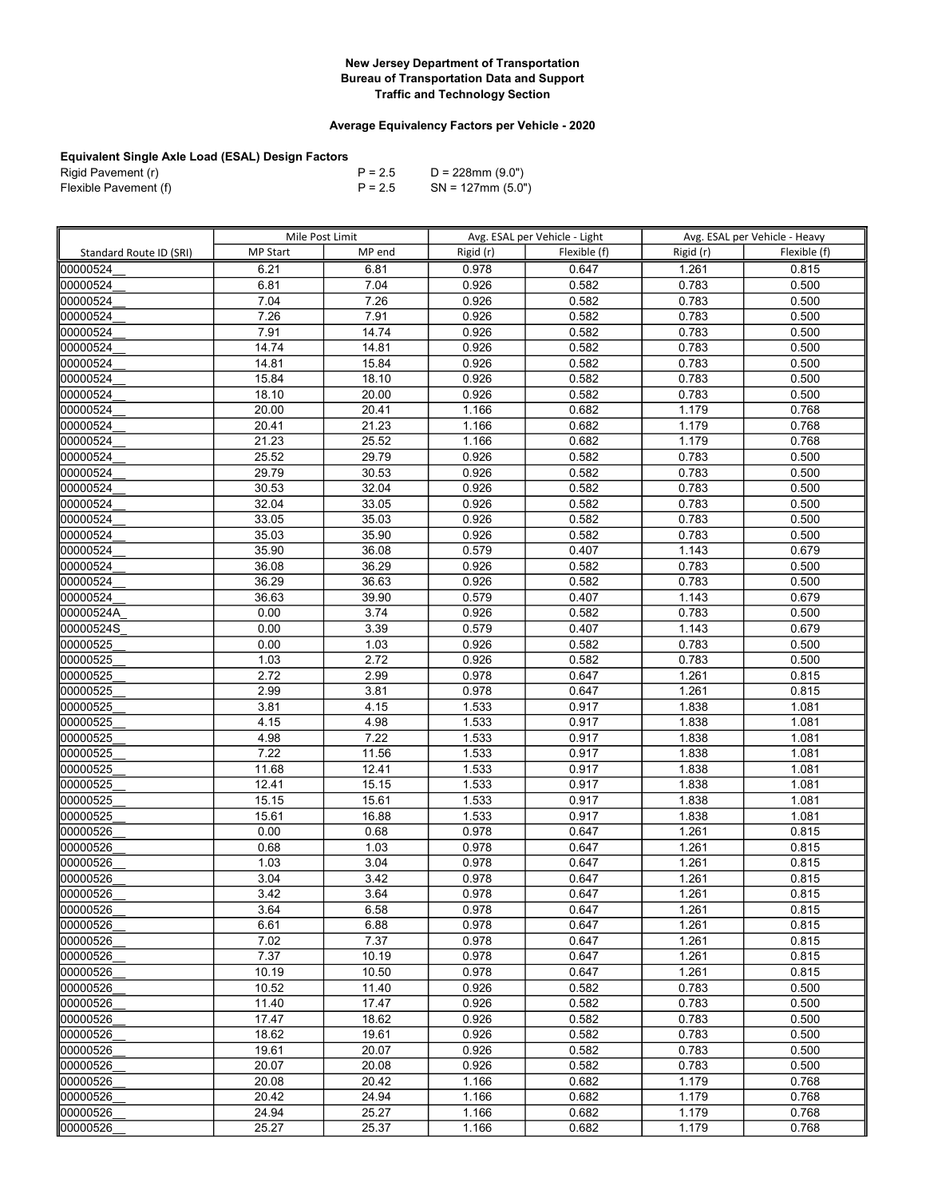**New Jersey Department of Transportation**
**Bureau of Transportation Data and Support**
**Traffic and Technology Section**

**Average Equivalency Factors per Vehicle - 2020**

**Equivalent Single Axle Load (ESAL) Design Factors**

| | | |
|---|---|---|
| Rigid Pavement (r) | P = 2.5 | D = 228mm (9.0") |
| Flexible Pavement (f) | P = 2.5 | SN = 127mm (5.0") |

| | Mile Post Limit | | Avg. ESAL per Vehicle - Light | | Avg. ESAL per Vehicle - Heavy | |
|---|---|---|---|---|---|---|
| Standard Route ID (SRI) | MP Start | MP end | Rigid (r) | Flexible (f) | Rigid (r) | Flexible (f) |
| 00000524__ | 6.21 | 6.81 | 0.978 | 0.647 | 1.261 | 0.815 |
| 00000524__ | 6.81 | 7.04 | 0.926 | 0.582 | 0.783 | 0.500 |
| 00000524__ | 7.04 | 7.26 | 0.926 | 0.582 | 0.783 | 0.500 |
| 00000524__ | 7.26 | 7.91 | 0.926 | 0.582 | 0.783 | 0.500 |
| 00000524__ | 7.91 | 14.74 | 0.926 | 0.582 | 0.783 | 0.500 |
| 00000524__ | 14.74 | 14.81 | 0.926 | 0.582 | 0.783 | 0.500 |
| 00000524__ | 14.81 | 15.84 | 0.926 | 0.582 | 0.783 | 0.500 |
| 00000524__ | 15.84 | 18.10 | 0.926 | 0.582 | 0.783 | 0.500 |
| 00000524__ | 18.10 | 20.00 | 0.926 | 0.582 | 0.783 | 0.500 |
| 00000524__ | 20.00 | 20.41 | 1.166 | 0.682 | 1.179 | 0.768 |
| 00000524__ | 20.41 | 21.23 | 1.166 | 0.682 | 1.179 | 0.768 |
| 00000524__ | 21.23 | 25.52 | 1.166 | 0.682 | 1.179 | 0.768 |
| 00000524__ | 25.52 | 29.79 | 0.926 | 0.582 | 0.783 | 0.500 |
| 00000524__ | 29.79 | 30.53 | 0.926 | 0.582 | 0.783 | 0.500 |
| 00000524__ | 30.53 | 32.04 | 0.926 | 0.582 | 0.783 | 0.500 |
| 00000524__ | 32.04 | 33.05 | 0.926 | 0.582 | 0.783 | 0.500 |
| 00000524__ | 33.05 | 35.03 | 0.926 | 0.582 | 0.783 | 0.500 |
| 00000524__ | 35.03 | 35.90 | 0.926 | 0.582 | 0.783 | 0.500 |
| 00000524__ | 35.90 | 36.08 | 0.579 | 0.407 | 1.143 | 0.679 |
| 00000524__ | 36.08 | 36.29 | 0.926 | 0.582 | 0.783 | 0.500 |
| 00000524__ | 36.29 | 36.63 | 0.926 | 0.582 | 0.783 | 0.500 |
| 00000524__ | 36.63 | 39.90 | 0.579 | 0.407 | 1.143 | 0.679 |
| 00000524A_ | 0.00 | 3.74 | 0.926 | 0.582 | 0.783 | 0.500 |
| 00000524S_ | 0.00 | 3.39 | 0.579 | 0.407 | 1.143 | 0.679 |
| 00000525__ | 0.00 | 1.03 | 0.926 | 0.582 | 0.783 | 0.500 |
| 00000525__ | 1.03 | 2.72 | 0.926 | 0.582 | 0.783 | 0.500 |
| 00000525__ | 2.72 | 2.99 | 0.978 | 0.647 | 1.261 | 0.815 |
| 00000525__ | 2.99 | 3.81 | 0.978 | 0.647 | 1.261 | 0.815 |
| 00000525__ | 3.81 | 4.15 | 1.533 | 0.917 | 1.838 | 1.081 |
| 00000525__ | 4.15 | 4.98 | 1.533 | 0.917 | 1.838 | 1.081 |
| 00000525__ | 4.98 | 7.22 | 1.533 | 0.917 | 1.838 | 1.081 |
| 00000525__ | 7.22 | 11.56 | 1.533 | 0.917 | 1.838 | 1.081 |
| 00000525__ | 11.68 | 12.41 | 1.533 | 0.917 | 1.838 | 1.081 |
| 00000525__ | 12.41 | 15.15 | 1.533 | 0.917 | 1.838 | 1.081 |
| 00000525__ | 15.15 | 15.61 | 1.533 | 0.917 | 1.838 | 1.081 |
| 00000525__ | 15.61 | 16.88 | 1.533 | 0.917 | 1.838 | 1.081 |
| 00000526__ | 0.00 | 0.68 | 0.978 | 0.647 | 1.261 | 0.815 |
| 00000526__ | 0.68 | 1.03 | 0.978 | 0.647 | 1.261 | 0.815 |
| 00000526__ | 1.03 | 3.04 | 0.978 | 0.647 | 1.261 | 0.815 |
| 00000526__ | 3.04 | 3.42 | 0.978 | 0.647 | 1.261 | 0.815 |
| 00000526__ | 3.42 | 3.64 | 0.978 | 0.647 | 1.261 | 0.815 |
| 00000526__ | 3.64 | 6.58 | 0.978 | 0.647 | 1.261 | 0.815 |
| 00000526__ | 6.61 | 6.88 | 0.978 | 0.647 | 1.261 | 0.815 |
| 00000526__ | 7.02 | 7.37 | 0.978 | 0.647 | 1.261 | 0.815 |
| 00000526__ | 7.37 | 10.19 | 0.978 | 0.647 | 1.261 | 0.815 |
| 00000526__ | 10.19 | 10.50 | 0.978 | 0.647 | 1.261 | 0.815 |
| 00000526__ | 10.52 | 11.40 | 0.926 | 0.582 | 0.783 | 0.500 |
| 00000526__ | 11.40 | 17.47 | 0.926 | 0.582 | 0.783 | 0.500 |
| 00000526__ | 17.47 | 18.62 | 0.926 | 0.582 | 0.783 | 0.500 |
| 00000526__ | 18.62 | 19.61 | 0.926 | 0.582 | 0.783 | 0.500 |
| 00000526__ | 19.61 | 20.07 | 0.926 | 0.582 | 0.783 | 0.500 |
| 00000526__ | 20.07 | 20.08 | 0.926 | 0.582 | 0.783 | 0.500 |
| 00000526__ | 20.08 | 20.42 | 1.166 | 0.682 | 1.179 | 0.768 |
| 00000526__ | 20.42 | 24.94 | 1.166 | 0.682 | 1.179 | 0.768 |
| 00000526__ | 24.94 | 25.27 | 1.166 | 0.682 | 1.179 | 0.768 |
| 00000526__ | 25.27 | 25.37 | 1.166 | 0.682 | 1.179 | 0.768 |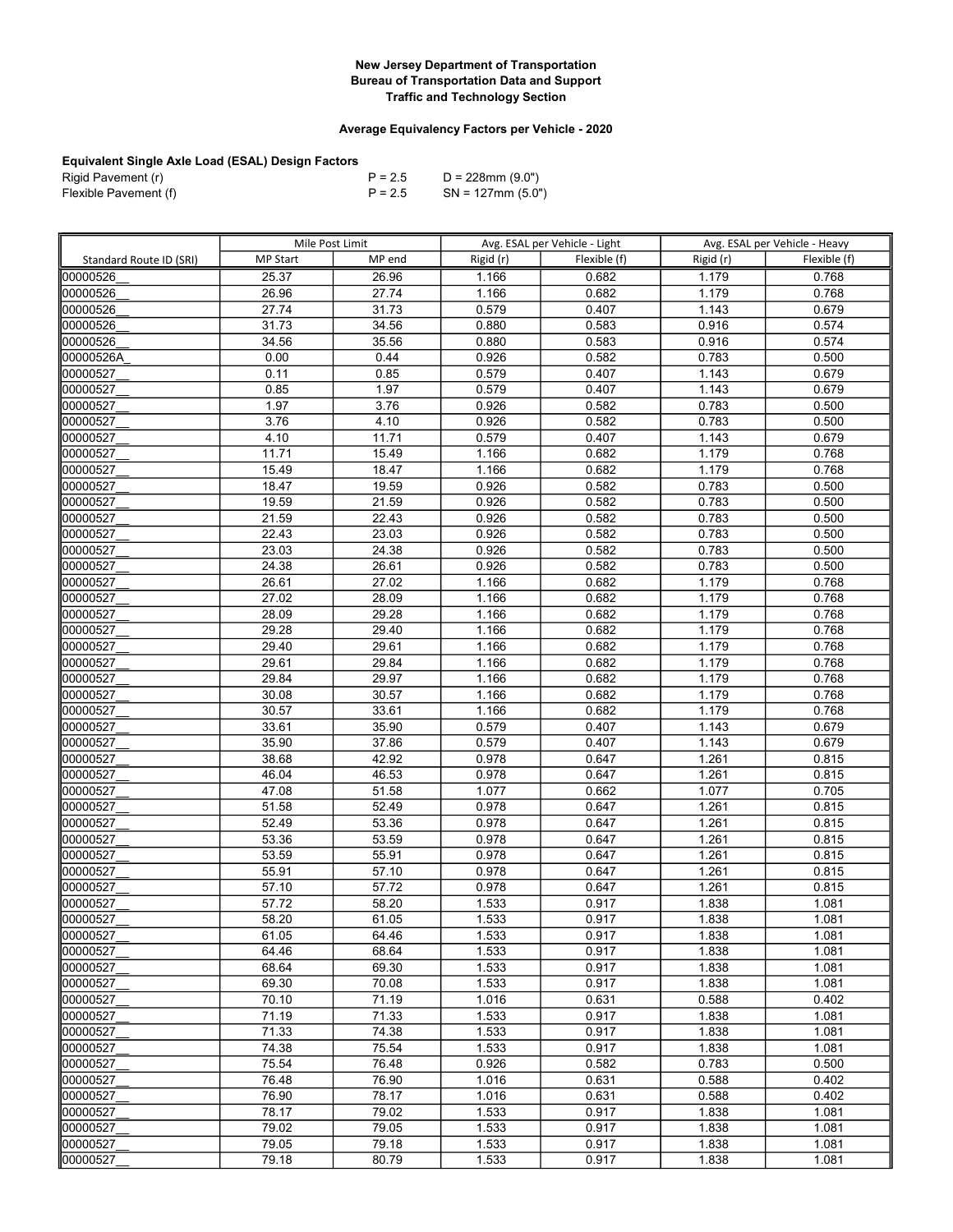**New Jersey Department of Transportation**
**Bureau of Transportation Data and Support**
**Traffic and Technology Section**

**Average Equivalency Factors per Vehicle - 2020**

**Equivalent Single Axle Load (ESAL) Design Factors**

| | | |
|---|---|---|
| Rigid Pavement (r) | P = 2.5 | D = 228mm (9.0") |
| Flexible Pavement (f) | P = 2.5 | SN = 127mm (5.0") |

| | Mile Post Limit | | Avg. ESAL per Vehicle - Light | | Avg. ESAL per Vehicle - Heavy | |
|---|---|---|---|---|---|---|
| Standard Route ID (SRI) | MP Start | MP end | Rigid (r) | Flexible (f) | Rigid (r) | Flexible (f) |
| 00000526__ | 25.37 | 26.96 | 1.166 | 0.682 | 1.179 | 0.768 |
| 00000526__ | 26.96 | 27.74 | 1.166 | 0.682 | 1.179 | 0.768 |
| 00000526__ | 27.74 | 31.73 | 0.579 | 0.407 | 1.143 | 0.679 |
| 00000526__ | 31.73 | 34.56 | 0.880 | 0.583 | 0.916 | 0.574 |
| 00000526__ | 34.56 | 35.56 | 0.880 | 0.583 | 0.916 | 0.574 |
| 00000526A_ | 0.00 | 0.44 | 0.926 | 0.582 | 0.783 | 0.500 |
| 00000527__ | 0.11 | 0.85 | 0.579 | 0.407 | 1.143 | 0.679 |
| 00000527__ | 0.85 | 1.97 | 0.579 | 0.407 | 1.143 | 0.679 |
| 00000527__ | 1.97 | 3.76 | 0.926 | 0.582 | 0.783 | 0.500 |
| 00000527__ | 3.76 | 4.10 | 0.926 | 0.582 | 0.783 | 0.500 |
| 00000527__ | 4.10 | 11.71 | 0.579 | 0.407 | 1.143 | 0.679 |
| 00000527__ | 11.71 | 15.49 | 1.166 | 0.682 | 1.179 | 0.768 |
| 00000527__ | 15.49 | 18.47 | 1.166 | 0.682 | 1.179 | 0.768 |
| 00000527__ | 18.47 | 19.59 | 0.926 | 0.582 | 0.783 | 0.500 |
| 00000527__ | 19.59 | 21.59 | 0.926 | 0.582 | 0.783 | 0.500 |
| 00000527__ | 21.59 | 22.43 | 0.926 | 0.582 | 0.783 | 0.500 |
| 00000527__ | 22.43 | 23.03 | 0.926 | 0.582 | 0.783 | 0.500 |
| 00000527__ | 23.03 | 24.38 | 0.926 | 0.582 | 0.783 | 0.500 |
| 00000527__ | 24.38 | 26.61 | 0.926 | 0.582 | 0.783 | 0.500 |
| 00000527__ | 26.61 | 27.02 | 1.166 | 0.682 | 1.179 | 0.768 |
| 00000527__ | 27.02 | 28.09 | 1.166 | 0.682 | 1.179 | 0.768 |
| 00000527__ | 28.09 | 29.28 | 1.166 | 0.682 | 1.179 | 0.768 |
| 00000527__ | 29.28 | 29.40 | 1.166 | 0.682 | 1.179 | 0.768 |
| 00000527__ | 29.40 | 29.61 | 1.166 | 0.682 | 1.179 | 0.768 |
| 00000527__ | 29.61 | 29.84 | 1.166 | 0.682 | 1.179 | 0.768 |
| 00000527__ | 29.84 | 29.97 | 1.166 | 0.682 | 1.179 | 0.768 |
| 00000527__ | 30.08 | 30.57 | 1.166 | 0.682 | 1.179 | 0.768 |
| 00000527__ | 30.57 | 33.61 | 1.166 | 0.682 | 1.179 | 0.768 |
| 00000527__ | 33.61 | 35.90 | 0.579 | 0.407 | 1.143 | 0.679 |
| 00000527__ | 35.90 | 37.86 | 0.579 | 0.407 | 1.143 | 0.679 |
| 00000527__ | 38.68 | 42.92 | 0.978 | 0.647 | 1.261 | 0.815 |
| 00000527__ | 46.04 | 46.53 | 0.978 | 0.647 | 1.261 | 0.815 |
| 00000527__ | 47.08 | 51.58 | 1.077 | 0.662 | 1.077 | 0.705 |
| 00000527__ | 51.58 | 52.49 | 0.978 | 0.647 | 1.261 | 0.815 |
| 00000527__ | 52.49 | 53.36 | 0.978 | 0.647 | 1.261 | 0.815 |
| 00000527__ | 53.36 | 53.59 | 0.978 | 0.647 | 1.261 | 0.815 |
| 00000527__ | 53.59 | 55.91 | 0.978 | 0.647 | 1.261 | 0.815 |
| 00000527__ | 55.91 | 57.10 | 0.978 | 0.647 | 1.261 | 0.815 |
| 00000527__ | 57.10 | 57.72 | 0.978 | 0.647 | 1.261 | 0.815 |
| 00000527__ | 57.72 | 58.20 | 1.533 | 0.917 | 1.838 | 1.081 |
| 00000527__ | 58.20 | 61.05 | 1.533 | 0.917 | 1.838 | 1.081 |
| 00000527__ | 61.05 | 64.46 | 1.533 | 0.917 | 1.838 | 1.081 |
| 00000527__ | 64.46 | 68.64 | 1.533 | 0.917 | 1.838 | 1.081 |
| 00000527__ | 68.64 | 69.30 | 1.533 | 0.917 | 1.838 | 1.081 |
| 00000527__ | 69.30 | 70.08 | 1.533 | 0.917 | 1.838 | 1.081 |
| 00000527__ | 70.10 | 71.19 | 1.016 | 0.631 | 0.588 | 0.402 |
| 00000527__ | 71.19 | 71.33 | 1.533 | 0.917 | 1.838 | 1.081 |
| 00000527__ | 71.33 | 74.38 | 1.533 | 0.917 | 1.838 | 1.081 |
| 00000527__ | 74.38 | 75.54 | 1.533 | 0.917 | 1.838 | 1.081 |
| 00000527__ | 75.54 | 76.48 | 0.926 | 0.582 | 0.783 | 0.500 |
| 00000527__ | 76.48 | 76.90 | 1.016 | 0.631 | 0.588 | 0.402 |
| 00000527__ | 76.90 | 78.17 | 1.016 | 0.631 | 0.588 | 0.402 |
| 00000527__ | 78.17 | 79.02 | 1.533 | 0.917 | 1.838 | 1.081 |
| 00000527__ | 79.02 | 79.05 | 1.533 | 0.917 | 1.838 | 1.081 |
| 00000527__ | 79.05 | 79.18 | 1.533 | 0.917 | 1.838 | 1.081 |
| 00000527__ | 79.18 | 80.79 | 1.533 | 0.917 | 1.838 | 1.081 |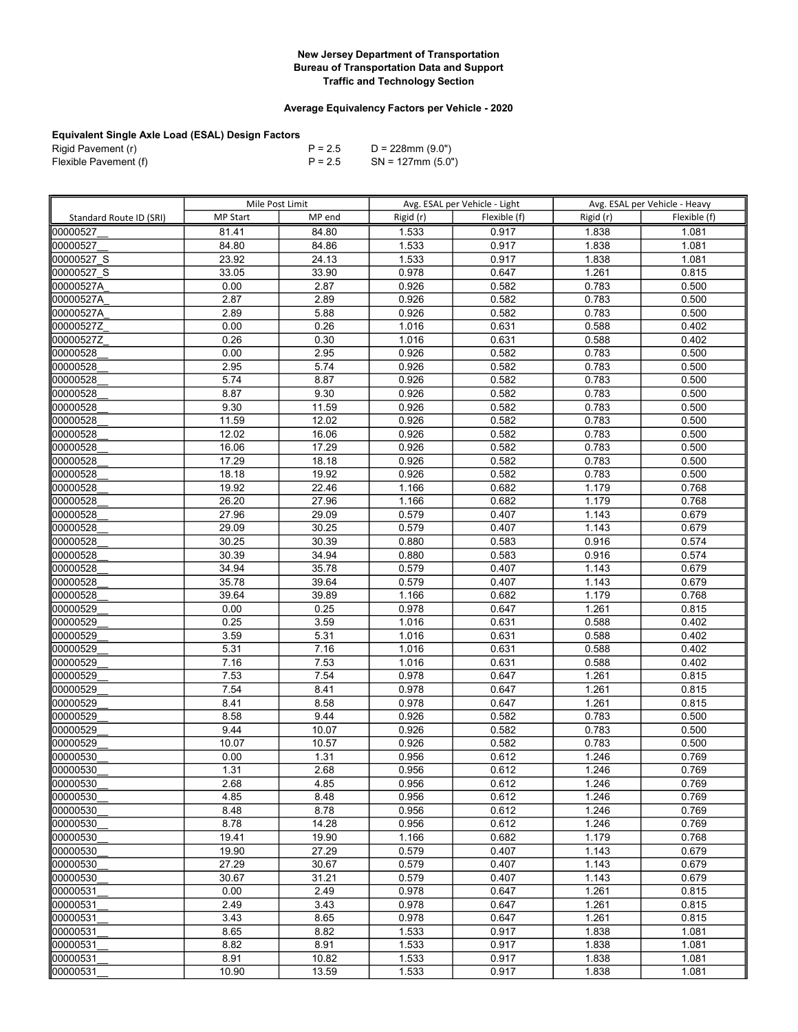**New Jersey Department of Transportation**
**Bureau of Transportation Data and Support**
**Traffic and Technology Section**

**Average Equivalency Factors per Vehicle - 2020**

**Equivalent Single Axle Load (ESAL) Design Factors**

| | | |
|---|---|---|
| Rigid Pavement (r) | P = 2.5 | D = 228mm (9.0") |
| Flexible Pavement (f) | P = 2.5 | SN = 127mm (5.0") |

| | Mile Post Limit | | Avg. ESAL per Vehicle - Light | | Avg. ESAL per Vehicle - Heavy | |
|---|---|---|---|---|---|---|
| Standard Route ID (SRI) | MP Start | MP end | Rigid (r) | Flexible (f) | Rigid (r) | Flexible (f) |
| 00000527__ | 81.41 | 84.80 | 1.533 | 0.917 | 1.838 | 1.081 |
| 00000527__ | 84.80 | 84.86 | 1.533 | 0.917 | 1.838 | 1.081 |
| 00000527_S | 23.92 | 24.13 | 1.533 | 0.917 | 1.838 | 1.081 |
| 00000527_S | 33.05 | 33.90 | 0.978 | 0.647 | 1.261 | 0.815 |
| 00000527A_ | 0.00 | 2.87 | 0.926 | 0.582 | 0.783 | 0.500 |
| 00000527A_ | 2.87 | 2.89 | 0.926 | 0.582 | 0.783 | 0.500 |
| 00000527A_ | 2.89 | 5.88 | 0.926 | 0.582 | 0.783 | 0.500 |
| 00000527Z_ | 0.00 | 0.26 | 1.016 | 0.631 | 0.588 | 0.402 |
| 00000527Z_ | 0.26 | 0.30 | 1.016 | 0.631 | 0.588 | 0.402 |
| 00000528__ | 0.00 | 2.95 | 0.926 | 0.582 | 0.783 | 0.500 |
| 00000528__ | 2.95 | 5.74 | 0.926 | 0.582 | 0.783 | 0.500 |
| 00000528__ | 5.74 | 8.87 | 0.926 | 0.582 | 0.783 | 0.500 |
| 00000528__ | 8.87 | 9.30 | 0.926 | 0.582 | 0.783 | 0.500 |
| 00000528__ | 9.30 | 11.59 | 0.926 | 0.582 | 0.783 | 0.500 |
| 00000528__ | 11.59 | 12.02 | 0.926 | 0.582 | 0.783 | 0.500 |
| 00000528__ | 12.02 | 16.06 | 0.926 | 0.582 | 0.783 | 0.500 |
| 00000528__ | 16.06 | 17.29 | 0.926 | 0.582 | 0.783 | 0.500 |
| 00000528__ | 17.29 | 18.18 | 0.926 | 0.582 | 0.783 | 0.500 |
| 00000528__ | 18.18 | 19.92 | 0.926 | 0.582 | 0.783 | 0.500 |
| 00000528__ | 19.92 | 22.46 | 1.166 | 0.682 | 1.179 | 0.768 |
| 00000528__ | 26.20 | 27.96 | 1.166 | 0.682 | 1.179 | 0.768 |
| 00000528__ | 27.96 | 29.09 | 0.579 | 0.407 | 1.143 | 0.679 |
| 00000528__ | 29.09 | 30.25 | 0.579 | 0.407 | 1.143 | 0.679 |
| 00000528__ | 30.25 | 30.39 | 0.880 | 0.583 | 0.916 | 0.574 |
| 00000528__ | 30.39 | 34.94 | 0.880 | 0.583 | 0.916 | 0.574 |
| 00000528__ | 34.94 | 35.78 | 0.579 | 0.407 | 1.143 | 0.679 |
| 00000528__ | 35.78 | 39.64 | 0.579 | 0.407 | 1.143 | 0.679 |
| 00000528__ | 39.64 | 39.89 | 1.166 | 0.682 | 1.179 | 0.768 |
| 00000529__ | 0.00 | 0.25 | 0.978 | 0.647 | 1.261 | 0.815 |
| 00000529__ | 0.25 | 3.59 | 1.016 | 0.631 | 0.588 | 0.402 |
| 00000529__ | 3.59 | 5.31 | 1.016 | 0.631 | 0.588 | 0.402 |
| 00000529__ | 5.31 | 7.16 | 1.016 | 0.631 | 0.588 | 0.402 |
| 00000529__ | 7.16 | 7.53 | 1.016 | 0.631 | 0.588 | 0.402 |
| 00000529__ | 7.53 | 7.54 | 0.978 | 0.647 | 1.261 | 0.815 |
| 00000529__ | 7.54 | 8.41 | 0.978 | 0.647 | 1.261 | 0.815 |
| 00000529__ | 8.41 | 8.58 | 0.978 | 0.647 | 1.261 | 0.815 |
| 00000529__ | 8.58 | 9.44 | 0.926 | 0.582 | 0.783 | 0.500 |
| 00000529__ | 9.44 | 10.07 | 0.926 | 0.582 | 0.783 | 0.500 |
| 00000529__ | 10.07 | 10.57 | 0.926 | 0.582 | 0.783 | 0.500 |
| 00000530__ | 0.00 | 1.31 | 0.956 | 0.612 | 1.246 | 0.769 |
| 00000530__ | 1.31 | 2.68 | 0.956 | 0.612 | 1.246 | 0.769 |
| 00000530__ | 2.68 | 4.85 | 0.956 | 0.612 | 1.246 | 0.769 |
| 00000530__ | 4.85 | 8.48 | 0.956 | 0.612 | 1.246 | 0.769 |
| 00000530__ | 8.48 | 8.78 | 0.956 | 0.612 | 1.246 | 0.769 |
| 00000530__ | 8.78 | 14.28 | 0.956 | 0.612 | 1.246 | 0.769 |
| 00000530__ | 19.41 | 19.90 | 1.166 | 0.682 | 1.179 | 0.768 |
| 00000530__ | 19.90 | 27.29 | 0.579 | 0.407 | 1.143 | 0.679 |
| 00000530__ | 27.29 | 30.67 | 0.579 | 0.407 | 1.143 | 0.679 |
| 00000530__ | 30.67 | 31.21 | 0.579 | 0.407 | 1.143 | 0.679 |
| 00000531__ | 0.00 | 2.49 | 0.978 | 0.647 | 1.261 | 0.815 |
| 00000531__ | 2.49 | 3.43 | 0.978 | 0.647 | 1.261 | 0.815 |
| 00000531__ | 3.43 | 8.65 | 0.978 | 0.647 | 1.261 | 0.815 |
| 00000531__ | 8.65 | 8.82 | 1.533 | 0.917 | 1.838 | 1.081 |
| 00000531__ | 8.82 | 8.91 | 1.533 | 0.917 | 1.838 | 1.081 |
| 00000531__ | 8.91 | 10.82 | 1.533 | 0.917 | 1.838 | 1.081 |
| 00000531__ | 10.90 | 13.59 | 1.533 | 0.917 | 1.838 | 1.081 |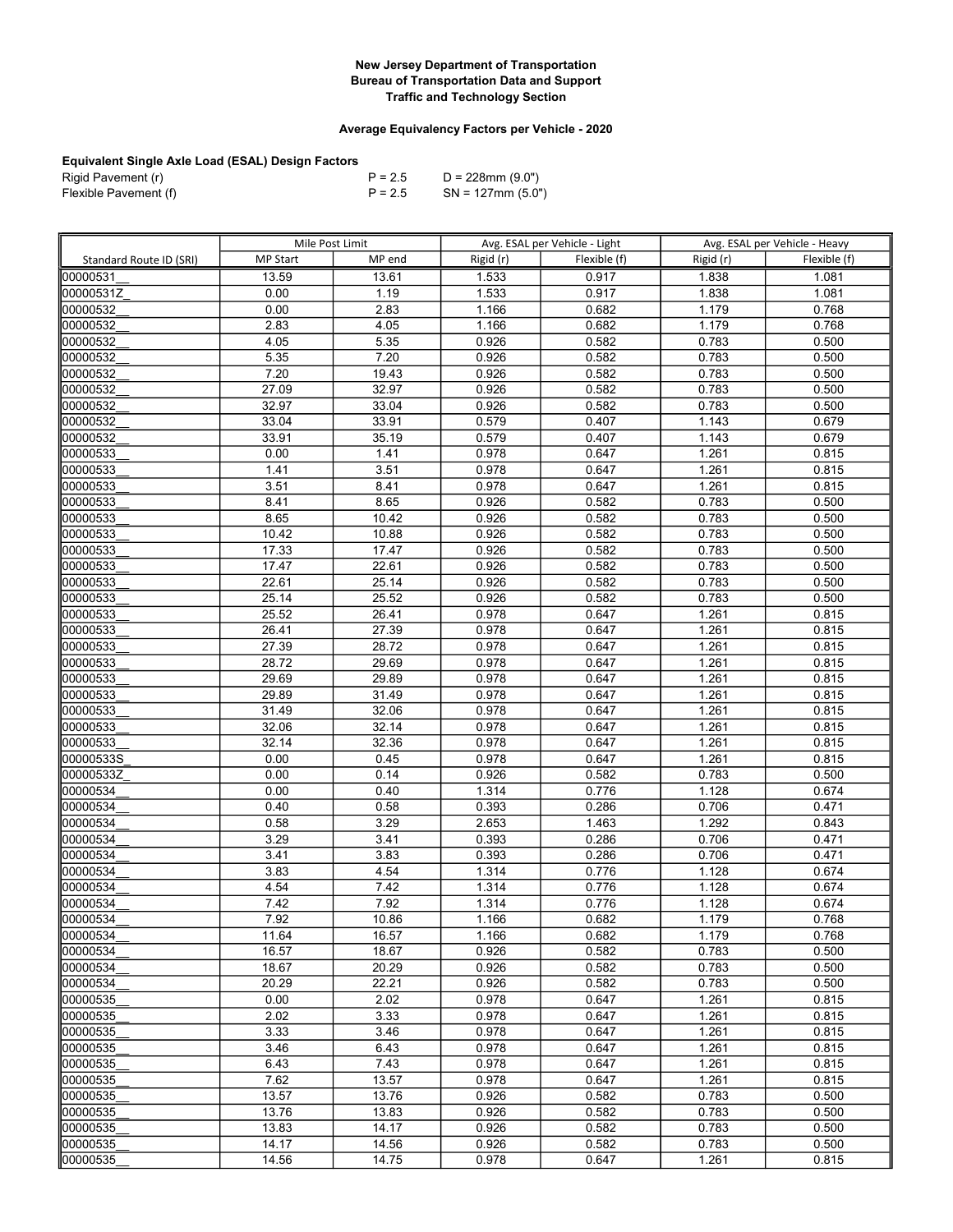**New Jersey Department of Transportation**
**Bureau of Transportation Data and Support**
**Traffic and Technology Section**

**Average Equivalency Factors per Vehicle - 2020**

**Equivalent Single Axle Load (ESAL) Design Factors**

| | | |
|---|---|---|
| Rigid Pavement (r) | P = 2.5 | D = 228mm (9.0") |
| Flexible Pavement (f) | P = 2.5 | SN = 127mm (5.0") |

| | Mile Post Limit | | Avg. ESAL per Vehicle - Light | | Avg. ESAL per Vehicle - Heavy | |
|---|---|---|---|---|---|---|
| Standard Route ID (SRI) | MP Start | MP end | Rigid (r) | Flexible (f) | Rigid (r) | Flexible (f) |
| 00000531__ | 13.59 | 13.61 | 1.533 | 0.917 | 1.838 | 1.081 |
| 00000531Z_ | 0.00 | 1.19 | 1.533 | 0.917 | 1.838 | 1.081 |
| 00000532__ | 0.00 | 2.83 | 1.166 | 0.682 | 1.179 | 0.768 |
| 00000532__ | 2.83 | 4.05 | 1.166 | 0.682 | 1.179 | 0.768 |
| 00000532__ | 4.05 | 5.35 | 0.926 | 0.582 | 0.783 | 0.500 |
| 00000532__ | 5.35 | 7.20 | 0.926 | 0.582 | 0.783 | 0.500 |
| 00000532__ | 7.20 | 19.43 | 0.926 | 0.582 | 0.783 | 0.500 |
| 00000532__ | 27.09 | 32.97 | 0.926 | 0.582 | 0.783 | 0.500 |
| 00000532__ | 32.97 | 33.04 | 0.926 | 0.582 | 0.783 | 0.500 |
| 00000532__ | 33.04 | 33.91 | 0.579 | 0.407 | 1.143 | 0.679 |
| 00000532__ | 33.91 | 35.19 | 0.579 | 0.407 | 1.143 | 0.679 |
| 00000533__ | 0.00 | 1.41 | 0.978 | 0.647 | 1.261 | 0.815 |
| 00000533__ | 1.41 | 3.51 | 0.978 | 0.647 | 1.261 | 0.815 |
| 00000533__ | 3.51 | 8.41 | 0.978 | 0.647 | 1.261 | 0.815 |
| 00000533__ | 8.41 | 8.65 | 0.926 | 0.582 | 0.783 | 0.500 |
| 00000533__ | 8.65 | 10.42 | 0.926 | 0.582 | 0.783 | 0.500 |
| 00000533__ | 10.42 | 10.88 | 0.926 | 0.582 | 0.783 | 0.500 |
| 00000533__ | 17.33 | 17.47 | 0.926 | 0.582 | 0.783 | 0.500 |
| 00000533__ | 17.47 | 22.61 | 0.926 | 0.582 | 0.783 | 0.500 |
| 00000533__ | 22.61 | 25.14 | 0.926 | 0.582 | 0.783 | 0.500 |
| 00000533__ | 25.14 | 25.52 | 0.926 | 0.582 | 0.783 | 0.500 |
| 00000533__ | 25.52 | 26.41 | 0.978 | 0.647 | 1.261 | 0.815 |
| 00000533__ | 26.41 | 27.39 | 0.978 | 0.647 | 1.261 | 0.815 |
| 00000533__ | 27.39 | 28.72 | 0.978 | 0.647 | 1.261 | 0.815 |
| 00000533__ | 28.72 | 29.69 | 0.978 | 0.647 | 1.261 | 0.815 |
| 00000533__ | 29.69 | 29.89 | 0.978 | 0.647 | 1.261 | 0.815 |
| 00000533__ | 29.89 | 31.49 | 0.978 | 0.647 | 1.261 | 0.815 |
| 00000533__ | 31.49 | 32.06 | 0.978 | 0.647 | 1.261 | 0.815 |
| 00000533__ | 32.06 | 32.14 | 0.978 | 0.647 | 1.261 | 0.815 |
| 00000533__ | 32.14 | 32.36 | 0.978 | 0.647 | 1.261 | 0.815 |
| 00000533S_ | 0.00 | 0.45 | 0.978 | 0.647 | 1.261 | 0.815 |
| 00000533Z_ | 0.00 | 0.14 | 0.926 | 0.582 | 0.783 | 0.500 |
| 00000534__ | 0.00 | 0.40 | 1.314 | 0.776 | 1.128 | 0.674 |
| 00000534__ | 0.40 | 0.58 | 0.393 | 0.286 | 0.706 | 0.471 |
| 00000534__ | 0.58 | 3.29 | 2.653 | 1.463 | 1.292 | 0.843 |
| 00000534__ | 3.29 | 3.41 | 0.393 | 0.286 | 0.706 | 0.471 |
| 00000534__ | 3.41 | 3.83 | 0.393 | 0.286 | 0.706 | 0.471 |
| 00000534__ | 3.83 | 4.54 | 1.314 | 0.776 | 1.128 | 0.674 |
| 00000534__ | 4.54 | 7.42 | 1.314 | 0.776 | 1.128 | 0.674 |
| 00000534__ | 7.42 | 7.92 | 1.314 | 0.776 | 1.128 | 0.674 |
| 00000534__ | 7.92 | 10.86 | 1.166 | 0.682 | 1.179 | 0.768 |
| 00000534__ | 11.64 | 16.57 | 1.166 | 0.682 | 1.179 | 0.768 |
| 00000534__ | 16.57 | 18.67 | 0.926 | 0.582 | 0.783 | 0.500 |
| 00000534__ | 18.67 | 20.29 | 0.926 | 0.582 | 0.783 | 0.500 |
| 00000534__ | 20.29 | 22.21 | 0.926 | 0.582 | 0.783 | 0.500 |
| 00000535__ | 0.00 | 2.02 | 0.978 | 0.647 | 1.261 | 0.815 |
| 00000535__ | 2.02 | 3.33 | 0.978 | 0.647 | 1.261 | 0.815 |
| 00000535__ | 3.33 | 3.46 | 0.978 | 0.647 | 1.261 | 0.815 |
| 00000535__ | 3.46 | 6.43 | 0.978 | 0.647 | 1.261 | 0.815 |
| 00000535__ | 6.43 | 7.43 | 0.978 | 0.647 | 1.261 | 0.815 |
| 00000535__ | 7.62 | 13.57 | 0.978 | 0.647 | 1.261 | 0.815 |
| 00000535__ | 13.57 | 13.76 | 0.926 | 0.582 | 0.783 | 0.500 |
| 00000535__ | 13.76 | 13.83 | 0.926 | 0.582 | 0.783 | 0.500 |
| 00000535__ | 13.83 | 14.17 | 0.926 | 0.582 | 0.783 | 0.500 |
| 00000535__ | 14.17 | 14.56 | 0.926 | 0.582 | 0.783 | 0.500 |
| 00000535__ | 14.56 | 14.75 | 0.978 | 0.647 | 1.261 | 0.815 |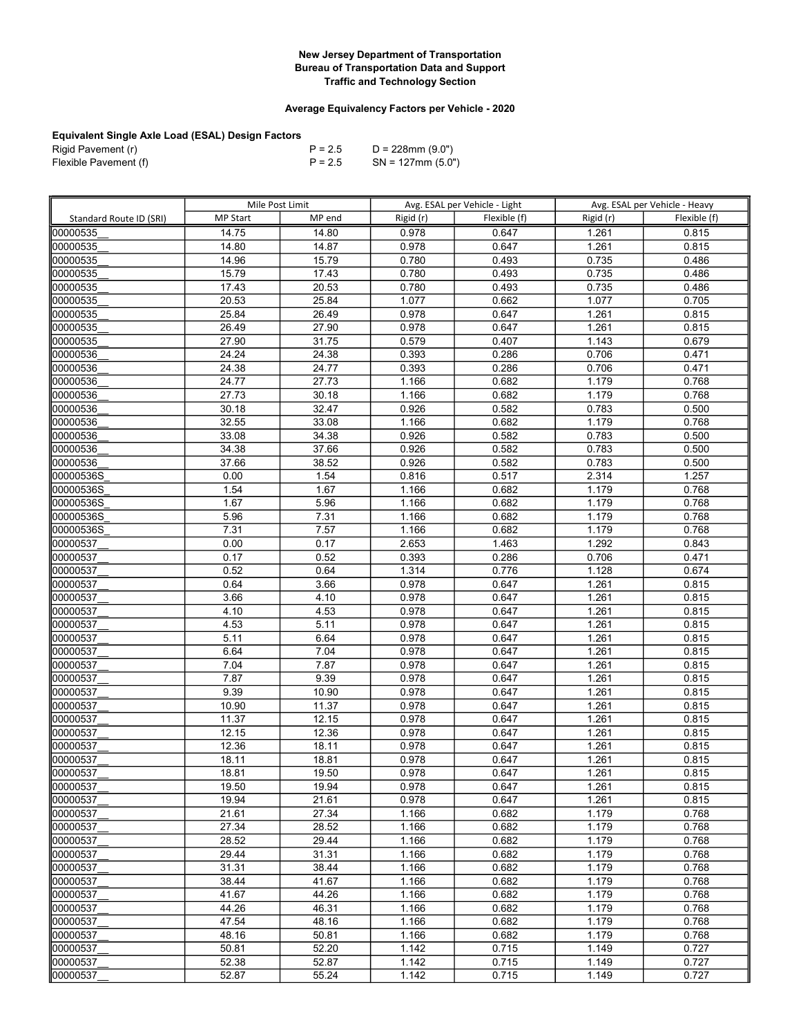**New Jersey Department of Transportation**
**Bureau of Transportation Data and Support**
**Traffic and Technology Section**

**Average Equivalency Factors per Vehicle - 2020**

**Equivalent Single Axle Load (ESAL) Design Factors**

| | | |
|---|---|---|
| Rigid Pavement (r) | P = 2.5 | D = 228mm (9.0") |
| Flexible Pavement (f) | P = 2.5 | SN = 127mm (5.0") |

| | Mile Post Limit | | Avg. ESAL per Vehicle - Light | | Avg. ESAL per Vehicle - Heavy | |
|---|---|---|---|---|---|---|
| Standard Route ID (SRI) | MP Start | MP end | Rigid (r) | Flexible (f) | Rigid (r) | Flexible (f) |
| 00000535__ | 14.75 | 14.80 | 0.978 | 0.647 | 1.261 | 0.815 |
| 00000535__ | 14.80 | 14.87 | 0.978 | 0.647 | 1.261 | 0.815 |
| 00000535__ | 14.96 | 15.79 | 0.780 | 0.493 | 0.735 | 0.486 |
| 00000535__ | 15.79 | 17.43 | 0.780 | 0.493 | 0.735 | 0.486 |
| 00000535__ | 17.43 | 20.53 | 0.780 | 0.493 | 0.735 | 0.486 |
| 00000535__ | 20.53 | 25.84 | 1.077 | 0.662 | 1.077 | 0.705 |
| 00000535__ | 25.84 | 26.49 | 0.978 | 0.647 | 1.261 | 0.815 |
| 00000535__ | 26.49 | 27.90 | 0.978 | 0.647 | 1.261 | 0.815 |
| 00000535__ | 27.90 | 31.75 | 0.579 | 0.407 | 1.143 | 0.679 |
| 00000536__ | 24.24 | 24.38 | 0.393 | 0.286 | 0.706 | 0.471 |
| 00000536__ | 24.38 | 24.77 | 0.393 | 0.286 | 0.706 | 0.471 |
| 00000536__ | 24.77 | 27.73 | 1.166 | 0.682 | 1.179 | 0.768 |
| 00000536__ | 27.73 | 30.18 | 1.166 | 0.682 | 1.179 | 0.768 |
| 00000536__ | 30.18 | 32.47 | 0.926 | 0.582 | 0.783 | 0.500 |
| 00000536__ | 32.55 | 33.08 | 1.166 | 0.682 | 1.179 | 0.768 |
| 00000536__ | 33.08 | 34.38 | 0.926 | 0.582 | 0.783 | 0.500 |
| 00000536__ | 34.38 | 37.66 | 0.926 | 0.582 | 0.783 | 0.500 |
| 00000536__ | 37.66 | 38.52 | 0.926 | 0.582 | 0.783 | 0.500 |
| 00000536S_ | 0.00 | 1.54 | 0.816 | 0.517 | 2.314 | 1.257 |
| 00000536S_ | 1.54 | 1.67 | 1.166 | 0.682 | 1.179 | 0.768 |
| 00000536S_ | 1.67 | 5.96 | 1.166 | 0.682 | 1.179 | 0.768 |
| 00000536S_ | 5.96 | 7.31 | 1.166 | 0.682 | 1.179 | 0.768 |
| 00000536S_ | 7.31 | 7.57 | 1.166 | 0.682 | 1.179 | 0.768 |
| 00000537__ | 0.00 | 0.17 | 2.653 | 1.463 | 1.292 | 0.843 |
| 00000537__ | 0.17 | 0.52 | 0.393 | 0.286 | 0.706 | 0.471 |
| 00000537__ | 0.52 | 0.64 | 1.314 | 0.776 | 1.128 | 0.674 |
| 00000537__ | 0.64 | 3.66 | 0.978 | 0.647 | 1.261 | 0.815 |
| 00000537__ | 3.66 | 4.10 | 0.978 | 0.647 | 1.261 | 0.815 |
| 00000537__ | 4.10 | 4.53 | 0.978 | 0.647 | 1.261 | 0.815 |
| 00000537__ | 4.53 | 5.11 | 0.978 | 0.647 | 1.261 | 0.815 |
| 00000537__ | 5.11 | 6.64 | 0.978 | 0.647 | 1.261 | 0.815 |
| 00000537__ | 6.64 | 7.04 | 0.978 | 0.647 | 1.261 | 0.815 |
| 00000537__ | 7.04 | 7.87 | 0.978 | 0.647 | 1.261 | 0.815 |
| 00000537__ | 7.87 | 9.39 | 0.978 | 0.647 | 1.261 | 0.815 |
| 00000537__ | 9.39 | 10.90 | 0.978 | 0.647 | 1.261 | 0.815 |
| 00000537__ | 10.90 | 11.37 | 0.978 | 0.647 | 1.261 | 0.815 |
| 00000537__ | 11.37 | 12.15 | 0.978 | 0.647 | 1.261 | 0.815 |
| 00000537__ | 12.15 | 12.36 | 0.978 | 0.647 | 1.261 | 0.815 |
| 00000537__ | 12.36 | 18.11 | 0.978 | 0.647 | 1.261 | 0.815 |
| 00000537__ | 18.11 | 18.81 | 0.978 | 0.647 | 1.261 | 0.815 |
| 00000537__ | 18.81 | 19.50 | 0.978 | 0.647 | 1.261 | 0.815 |
| 00000537__ | 19.50 | 19.94 | 0.978 | 0.647 | 1.261 | 0.815 |
| 00000537__ | 19.94 | 21.61 | 0.978 | 0.647 | 1.261 | 0.815 |
| 00000537__ | 21.61 | 27.34 | 1.166 | 0.682 | 1.179 | 0.768 |
| 00000537__ | 27.34 | 28.52 | 1.166 | 0.682 | 1.179 | 0.768 |
| 00000537__ | 28.52 | 29.44 | 1.166 | 0.682 | 1.179 | 0.768 |
| 00000537__ | 29.44 | 31.31 | 1.166 | 0.682 | 1.179 | 0.768 |
| 00000537__ | 31.31 | 38.44 | 1.166 | 0.682 | 1.179 | 0.768 |
| 00000537__ | 38.44 | 41.67 | 1.166 | 0.682 | 1.179 | 0.768 |
| 00000537__ | 41.67 | 44.26 | 1.166 | 0.682 | 1.179 | 0.768 |
| 00000537__ | 44.26 | 46.31 | 1.166 | 0.682 | 1.179 | 0.768 |
| 00000537__ | 47.54 | 48.16 | 1.166 | 0.682 | 1.179 | 0.768 |
| 00000537__ | 48.16 | 50.81 | 1.166 | 0.682 | 1.179 | 0.768 |
| 00000537__ | 50.81 | 52.20 | 1.142 | 0.715 | 1.149 | 0.727 |
| 00000537__ | 52.38 | 52.87 | 1.142 | 0.715 | 1.149 | 0.727 |
| 00000537__ | 52.87 | 55.24 | 1.142 | 0.715 | 1.149 | 0.727 |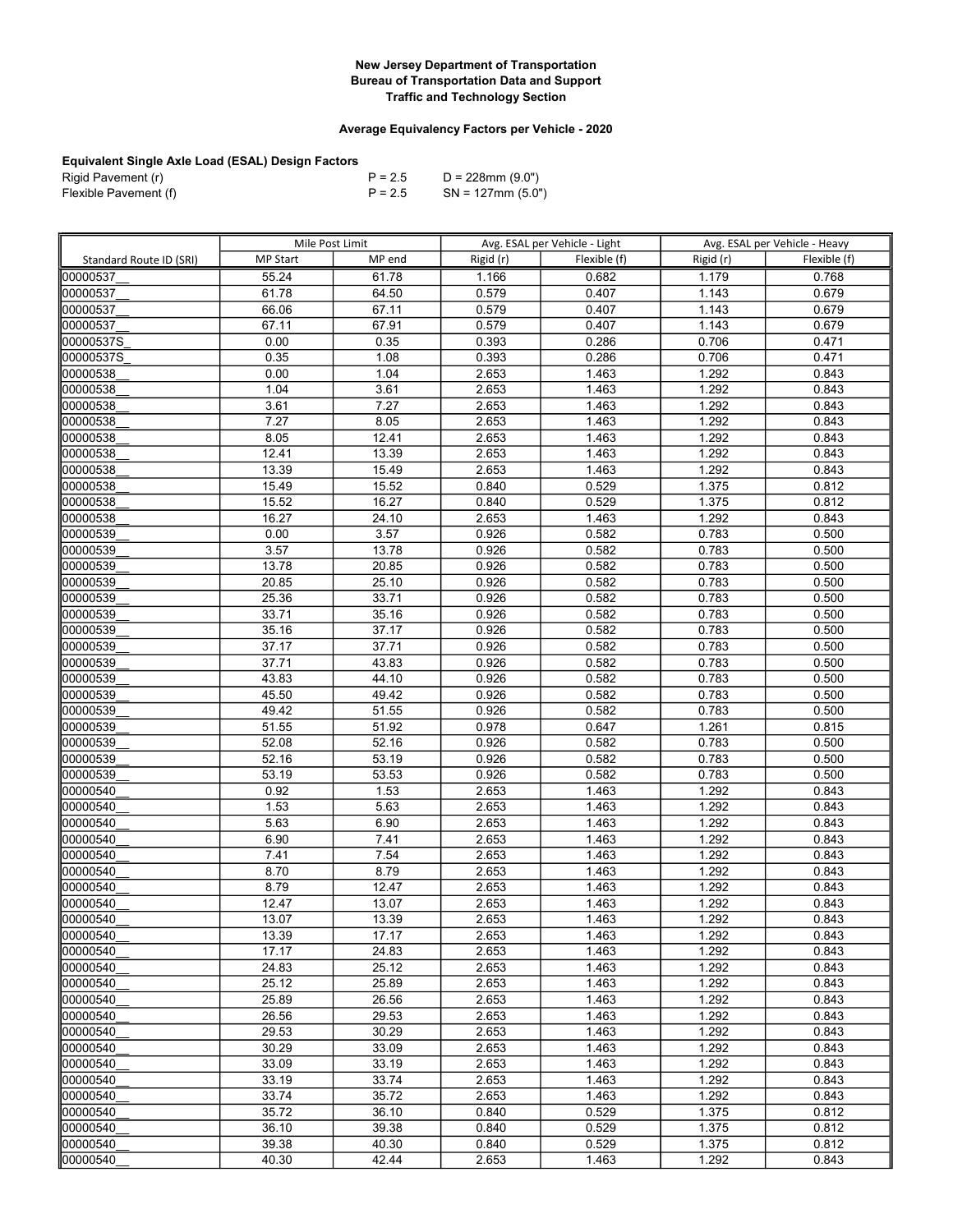**New Jersey Department of Transportation**
**Bureau of Transportation Data and Support**
**Traffic and Technology Section**

**Average Equivalency Factors per Vehicle - 2020**

**Equivalent Single Axle Load (ESAL) Design Factors**

| | | |
|---|---|---|
| Rigid Pavement (r) | P = 2.5 | D = 228mm (9.0") |
| Flexible Pavement (f) | P = 2.5 | SN = 127mm (5.0") |

| | Mile Post Limit | | Avg. ESAL per Vehicle - Light | | Avg. ESAL per Vehicle - Heavy | |
|---|---|---|---|---|---|---|
| Standard Route ID (SRI) | MP Start | MP end | Rigid (r) | Flexible (f) | Rigid (r) | Flexible (f) |
| 00000537__ | 55.24 | 61.78 | 1.166 | 0.682 | 1.179 | 0.768 |
| 00000537__ | 61.78 | 64.50 | 0.579 | 0.407 | 1.143 | 0.679 |
| 00000537__ | 66.06 | 67.11 | 0.579 | 0.407 | 1.143 | 0.679 |
| 00000537__ | 67.11 | 67.91 | 0.579 | 0.407 | 1.143 | 0.679 |
| 00000537S_ | 0.00 | 0.35 | 0.393 | 0.286 | 0.706 | 0.471 |
| 00000537S_ | 0.35 | 1.08 | 0.393 | 0.286 | 0.706 | 0.471 |
| 00000538__ | 0.00 | 1.04 | 2.653 | 1.463 | 1.292 | 0.843 |
| 00000538__ | 1.04 | 3.61 | 2.653 | 1.463 | 1.292 | 0.843 |
| 00000538__ | 3.61 | 7.27 | 2.653 | 1.463 | 1.292 | 0.843 |
| 00000538__ | 7.27 | 8.05 | 2.653 | 1.463 | 1.292 | 0.843 |
| 00000538__ | 8.05 | 12.41 | 2.653 | 1.463 | 1.292 | 0.843 |
| 00000538__ | 12.41 | 13.39 | 2.653 | 1.463 | 1.292 | 0.843 |
| 00000538__ | 13.39 | 15.49 | 2.653 | 1.463 | 1.292 | 0.843 |
| 00000538__ | 15.49 | 15.52 | 0.840 | 0.529 | 1.375 | 0.812 |
| 00000538__ | 15.52 | 16.27 | 0.840 | 0.529 | 1.375 | 0.812 |
| 00000538__ | 16.27 | 24.10 | 2.653 | 1.463 | 1.292 | 0.843 |
| 00000539__ | 0.00 | 3.57 | 0.926 | 0.582 | 0.783 | 0.500 |
| 00000539__ | 3.57 | 13.78 | 0.926 | 0.582 | 0.783 | 0.500 |
| 00000539__ | 13.78 | 20.85 | 0.926 | 0.582 | 0.783 | 0.500 |
| 00000539__ | 20.85 | 25.10 | 0.926 | 0.582 | 0.783 | 0.500 |
| 00000539__ | 25.36 | 33.71 | 0.926 | 0.582 | 0.783 | 0.500 |
| 00000539__ | 33.71 | 35.16 | 0.926 | 0.582 | 0.783 | 0.500 |
| 00000539__ | 35.16 | 37.17 | 0.926 | 0.582 | 0.783 | 0.500 |
| 00000539__ | 37.17 | 37.71 | 0.926 | 0.582 | 0.783 | 0.500 |
| 00000539__ | 37.71 | 43.83 | 0.926 | 0.582 | 0.783 | 0.500 |
| 00000539__ | 43.83 | 44.10 | 0.926 | 0.582 | 0.783 | 0.500 |
| 00000539__ | 45.50 | 49.42 | 0.926 | 0.582 | 0.783 | 0.500 |
| 00000539__ | 49.42 | 51.55 | 0.926 | 0.582 | 0.783 | 0.500 |
| 00000539__ | 51.55 | 51.92 | 0.978 | 0.647 | 1.261 | 0.815 |
| 00000539__ | 52.08 | 52.16 | 0.926 | 0.582 | 0.783 | 0.500 |
| 00000539__ | 52.16 | 53.19 | 0.926 | 0.582 | 0.783 | 0.500 |
| 00000539__ | 53.19 | 53.53 | 0.926 | 0.582 | 0.783 | 0.500 |
| 00000540__ | 0.92 | 1.53 | 2.653 | 1.463 | 1.292 | 0.843 |
| 00000540__ | 1.53 | 5.63 | 2.653 | 1.463 | 1.292 | 0.843 |
| 00000540__ | 5.63 | 6.90 | 2.653 | 1.463 | 1.292 | 0.843 |
| 00000540__ | 6.90 | 7.41 | 2.653 | 1.463 | 1.292 | 0.843 |
| 00000540__ | 7.41 | 7.54 | 2.653 | 1.463 | 1.292 | 0.843 |
| 00000540__ | 8.70 | 8.79 | 2.653 | 1.463 | 1.292 | 0.843 |
| 00000540__ | 8.79 | 12.47 | 2.653 | 1.463 | 1.292 | 0.843 |
| 00000540__ | 12.47 | 13.07 | 2.653 | 1.463 | 1.292 | 0.843 |
| 00000540__ | 13.07 | 13.39 | 2.653 | 1.463 | 1.292 | 0.843 |
| 00000540__ | 13.39 | 17.17 | 2.653 | 1.463 | 1.292 | 0.843 |
| 00000540__ | 17.17 | 24.83 | 2.653 | 1.463 | 1.292 | 0.843 |
| 00000540__ | 24.83 | 25.12 | 2.653 | 1.463 | 1.292 | 0.843 |
| 00000540__ | 25.12 | 25.89 | 2.653 | 1.463 | 1.292 | 0.843 |
| 00000540__ | 25.89 | 26.56 | 2.653 | 1.463 | 1.292 | 0.843 |
| 00000540__ | 26.56 | 29.53 | 2.653 | 1.463 | 1.292 | 0.843 |
| 00000540__ | 29.53 | 30.29 | 2.653 | 1.463 | 1.292 | 0.843 |
| 00000540__ | 30.29 | 33.09 | 2.653 | 1.463 | 1.292 | 0.843 |
| 00000540__ | 33.09 | 33.19 | 2.653 | 1.463 | 1.292 | 0.843 |
| 00000540__ | 33.19 | 33.74 | 2.653 | 1.463 | 1.292 | 0.843 |
| 00000540__ | 33.74 | 35.72 | 2.653 | 1.463 | 1.292 | 0.843 |
| 00000540__ | 35.72 | 36.10 | 0.840 | 0.529 | 1.375 | 0.812 |
| 00000540__ | 36.10 | 39.38 | 0.840 | 0.529 | 1.375 | 0.812 |
| 00000540__ | 39.38 | 40.30 | 0.840 | 0.529 | 1.375 | 0.812 |
| 00000540__ | 40.30 | 42.44 | 2.653 | 1.463 | 1.292 | 0.843 |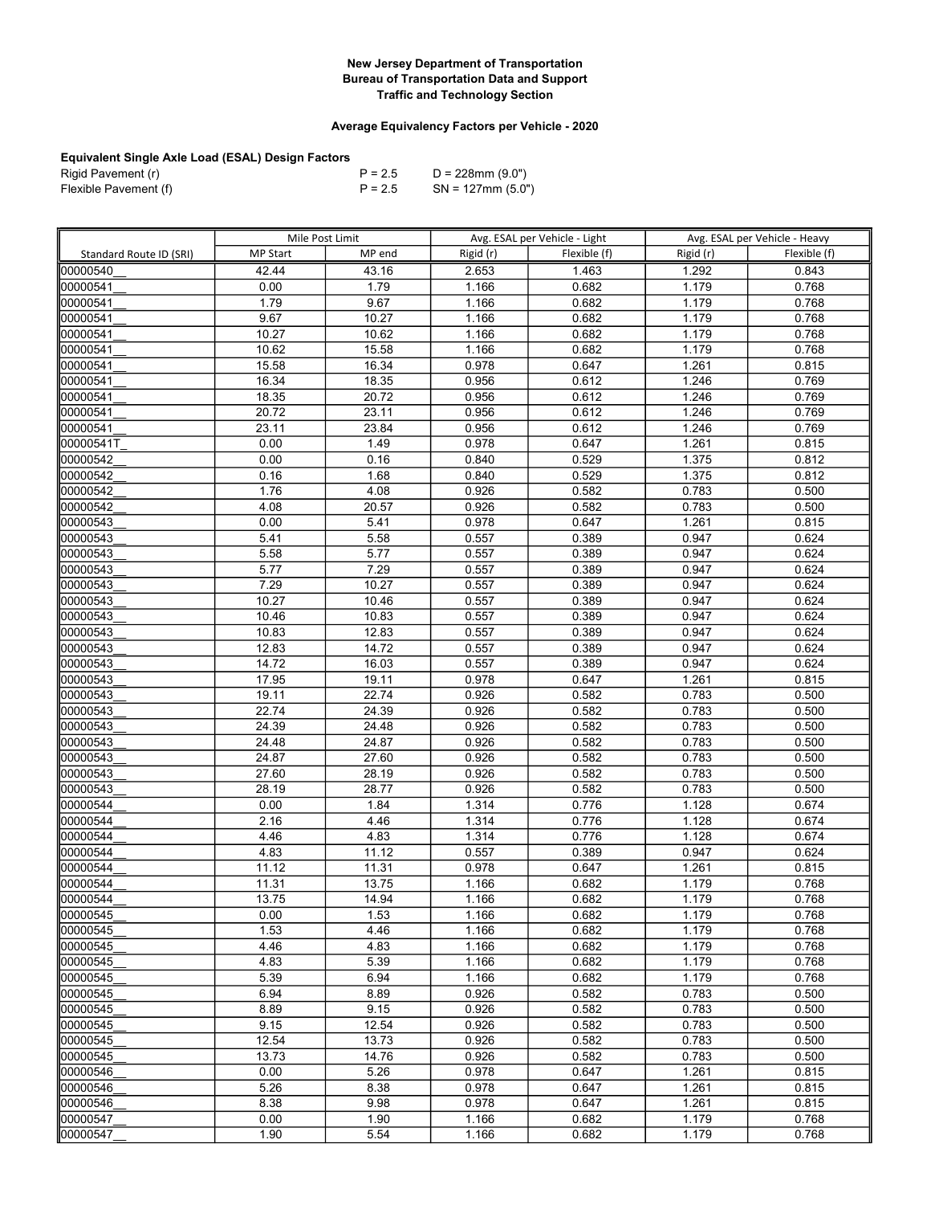**New Jersey Department of Transportation**
**Bureau of Transportation Data and Support**
**Traffic and Technology Section**

**Average Equivalency Factors per Vehicle - 2020**

**Equivalent Single Axle Load (ESAL) Design Factors**

| | | |
|---|---|---|
| Rigid Pavement (r) | P = 2.5 | D = 228mm (9.0") |
| Flexible Pavement (f) | P = 2.5 | SN = 127mm (5.0") |

| | Mile Post Limit | | Avg. ESAL per Vehicle - Light | | Avg. ESAL per Vehicle - Heavy | |
|---|---|---|---|---|---|---|
| Standard Route ID (SRI) | MP Start | MP end | Rigid (r) | Flexible (f) | Rigid (r) | Flexible (f) |
| 00000540__ | 42.44 | 43.16 | 2.653 | 1.463 | 1.292 | 0.843 |
| 00000541__ | 0.00 | 1.79 | 1.166 | 0.682 | 1.179 | 0.768 |
| 00000541__ | 1.79 | 9.67 | 1.166 | 0.682 | 1.179 | 0.768 |
| 00000541__ | 9.67 | 10.27 | 1.166 | 0.682 | 1.179 | 0.768 |
| 00000541__ | 10.27 | 10.62 | 1.166 | 0.682 | 1.179 | 0.768 |
| 00000541__ | 10.62 | 15.58 | 1.166 | 0.682 | 1.179 | 0.768 |
| 00000541__ | 15.58 | 16.34 | 0.978 | 0.647 | 1.261 | 0.815 |
| 00000541__ | 16.34 | 18.35 | 0.956 | 0.612 | 1.246 | 0.769 |
| 00000541__ | 18.35 | 20.72 | 0.956 | 0.612 | 1.246 | 0.769 |
| 00000541__ | 20.72 | 23.11 | 0.956 | 0.612 | 1.246 | 0.769 |
| 00000541__ | 23.11 | 23.84 | 0.956 | 0.612 | 1.246 | 0.769 |
| 00000541T_ | 0.00 | 1.49 | 0.978 | 0.647 | 1.261 | 0.815 |
| 00000542__ | 0.00 | 0.16 | 0.840 | 0.529 | 1.375 | 0.812 |
| 00000542__ | 0.16 | 1.68 | 0.840 | 0.529 | 1.375 | 0.812 |
| 00000542__ | 1.76 | 4.08 | 0.926 | 0.582 | 0.783 | 0.500 |
| 00000542__ | 4.08 | 20.57 | 0.926 | 0.582 | 0.783 | 0.500 |
| 00000543__ | 0.00 | 5.41 | 0.978 | 0.647 | 1.261 | 0.815 |
| 00000543__ | 5.41 | 5.58 | 0.557 | 0.389 | 0.947 | 0.624 |
| 00000543__ | 5.58 | 5.77 | 0.557 | 0.389 | 0.947 | 0.624 |
| 00000543__ | 5.77 | 7.29 | 0.557 | 0.389 | 0.947 | 0.624 |
| 00000543__ | 7.29 | 10.27 | 0.557 | 0.389 | 0.947 | 0.624 |
| 00000543__ | 10.27 | 10.46 | 0.557 | 0.389 | 0.947 | 0.624 |
| 00000543__ | 10.46 | 10.83 | 0.557 | 0.389 | 0.947 | 0.624 |
| 00000543__ | 10.83 | 12.83 | 0.557 | 0.389 | 0.947 | 0.624 |
| 00000543__ | 12.83 | 14.72 | 0.557 | 0.389 | 0.947 | 0.624 |
| 00000543__ | 14.72 | 16.03 | 0.557 | 0.389 | 0.947 | 0.624 |
| 00000543__ | 17.95 | 19.11 | 0.978 | 0.647 | 1.261 | 0.815 |
| 00000543__ | 19.11 | 22.74 | 0.926 | 0.582 | 0.783 | 0.500 |
| 00000543__ | 22.74 | 24.39 | 0.926 | 0.582 | 0.783 | 0.500 |
| 00000543__ | 24.39 | 24.48 | 0.926 | 0.582 | 0.783 | 0.500 |
| 00000543__ | 24.48 | 24.87 | 0.926 | 0.582 | 0.783 | 0.500 |
| 00000543__ | 24.87 | 27.60 | 0.926 | 0.582 | 0.783 | 0.500 |
| 00000543__ | 27.60 | 28.19 | 0.926 | 0.582 | 0.783 | 0.500 |
| 00000543__ | 28.19 | 28.77 | 0.926 | 0.582 | 0.783 | 0.500 |
| 00000544__ | 0.00 | 1.84 | 1.314 | 0.776 | 1.128 | 0.674 |
| 00000544__ | 2.16 | 4.46 | 1.314 | 0.776 | 1.128 | 0.674 |
| 00000544__ | 4.46 | 4.83 | 1.314 | 0.776 | 1.128 | 0.674 |
| 00000544__ | 4.83 | 11.12 | 0.557 | 0.389 | 0.947 | 0.624 |
| 00000544__ | 11.12 | 11.31 | 0.978 | 0.647 | 1.261 | 0.815 |
| 00000544__ | 11.31 | 13.75 | 1.166 | 0.682 | 1.179 | 0.768 |
| 00000544__ | 13.75 | 14.94 | 1.166 | 0.682 | 1.179 | 0.768 |
| 00000545__ | 0.00 | 1.53 | 1.166 | 0.682 | 1.179 | 0.768 |
| 00000545__ | 1.53 | 4.46 | 1.166 | 0.682 | 1.179 | 0.768 |
| 00000545__ | 4.46 | 4.83 | 1.166 | 0.682 | 1.179 | 0.768 |
| 00000545__ | 4.83 | 5.39 | 1.166 | 0.682 | 1.179 | 0.768 |
| 00000545__ | 5.39 | 6.94 | 1.166 | 0.682 | 1.179 | 0.768 |
| 00000545__ | 6.94 | 8.89 | 0.926 | 0.582 | 0.783 | 0.500 |
| 00000545__ | 8.89 | 9.15 | 0.926 | 0.582 | 0.783 | 0.500 |
| 00000545__ | 9.15 | 12.54 | 0.926 | 0.582 | 0.783 | 0.500 |
| 00000545__ | 12.54 | 13.73 | 0.926 | 0.582 | 0.783 | 0.500 |
| 00000545__ | 13.73 | 14.76 | 0.926 | 0.582 | 0.783 | 0.500 |
| 00000546__ | 0.00 | 5.26 | 0.978 | 0.647 | 1.261 | 0.815 |
| 00000546__ | 5.26 | 8.38 | 0.978 | 0.647 | 1.261 | 0.815 |
| 00000546__ | 8.38 | 9.98 | 0.978 | 0.647 | 1.261 | 0.815 |
| 00000547__ | 0.00 | 1.90 | 1.166 | 0.682 | 1.179 | 0.768 |
| 00000547__ | 1.90 | 5.54 | 1.166 | 0.682 | 1.179 | 0.768 |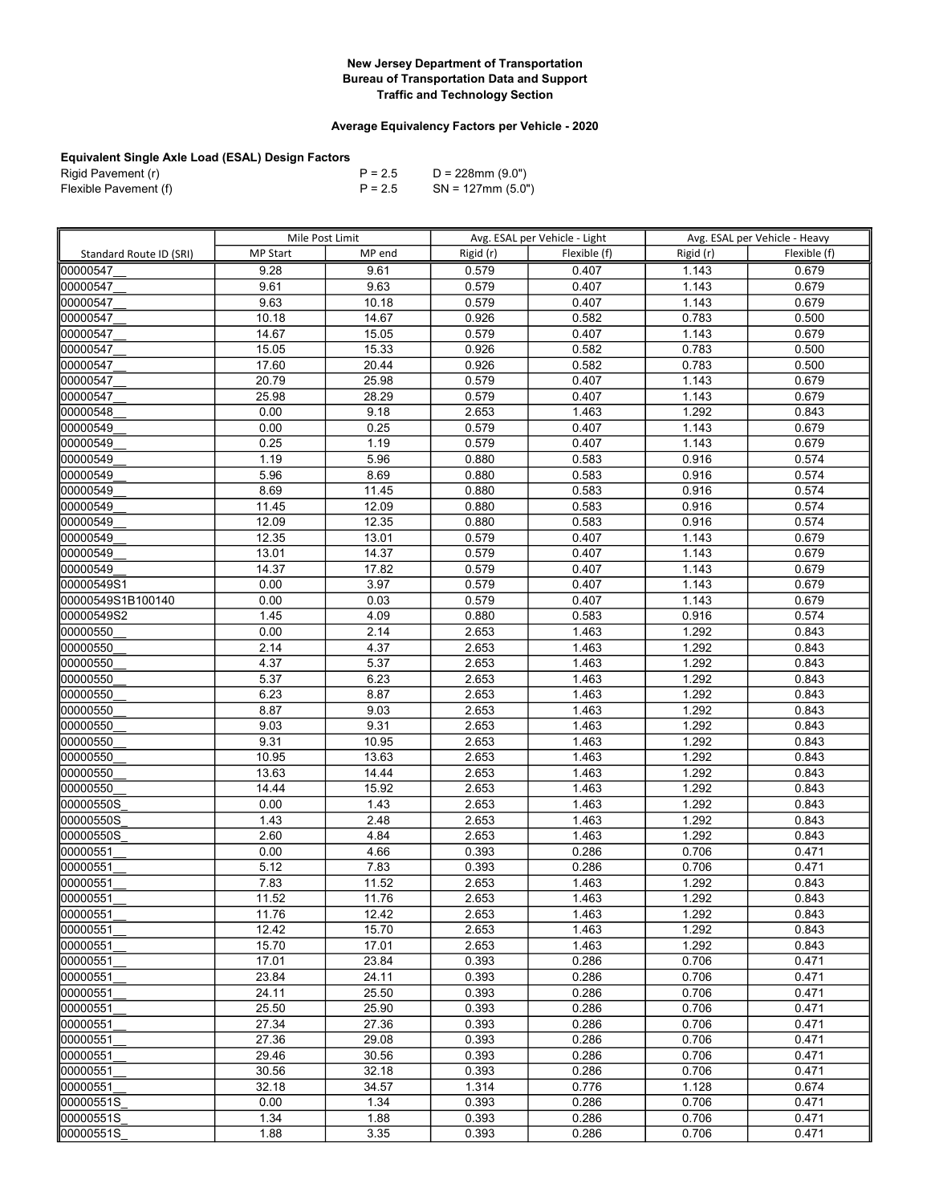**New Jersey Department of Transportation**
**Bureau of Transportation Data and Support**
**Traffic and Technology Section**

**Average Equivalency Factors per Vehicle - 2020**

**Equivalent Single Axle Load (ESAL) Design Factors**

| | | |
|---|---|---|
| Rigid Pavement (r) | P = 2.5 | D = 228mm (9.0") |
| Flexible Pavement (f) | P = 2.5 | SN = 127mm (5.0") |

| | Mile Post Limit | | Avg. ESAL per Vehicle - Light | | Avg. ESAL per Vehicle - Heavy | |
|---|---|---|---|---|---|---|
| Standard Route ID (SRI) | MP Start | MP end | Rigid (r) | Flexible (f) | Rigid (r) | Flexible (f) |
| 00000547__ | 9.28 | 9.61 | 0.579 | 0.407 | 1.143 | 0.679 |
| 00000547__ | 9.61 | 9.63 | 0.579 | 0.407 | 1.143 | 0.679 |
| 00000547__ | 9.63 | 10.18 | 0.579 | 0.407 | 1.143 | 0.679 |
| 00000547__ | 10.18 | 14.67 | 0.926 | 0.582 | 0.783 | 0.500 |
| 00000547__ | 14.67 | 15.05 | 0.579 | 0.407 | 1.143 | 0.679 |
| 00000547__ | 15.05 | 15.33 | 0.926 | 0.582 | 0.783 | 0.500 |
| 00000547__ | 17.60 | 20.44 | 0.926 | 0.582 | 0.783 | 0.500 |
| 00000547__ | 20.79 | 25.98 | 0.579 | 0.407 | 1.143 | 0.679 |
| 00000547__ | 25.98 | 28.29 | 0.579 | 0.407 | 1.143 | 0.679 |
| 00000548__ | 0.00 | 9.18 | 2.653 | 1.463 | 1.292 | 0.843 |
| 00000549__ | 0.00 | 0.25 | 0.579 | 0.407 | 1.143 | 0.679 |
| 00000549__ | 0.25 | 1.19 | 0.579 | 0.407 | 1.143 | 0.679 |
| 00000549__ | 1.19 | 5.96 | 0.880 | 0.583 | 0.916 | 0.574 |
| 00000549__ | 5.96 | 8.69 | 0.880 | 0.583 | 0.916 | 0.574 |
| 00000549__ | 8.69 | 11.45 | 0.880 | 0.583 | 0.916 | 0.574 |
| 00000549__ | 11.45 | 12.09 | 0.880 | 0.583 | 0.916 | 0.574 |
| 00000549__ | 12.09 | 12.35 | 0.880 | 0.583 | 0.916 | 0.574 |
| 00000549__ | 12.35 | 13.01 | 0.579 | 0.407 | 1.143 | 0.679 |
| 00000549__ | 13.01 | 14.37 | 0.579 | 0.407 | 1.143 | 0.679 |
| 00000549__ | 14.37 | 17.82 | 0.579 | 0.407 | 1.143 | 0.679 |
| 00000549S1 | 0.00 | 3.97 | 0.579 | 0.407 | 1.143 | 0.679 |
| 00000549S1B100140 | 0.00 | 0.03 | 0.579 | 0.407 | 1.143 | 0.679 |
| 00000549S2 | 1.45 | 4.09 | 0.880 | 0.583 | 0.916 | 0.574 |
| 00000550__ | 0.00 | 2.14 | 2.653 | 1.463 | 1.292 | 0.843 |
| 00000550__ | 2.14 | 4.37 | 2.653 | 1.463 | 1.292 | 0.843 |
| 00000550__ | 4.37 | 5.37 | 2.653 | 1.463 | 1.292 | 0.843 |
| 00000550__ | 5.37 | 6.23 | 2.653 | 1.463 | 1.292 | 0.843 |
| 00000550__ | 6.23 | 8.87 | 2.653 | 1.463 | 1.292 | 0.843 |
| 00000550__ | 8.87 | 9.03 | 2.653 | 1.463 | 1.292 | 0.843 |
| 00000550__ | 9.03 | 9.31 | 2.653 | 1.463 | 1.292 | 0.843 |
| 00000550__ | 9.31 | 10.95 | 2.653 | 1.463 | 1.292 | 0.843 |
| 00000550__ | 10.95 | 13.63 | 2.653 | 1.463 | 1.292 | 0.843 |
| 00000550__ | 13.63 | 14.44 | 2.653 | 1.463 | 1.292 | 0.843 |
| 00000550__ | 14.44 | 15.92 | 2.653 | 1.463 | 1.292 | 0.843 |
| 00000550S_ | 0.00 | 1.43 | 2.653 | 1.463 | 1.292 | 0.843 |
| 00000550S_ | 1.43 | 2.48 | 2.653 | 1.463 | 1.292 | 0.843 |
| 00000550S_ | 2.60 | 4.84 | 2.653 | 1.463 | 1.292 | 0.843 |
| 00000551__ | 0.00 | 4.66 | 0.393 | 0.286 | 0.706 | 0.471 |
| 00000551__ | 5.12 | 7.83 | 0.393 | 0.286 | 0.706 | 0.471 |
| 00000551__ | 7.83 | 11.52 | 2.653 | 1.463 | 1.292 | 0.843 |
| 00000551__ | 11.52 | 11.76 | 2.653 | 1.463 | 1.292 | 0.843 |
| 00000551__ | 11.76 | 12.42 | 2.653 | 1.463 | 1.292 | 0.843 |
| 00000551__ | 12.42 | 15.70 | 2.653 | 1.463 | 1.292 | 0.843 |
| 00000551__ | 15.70 | 17.01 | 2.653 | 1.463 | 1.292 | 0.843 |
| 00000551__ | 17.01 | 23.84 | 0.393 | 0.286 | 0.706 | 0.471 |
| 00000551__ | 23.84 | 24.11 | 0.393 | 0.286 | 0.706 | 0.471 |
| 00000551__ | 24.11 | 25.50 | 0.393 | 0.286 | 0.706 | 0.471 |
| 00000551__ | 25.50 | 25.90 | 0.393 | 0.286 | 0.706 | 0.471 |
| 00000551__ | 27.34 | 27.36 | 0.393 | 0.286 | 0.706 | 0.471 |
| 00000551__ | 27.36 | 29.08 | 0.393 | 0.286 | 0.706 | 0.471 |
| 00000551__ | 29.46 | 30.56 | 0.393 | 0.286 | 0.706 | 0.471 |
| 00000551__ | 30.56 | 32.18 | 0.393 | 0.286 | 0.706 | 0.471 |
| 00000551__ | 32.18 | 34.57 | 1.314 | 0.776 | 1.128 | 0.674 |
| 00000551S_ | 0.00 | 1.34 | 0.393 | 0.286 | 0.706 | 0.471 |
| 00000551S_ | 1.34 | 1.88 | 0.393 | 0.286 | 0.706 | 0.471 |
| 00000551S_ | 1.88 | 3.35 | 0.393 | 0.286 | 0.706 | 0.471 |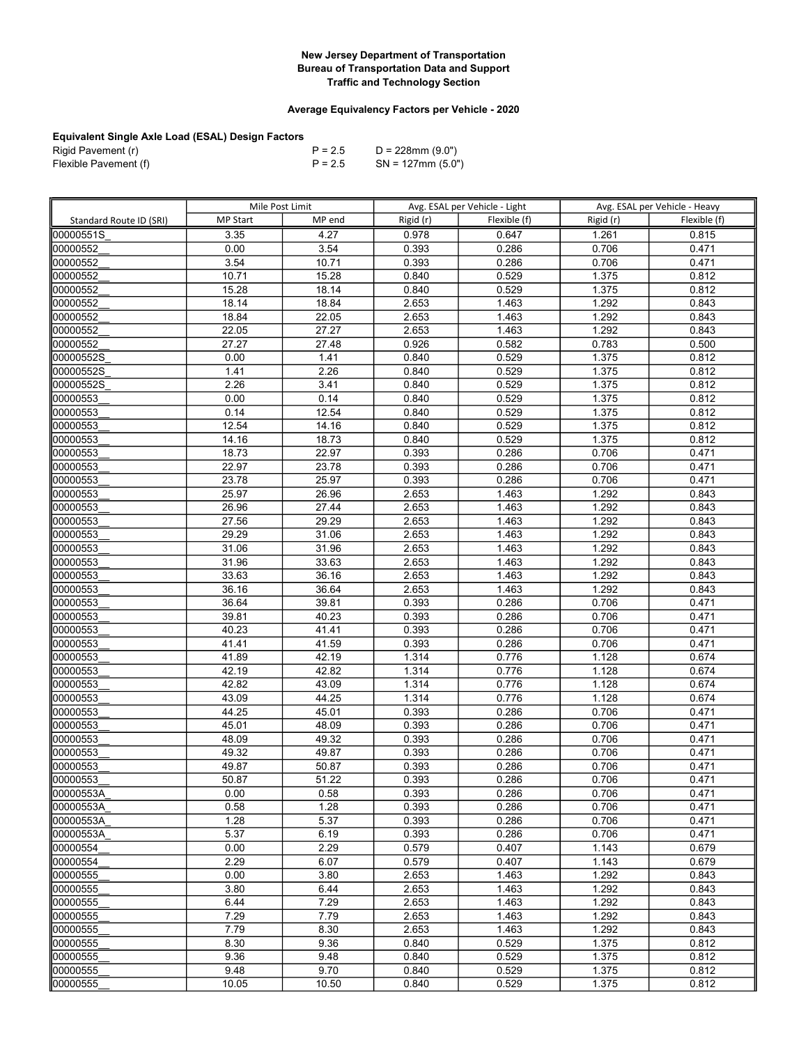**New Jersey Department of Transportation**
**Bureau of Transportation Data and Support**
**Traffic and Technology Section**

**Average Equivalency Factors per Vehicle - 2020**

**Equivalent Single Axle Load (ESAL) Design Factors**

| | | |
|---|---|---|
| Rigid Pavement (r) | P = 2.5 | D = 228mm (9.0") |
| Flexible Pavement (f) | P = 2.5 | SN = 127mm (5.0") |

| | Mile Post Limit | | Avg. ESAL per Vehicle - Light | | Avg. ESAL per Vehicle - Heavy | |
|---|---|---|---|---|---|---|
| Standard Route ID (SRI) | MP Start | MP end | Rigid (r) | Flexible (f) | Rigid (r) | Flexible (f) |
| 00000551S_ | 3.35 | 4.27 | 0.978 | 0.647 | 1.261 | 0.815 |
| 00000552__ | 0.00 | 3.54 | 0.393 | 0.286 | 0.706 | 0.471 |
| 00000552__ | 3.54 | 10.71 | 0.393 | 0.286 | 0.706 | 0.471 |
| 00000552__ | 10.71 | 15.28 | 0.840 | 0.529 | 1.375 | 0.812 |
| 00000552__ | 15.28 | 18.14 | 0.840 | 0.529 | 1.375 | 0.812 |
| 00000552__ | 18.14 | 18.84 | 2.653 | 1.463 | 1.292 | 0.843 |
| 00000552__ | 18.84 | 22.05 | 2.653 | 1.463 | 1.292 | 0.843 |
| 00000552__ | 22.05 | 27.27 | 2.653 | 1.463 | 1.292 | 0.843 |
| 00000552__ | 27.27 | 27.48 | 0.926 | 0.582 | 0.783 | 0.500 |
| 00000552S_ | 0.00 | 1.41 | 0.840 | 0.529 | 1.375 | 0.812 |
| 00000552S_ | 1.41 | 2.26 | 0.840 | 0.529 | 1.375 | 0.812 |
| 00000552S_ | 2.26 | 3.41 | 0.840 | 0.529 | 1.375 | 0.812 |
| 00000553__ | 0.00 | 0.14 | 0.840 | 0.529 | 1.375 | 0.812 |
| 00000553__ | 0.14 | 12.54 | 0.840 | 0.529 | 1.375 | 0.812 |
| 00000553__ | 12.54 | 14.16 | 0.840 | 0.529 | 1.375 | 0.812 |
| 00000553__ | 14.16 | 18.73 | 0.840 | 0.529 | 1.375 | 0.812 |
| 00000553__ | 18.73 | 22.97 | 0.393 | 0.286 | 0.706 | 0.471 |
| 00000553__ | 22.97 | 23.78 | 0.393 | 0.286 | 0.706 | 0.471 |
| 00000553__ | 23.78 | 25.97 | 0.393 | 0.286 | 0.706 | 0.471 |
| 00000553__ | 25.97 | 26.96 | 2.653 | 1.463 | 1.292 | 0.843 |
| 00000553__ | 26.96 | 27.44 | 2.653 | 1.463 | 1.292 | 0.843 |
| 00000553__ | 27.56 | 29.29 | 2.653 | 1.463 | 1.292 | 0.843 |
| 00000553__ | 29.29 | 31.06 | 2.653 | 1.463 | 1.292 | 0.843 |
| 00000553__ | 31.06 | 31.96 | 2.653 | 1.463 | 1.292 | 0.843 |
| 00000553__ | 31.96 | 33.63 | 2.653 | 1.463 | 1.292 | 0.843 |
| 00000553__ | 33.63 | 36.16 | 2.653 | 1.463 | 1.292 | 0.843 |
| 00000553__ | 36.16 | 36.64 | 2.653 | 1.463 | 1.292 | 0.843 |
| 00000553__ | 36.64 | 39.81 | 0.393 | 0.286 | 0.706 | 0.471 |
| 00000553__ | 39.81 | 40.23 | 0.393 | 0.286 | 0.706 | 0.471 |
| 00000553__ | 40.23 | 41.41 | 0.393 | 0.286 | 0.706 | 0.471 |
| 00000553__ | 41.41 | 41.59 | 0.393 | 0.286 | 0.706 | 0.471 |
| 00000553__ | 41.89 | 42.19 | 1.314 | 0.776 | 1.128 | 0.674 |
| 00000553__ | 42.19 | 42.82 | 1.314 | 0.776 | 1.128 | 0.674 |
| 00000553__ | 42.82 | 43.09 | 1.314 | 0.776 | 1.128 | 0.674 |
| 00000553__ | 43.09 | 44.25 | 1.314 | 0.776 | 1.128 | 0.674 |
| 00000553__ | 44.25 | 45.01 | 0.393 | 0.286 | 0.706 | 0.471 |
| 00000553__ | 45.01 | 48.09 | 0.393 | 0.286 | 0.706 | 0.471 |
| 00000553__ | 48.09 | 49.32 | 0.393 | 0.286 | 0.706 | 0.471 |
| 00000553__ | 49.32 | 49.87 | 0.393 | 0.286 | 0.706 | 0.471 |
| 00000553__ | 49.87 | 50.87 | 0.393 | 0.286 | 0.706 | 0.471 |
| 00000553__ | 50.87 | 51.22 | 0.393 | 0.286 | 0.706 | 0.471 |
| 00000553A_ | 0.00 | 0.58 | 0.393 | 0.286 | 0.706 | 0.471 |
| 00000553A_ | 0.58 | 1.28 | 0.393 | 0.286 | 0.706 | 0.471 |
| 00000553A_ | 1.28 | 5.37 | 0.393 | 0.286 | 0.706 | 0.471 |
| 00000553A_ | 5.37 | 6.19 | 0.393 | 0.286 | 0.706 | 0.471 |
| 00000554__ | 0.00 | 2.29 | 0.579 | 0.407 | 1.143 | 0.679 |
| 00000554__ | 2.29 | 6.07 | 0.579 | 0.407 | 1.143 | 0.679 |
| 00000555__ | 0.00 | 3.80 | 2.653 | 1.463 | 1.292 | 0.843 |
| 00000555__ | 3.80 | 6.44 | 2.653 | 1.463 | 1.292 | 0.843 |
| 00000555__ | 6.44 | 7.29 | 2.653 | 1.463 | 1.292 | 0.843 |
| 00000555__ | 7.29 | 7.79 | 2.653 | 1.463 | 1.292 | 0.843 |
| 00000555__ | 7.79 | 8.30 | 2.653 | 1.463 | 1.292 | 0.843 |
| 00000555__ | 8.30 | 9.36 | 0.840 | 0.529 | 1.375 | 0.812 |
| 00000555__ | 9.36 | 9.48 | 0.840 | 0.529 | 1.375 | 0.812 |
| 00000555__ | 9.48 | 9.70 | 0.840 | 0.529 | 1.375 | 0.812 |
| 00000555__ | 10.05 | 10.50 | 0.840 | 0.529 | 1.375 | 0.812 |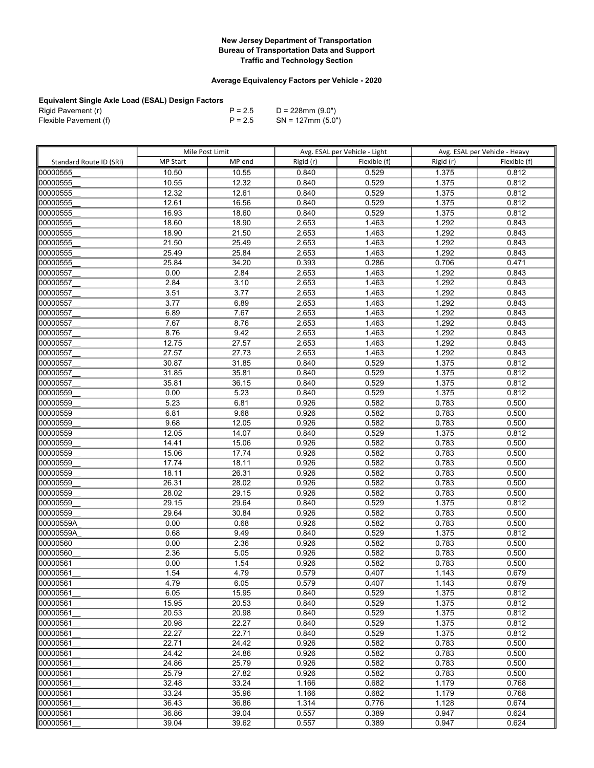**New Jersey Department of Transportation**
**Bureau of Transportation Data and Support**
**Traffic and Technology Section**

**Average Equivalency Factors per Vehicle - 2020**

**Equivalent Single Axle Load (ESAL) Design Factors**

| | | |
|---|---|---|
| Rigid Pavement (r) | P = 2.5 | D = 228mm (9.0") |
| Flexible Pavement (f) | P = 2.5 | SN = 127mm (5.0") |

| | Mile Post Limit | | Avg. ESAL per Vehicle - Light | | Avg. ESAL per Vehicle - Heavy | |
|---|---|---|---|---|---|---|
| Standard Route ID (SRI) | MP Start | MP end | Rigid (r) | Flexible (f) | Rigid (r) | Flexible (f) |
| 00000555__ | 10.50 | 10.55 | 0.840 | 0.529 | 1.375 | 0.812 |
| 00000555__ | 10.55 | 12.32 | 0.840 | 0.529 | 1.375 | 0.812 |
| 00000555__ | 12.32 | 12.61 | 0.840 | 0.529 | 1.375 | 0.812 |
| 00000555__ | 12.61 | 16.56 | 0.840 | 0.529 | 1.375 | 0.812 |
| 00000555__ | 16.93 | 18.60 | 0.840 | 0.529 | 1.375 | 0.812 |
| 00000555__ | 18.60 | 18.90 | 2.653 | 1.463 | 1.292 | 0.843 |
| 00000555__ | 18.90 | 21.50 | 2.653 | 1.463 | 1.292 | 0.843 |
| 00000555__ | 21.50 | 25.49 | 2.653 | 1.463 | 1.292 | 0.843 |
| 00000555__ | 25.49 | 25.84 | 2.653 | 1.463 | 1.292 | 0.843 |
| 00000555__ | 25.84 | 34.20 | 0.393 | 0.286 | 0.706 | 0.471 |
| 00000557__ | 0.00 | 2.84 | 2.653 | 1.463 | 1.292 | 0.843 |
| 00000557__ | 2.84 | 3.10 | 2.653 | 1.463 | 1.292 | 0.843 |
| 00000557__ | 3.51 | 3.77 | 2.653 | 1.463 | 1.292 | 0.843 |
| 00000557__ | 3.77 | 6.89 | 2.653 | 1.463 | 1.292 | 0.843 |
| 00000557__ | 6.89 | 7.67 | 2.653 | 1.463 | 1.292 | 0.843 |
| 00000557__ | 7.67 | 8.76 | 2.653 | 1.463 | 1.292 | 0.843 |
| 00000557__ | 8.76 | 9.42 | 2.653 | 1.463 | 1.292 | 0.843 |
| 00000557__ | 12.75 | 27.57 | 2.653 | 1.463 | 1.292 | 0.843 |
| 00000557__ | 27.57 | 27.73 | 2.653 | 1.463 | 1.292 | 0.843 |
| 00000557__ | 30.87 | 31.85 | 0.840 | 0.529 | 1.375 | 0.812 |
| 00000557__ | 31.85 | 35.81 | 0.840 | 0.529 | 1.375 | 0.812 |
| 00000557__ | 35.81 | 36.15 | 0.840 | 0.529 | 1.375 | 0.812 |
| 00000559__ | 0.00 | 5.23 | 0.840 | 0.529 | 1.375 | 0.812 |
| 00000559__ | 5.23 | 6.81 | 0.926 | 0.582 | 0.783 | 0.500 |
| 00000559__ | 6.81 | 9.68 | 0.926 | 0.582 | 0.783 | 0.500 |
| 00000559__ | 9.68 | 12.05 | 0.926 | 0.582 | 0.783 | 0.500 |
| 00000559__ | 12.05 | 14.07 | 0.840 | 0.529 | 1.375 | 0.812 |
| 00000559__ | 14.41 | 15.06 | 0.926 | 0.582 | 0.783 | 0.500 |
| 00000559__ | 15.06 | 17.74 | 0.926 | 0.582 | 0.783 | 0.500 |
| 00000559__ | 17.74 | 18.11 | 0.926 | 0.582 | 0.783 | 0.500 |
| 00000559__ | 18.11 | 26.31 | 0.926 | 0.582 | 0.783 | 0.500 |
| 00000559__ | 26.31 | 28.02 | 0.926 | 0.582 | 0.783 | 0.500 |
| 00000559__ | 28.02 | 29.15 | 0.926 | 0.582 | 0.783 | 0.500 |
| 00000559__ | 29.15 | 29.64 | 0.840 | 0.529 | 1.375 | 0.812 |
| 00000559__ | 29.64 | 30.84 | 0.926 | 0.582 | 0.783 | 0.500 |
| 00000559A_ | 0.00 | 0.68 | 0.926 | 0.582 | 0.783 | 0.500 |
| 00000559A_ | 0.68 | 9.49 | 0.840 | 0.529 | 1.375 | 0.812 |
| 00000560__ | 0.00 | 2.36 | 0.926 | 0.582 | 0.783 | 0.500 |
| 00000560__ | 2.36 | 5.05 | 0.926 | 0.582 | 0.783 | 0.500 |
| 00000561__ | 0.00 | 1.54 | 0.926 | 0.582 | 0.783 | 0.500 |
| 00000561__ | 1.54 | 4.79 | 0.579 | 0.407 | 1.143 | 0.679 |
| 00000561__ | 4.79 | 6.05 | 0.579 | 0.407 | 1.143 | 0.679 |
| 00000561__ | 6.05 | 15.95 | 0.840 | 0.529 | 1.375 | 0.812 |
| 00000561__ | 15.95 | 20.53 | 0.840 | 0.529 | 1.375 | 0.812 |
| 00000561__ | 20.53 | 20.98 | 0.840 | 0.529 | 1.375 | 0.812 |
| 00000561__ | 20.98 | 22.27 | 0.840 | 0.529 | 1.375 | 0.812 |
| 00000561__ | 22.27 | 22.71 | 0.840 | 0.529 | 1.375 | 0.812 |
| 00000561__ | 22.71 | 24.42 | 0.926 | 0.582 | 0.783 | 0.500 |
| 00000561__ | 24.42 | 24.86 | 0.926 | 0.582 | 0.783 | 0.500 |
| 00000561__ | 24.86 | 25.79 | 0.926 | 0.582 | 0.783 | 0.500 |
| 00000561__ | 25.79 | 27.82 | 0.926 | 0.582 | 0.783 | 0.500 |
| 00000561__ | 32.48 | 33.24 | 1.166 | 0.682 | 1.179 | 0.768 |
| 00000561__ | 33.24 | 35.96 | 1.166 | 0.682 | 1.179 | 0.768 |
| 00000561__ | 36.43 | 36.86 | 1.314 | 0.776 | 1.128 | 0.674 |
| 00000561__ | 36.86 | 39.04 | 0.557 | 0.389 | 0.947 | 0.624 |
| 00000561__ | 39.04 | 39.62 | 0.557 | 0.389 | 0.947 | 0.624 |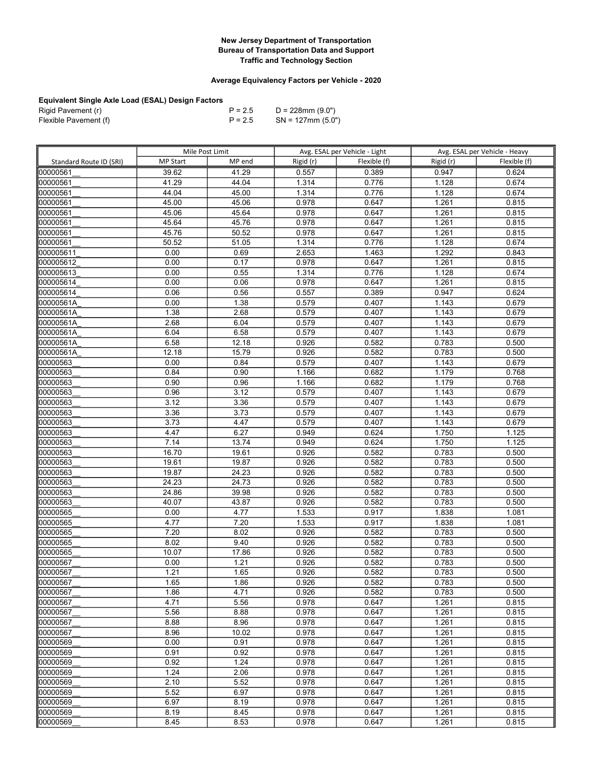**New Jersey Department of Transportation**
**Bureau of Transportation Data and Support**
**Traffic and Technology Section**

**Average Equivalency Factors per Vehicle - 2020**

**Equivalent Single Axle Load (ESAL) Design Factors**

| | | |
|---|---|---|
| Rigid Pavement (r) | P = 2.5 | D = 228mm (9.0") |
| Flexible Pavement (f) | P = 2.5 | SN = 127mm (5.0") |

| | Mile Post Limit | | Avg. ESAL per Vehicle - Light | | Avg. ESAL per Vehicle - Heavy | |
|---|---|---|---|---|---|---|
| Standard Route ID (SRI) | MP Start | MP end | Rigid (r) | Flexible (f) | Rigid (r) | Flexible (f) |
| 00000561__ | 39.62 | 41.29 | 0.557 | 0.389 | 0.947 | 0.624 |
| 00000561__ | 41.29 | 44.04 | 1.314 | 0.776 | 1.128 | 0.674 |
| 00000561__ | 44.04 | 45.00 | 1.314 | 0.776 | 1.128 | 0.674 |
| 00000561__ | 45.00 | 45.06 | 0.978 | 0.647 | 1.261 | 0.815 |
| 00000561__ | 45.06 | 45.64 | 0.978 | 0.647 | 1.261 | 0.815 |
| 00000561__ | 45.64 | 45.76 | 0.978 | 0.647 | 1.261 | 0.815 |
| 00000561__ | 45.76 | 50.52 | 0.978 | 0.647 | 1.261 | 0.815 |
| 00000561__ | 50.52 | 51.05 | 1.314 | 0.776 | 1.128 | 0.674 |
| 000005611_ | 0.00 | 0.69 | 2.653 | 1.463 | 1.292 | 0.843 |
| 000005612_ | 0.00 | 0.17 | 0.978 | 0.647 | 1.261 | 0.815 |
| 000005613_ | 0.00 | 0.55 | 1.314 | 0.776 | 1.128 | 0.674 |
| 000005614_ | 0.00 | 0.06 | 0.978 | 0.647 | 1.261 | 0.815 |
| 000005614_ | 0.06 | 0.56 | 0.557 | 0.389 | 0.947 | 0.624 |
| 00000561A_ | 0.00 | 1.38 | 0.579 | 0.407 | 1.143 | 0.679 |
| 00000561A_ | 1.38 | 2.68 | 0.579 | 0.407 | 1.143 | 0.679 |
| 00000561A_ | 2.68 | 6.04 | 0.579 | 0.407 | 1.143 | 0.679 |
| 00000561A_ | 6.04 | 6.58 | 0.579 | 0.407 | 1.143 | 0.679 |
| 00000561A_ | 6.58 | 12.18 | 0.926 | 0.582 | 0.783 | 0.500 |
| 00000561A_ | 12.18 | 15.79 | 0.926 | 0.582 | 0.783 | 0.500 |
| 00000563__ | 0.00 | 0.84 | 0.579 | 0.407 | 1.143 | 0.679 |
| 00000563__ | 0.84 | 0.90 | 1.166 | 0.682 | 1.179 | 0.768 |
| 00000563__ | 0.90 | 0.96 | 1.166 | 0.682 | 1.179 | 0.768 |
| 00000563__ | 0.96 | 3.12 | 0.579 | 0.407 | 1.143 | 0.679 |
| 00000563__ | 3.12 | 3.36 | 0.579 | 0.407 | 1.143 | 0.679 |
| 00000563__ | 3.36 | 3.73 | 0.579 | 0.407 | 1.143 | 0.679 |
| 00000563__ | 3.73 | 4.47 | 0.579 | 0.407 | 1.143 | 0.679 |
| 00000563__ | 4.47 | 6.27 | 0.949 | 0.624 | 1.750 | 1.125 |
| 00000563__ | 7.14 | 13.74 | 0.949 | 0.624 | 1.750 | 1.125 |
| 00000563__ | 16.70 | 19.61 | 0.926 | 0.582 | 0.783 | 0.500 |
| 00000563__ | 19.61 | 19.87 | 0.926 | 0.582 | 0.783 | 0.500 |
| 00000563__ | 19.87 | 24.23 | 0.926 | 0.582 | 0.783 | 0.500 |
| 00000563__ | 24.23 | 24.73 | 0.926 | 0.582 | 0.783 | 0.500 |
| 00000563__ | 24.86 | 39.98 | 0.926 | 0.582 | 0.783 | 0.500 |
| 00000563__ | 40.07 | 43.87 | 0.926 | 0.582 | 0.783 | 0.500 |
| 00000565__ | 0.00 | 4.77 | 1.533 | 0.917 | 1.838 | 1.081 |
| 00000565__ | 4.77 | 7.20 | 1.533 | 0.917 | 1.838 | 1.081 |
| 00000565__ | 7.20 | 8.02 | 0.926 | 0.582 | 0.783 | 0.500 |
| 00000565__ | 8.02 | 9.40 | 0.926 | 0.582 | 0.783 | 0.500 |
| 00000565__ | 10.07 | 17.86 | 0.926 | 0.582 | 0.783 | 0.500 |
| 00000567__ | 0.00 | 1.21 | 0.926 | 0.582 | 0.783 | 0.500 |
| 00000567__ | 1.21 | 1.65 | 0.926 | 0.582 | 0.783 | 0.500 |
| 00000567__ | 1.65 | 1.86 | 0.926 | 0.582 | 0.783 | 0.500 |
| 00000567__ | 1.86 | 4.71 | 0.926 | 0.582 | 0.783 | 0.500 |
| 00000567__ | 4.71 | 5.56 | 0.978 | 0.647 | 1.261 | 0.815 |
| 00000567__ | 5.56 | 8.88 | 0.978 | 0.647 | 1.261 | 0.815 |
| 00000567__ | 8.88 | 8.96 | 0.978 | 0.647 | 1.261 | 0.815 |
| 00000567__ | 8.96 | 10.02 | 0.978 | 0.647 | 1.261 | 0.815 |
| 00000569__ | 0.00 | 0.91 | 0.978 | 0.647 | 1.261 | 0.815 |
| 00000569__ | 0.91 | 0.92 | 0.978 | 0.647 | 1.261 | 0.815 |
| 00000569__ | 0.92 | 1.24 | 0.978 | 0.647 | 1.261 | 0.815 |
| 00000569__ | 1.24 | 2.06 | 0.978 | 0.647 | 1.261 | 0.815 |
| 00000569__ | 2.10 | 5.52 | 0.978 | 0.647 | 1.261 | 0.815 |
| 00000569__ | 5.52 | 6.97 | 0.978 | 0.647 | 1.261 | 0.815 |
| 00000569__ | 6.97 | 8.19 | 0.978 | 0.647 | 1.261 | 0.815 |
| 00000569__ | 8.19 | 8.45 | 0.978 | 0.647 | 1.261 | 0.815 |
| 00000569__ | 8.45 | 8.53 | 0.978 | 0.647 | 1.261 | 0.815 |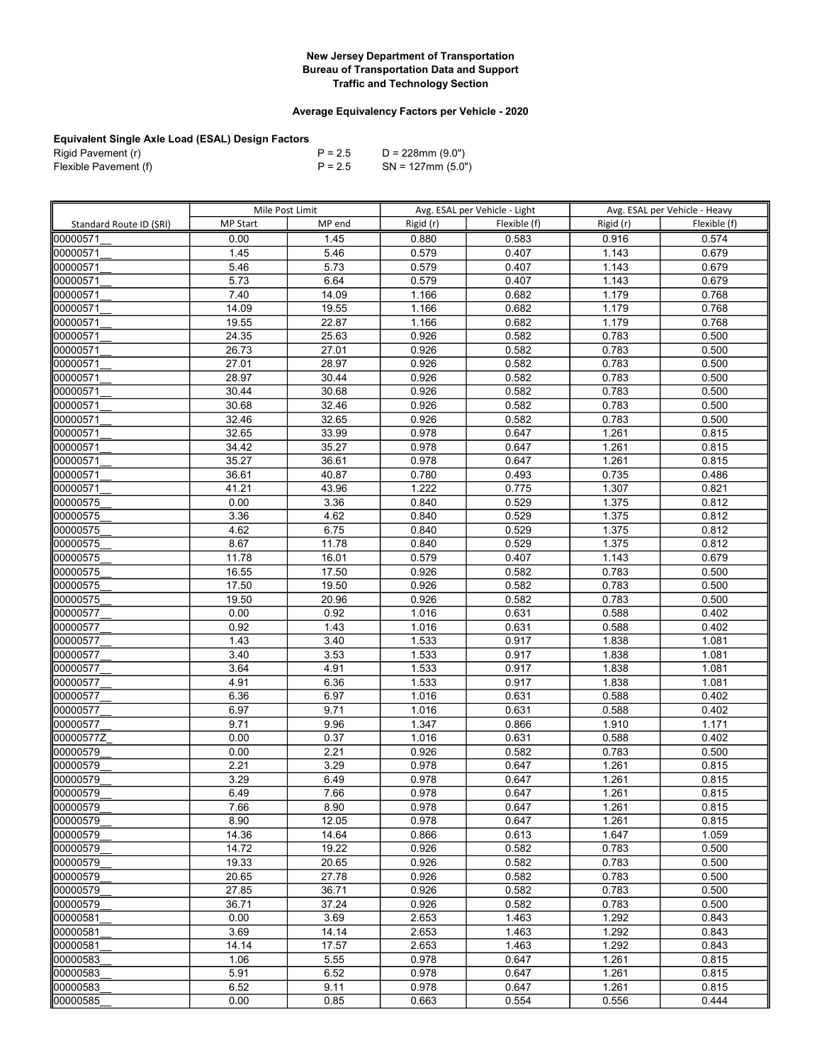**New Jersey Department of Transportation**
**Bureau of Transportation Data and Support**
**Traffic and Technology Section**

**Average Equivalency Factors per Vehicle - 2020**

**Equivalent Single Axle Load (ESAL) Design Factors**

| | | |
|---|---|---|
| Rigid Pavement (r) | P = 2.5 | D = 228mm (9.0") |
| Flexible Pavement (f) | P = 2.5 | SN = 127mm (5.0") |

| | Mile Post Limit | | Avg. ESAL per Vehicle - Light | | Avg. ESAL per Vehicle - Heavy | |
|---|---|---|---|---|---|---|
| Standard Route ID (SRI) | MP Start | MP end | Rigid (r) | Flexible (f) | Rigid (r) | Flexible (f) |
| 00000571__ | 0.00 | 1.45 | 0.880 | 0.583 | 0.916 | 0.574 |
| 00000571__ | 1.45 | 5.46 | 0.579 | 0.407 | 1.143 | 0.679 |
| 00000571__ | 5.46 | 5.73 | 0.579 | 0.407 | 1.143 | 0.679 |
| 00000571__ | 5.73 | 6.64 | 0.579 | 0.407 | 1.143 | 0.679 |
| 00000571__ | 7.40 | 14.09 | 1.166 | 0.682 | 1.179 | 0.768 |
| 00000571__ | 14.09 | 19.55 | 1.166 | 0.682 | 1.179 | 0.768 |
| 00000571__ | 19.55 | 22.87 | 1.166 | 0.682 | 1.179 | 0.768 |
| 00000571__ | 24.35 | 25.63 | 0.926 | 0.582 | 0.783 | 0.500 |
| 00000571__ | 26.73 | 27.01 | 0.926 | 0.582 | 0.783 | 0.500 |
| 00000571__ | 27.01 | 28.97 | 0.926 | 0.582 | 0.783 | 0.500 |
| 00000571__ | 28.97 | 30.44 | 0.926 | 0.582 | 0.783 | 0.500 |
| 00000571__ | 30.44 | 30.68 | 0.926 | 0.582 | 0.783 | 0.500 |
| 00000571__ | 30.68 | 32.46 | 0.926 | 0.582 | 0.783 | 0.500 |
| 00000571__ | 32.46 | 32.65 | 0.926 | 0.582 | 0.783 | 0.500 |
| 00000571__ | 32.65 | 33.99 | 0.978 | 0.647 | 1.261 | 0.815 |
| 00000571__ | 34.42 | 35.27 | 0.978 | 0.647 | 1.261 | 0.815 |
| 00000571__ | 35.27 | 36.61 | 0.978 | 0.647 | 1.261 | 0.815 |
| 00000571__ | 36.61 | 40.87 | 0.780 | 0.493 | 0.735 | 0.486 |
| 00000571__ | 41.21 | 43.96 | 1.222 | 0.775 | 1.307 | 0.821 |
| 00000575__ | 0.00 | 3.36 | 0.840 | 0.529 | 1.375 | 0.812 |
| 00000575__ | 3.36 | 4.62 | 0.840 | 0.529 | 1.375 | 0.812 |
| 00000575__ | 4.62 | 6.75 | 0.840 | 0.529 | 1.375 | 0.812 |
| 00000575__ | 8.67 | 11.78 | 0.840 | 0.529 | 1.375 | 0.812 |
| 00000575__ | 11.78 | 16.01 | 0.579 | 0.407 | 1.143 | 0.679 |
| 00000575__ | 16.55 | 17.50 | 0.926 | 0.582 | 0.783 | 0.500 |
| 00000575__ | 17.50 | 19.50 | 0.926 | 0.582 | 0.783 | 0.500 |
| 00000575__ | 19.50 | 20.96 | 0.926 | 0.582 | 0.783 | 0.500 |
| 00000577__ | 0.00 | 0.92 | 1.016 | 0.631 | 0.588 | 0.402 |
| 00000577__ | 0.92 | 1.43 | 1.016 | 0.631 | 0.588 | 0.402 |
| 00000577__ | 1.43 | 3.40 | 1.533 | 0.917 | 1.838 | 1.081 |
| 00000577__ | 3.40 | 3.53 | 1.533 | 0.917 | 1.838 | 1.081 |
| 00000577__ | 3.64 | 4.91 | 1.533 | 0.917 | 1.838 | 1.081 |
| 00000577__ | 4.91 | 6.36 | 1.533 | 0.917 | 1.838 | 1.081 |
| 00000577__ | 6.36 | 6.97 | 1.016 | 0.631 | 0.588 | 0.402 |
| 00000577__ | 6.97 | 9.71 | 1.016 | 0.631 | 0.588 | 0.402 |
| 00000577__ | 9.71 | 9.96 | 1.347 | 0.866 | 1.910 | 1.171 |
| 00000577Z_ | 0.00 | 0.37 | 1.016 | 0.631 | 0.588 | 0.402 |
| 00000579__ | 0.00 | 2.21 | 0.926 | 0.582 | 0.783 | 0.500 |
| 00000579__ | 2.21 | 3.29 | 0.978 | 0.647 | 1.261 | 0.815 |
| 00000579__ | 3.29 | 6.49 | 0.978 | 0.647 | 1.261 | 0.815 |
| 00000579__ | 6.49 | 7.66 | 0.978 | 0.647 | 1.261 | 0.815 |
| 00000579__ | 7.66 | 8.90 | 0.978 | 0.647 | 1.261 | 0.815 |
| 00000579__ | 8.90 | 12.05 | 0.978 | 0.647 | 1.261 | 0.815 |
| 00000579__ | 14.36 | 14.64 | 0.866 | 0.613 | 1.647 | 1.059 |
| 00000579__ | 14.72 | 19.22 | 0.926 | 0.582 | 0.783 | 0.500 |
| 00000579__ | 19.33 | 20.65 | 0.926 | 0.582 | 0.783 | 0.500 |
| 00000579__ | 20.65 | 27.78 | 0.926 | 0.582 | 0.783 | 0.500 |
| 00000579__ | 27.85 | 36.71 | 0.926 | 0.582 | 0.783 | 0.500 |
| 00000579__ | 36.71 | 37.24 | 0.926 | 0.582 | 0.783 | 0.500 |
| 00000581__ | 0.00 | 3.69 | 2.653 | 1.463 | 1.292 | 0.843 |
| 00000581__ | 3.69 | 14.14 | 2.653 | 1.463 | 1.292 | 0.843 |
| 00000581__ | 14.14 | 17.57 | 2.653 | 1.463 | 1.292 | 0.843 |
| 00000583__ | 1.06 | 5.55 | 0.978 | 0.647 | 1.261 | 0.815 |
| 00000583__ | 5.91 | 6.52 | 0.978 | 0.647 | 1.261 | 0.815 |
| 00000583__ | 6.52 | 9.11 | 0.978 | 0.647 | 1.261 | 0.815 |
| 00000585__ | 0.00 | 0.85 | 0.663 | 0.554 | 0.556 | 0.444 |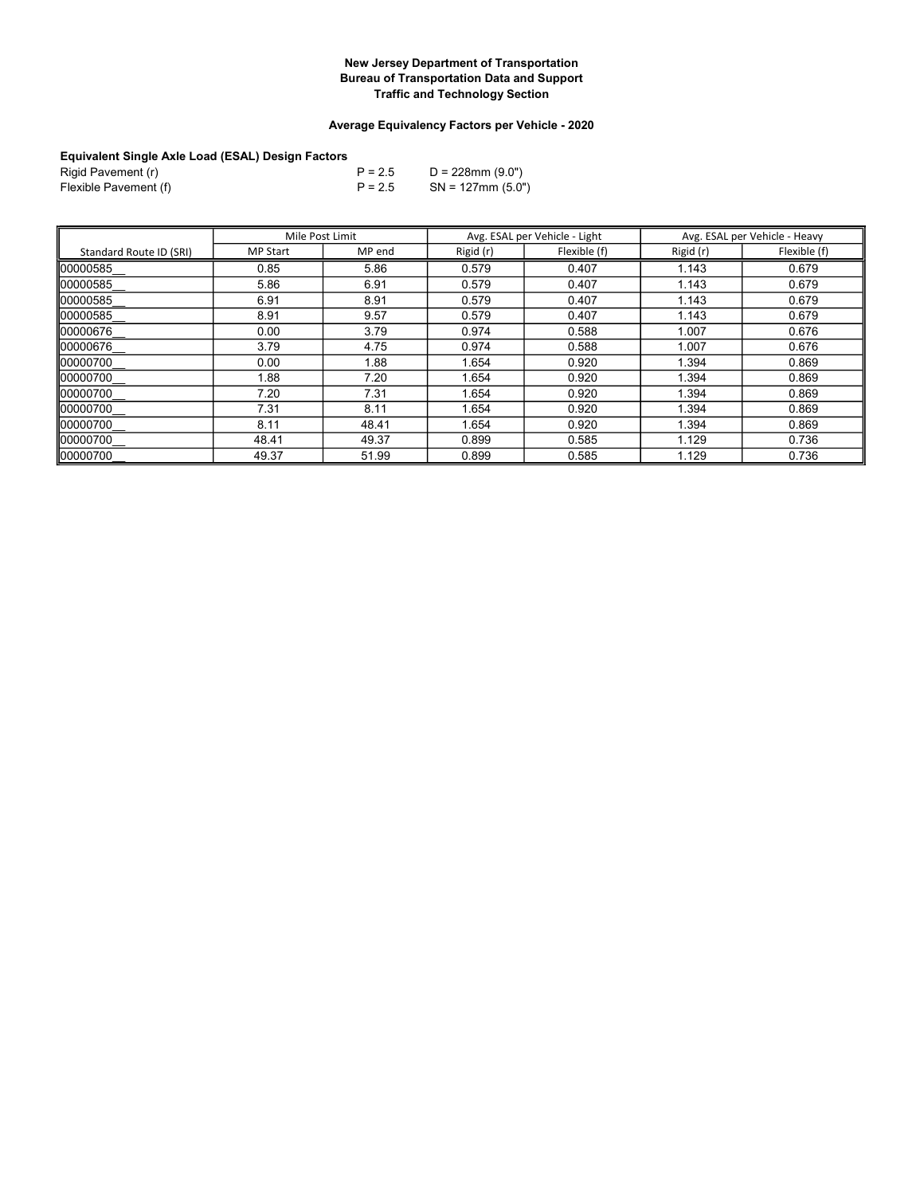**New Jersey Department of Transportation**
**Bureau of Transportation Data and Support**
**Traffic and Technology Section**

**Average Equivalency Factors per Vehicle - 2020**

**Equivalent Single Axle Load (ESAL) Design Factors**

| | | |
|---|---|---|
| Rigid Pavement (r) | P = 2.5 | D = 228mm (9.0") |
| Flexible Pavement (f) | P = 2.5 | SN = 127mm (5.0") |

| | Mile Post Limit | | Avg. ESAL per Vehicle - Light | | Avg. ESAL per Vehicle - Heavy | |
|---|---|---|---|---|---|---|
| Standard Route ID (SRI) | MP Start | MP end | Rigid (r) | Flexible (f) | Rigid (r) | Flexible (f) |
| 00000585__ | 0.85 | 5.86 | 0.579 | 0.407 | 1.143 | 0.679 |
| 00000585__ | 5.86 | 6.91 | 0.579 | 0.407 | 1.143 | 0.679 |
| 00000585__ | 6.91 | 8.91 | 0.579 | 0.407 | 1.143 | 0.679 |
| 00000585__ | 8.91 | 9.57 | 0.579 | 0.407 | 1.143 | 0.679 |
| 00000676__ | 0.00 | 3.79 | 0.974 | 0.588 | 1.007 | 0.676 |
| 00000676__ | 3.79 | 4.75 | 0.974 | 0.588 | 1.007 | 0.676 |
| 00000700__ | 0.00 | 1.88 | 1.654 | 0.920 | 1.394 | 0.869 |
| 00000700__ | 1.88 | 7.20 | 1.654 | 0.920 | 1.394 | 0.869 |
| 00000700__ | 7.20 | 7.31 | 1.654 | 0.920 | 1.394 | 0.869 |
| 00000700__ | 7.31 | 8.11 | 1.654 | 0.920 | 1.394 | 0.869 |
| 00000700__ | 8.11 | 48.41 | 1.654 | 0.920 | 1.394 | 0.869 |
| 00000700__ | 48.41 | 49.37 | 0.899 | 0.585 | 1.129 | 0.736 |
| 00000700__ | 49.37 | 51.99 | 0.899 | 0.585 | 1.129 | 0.736 |